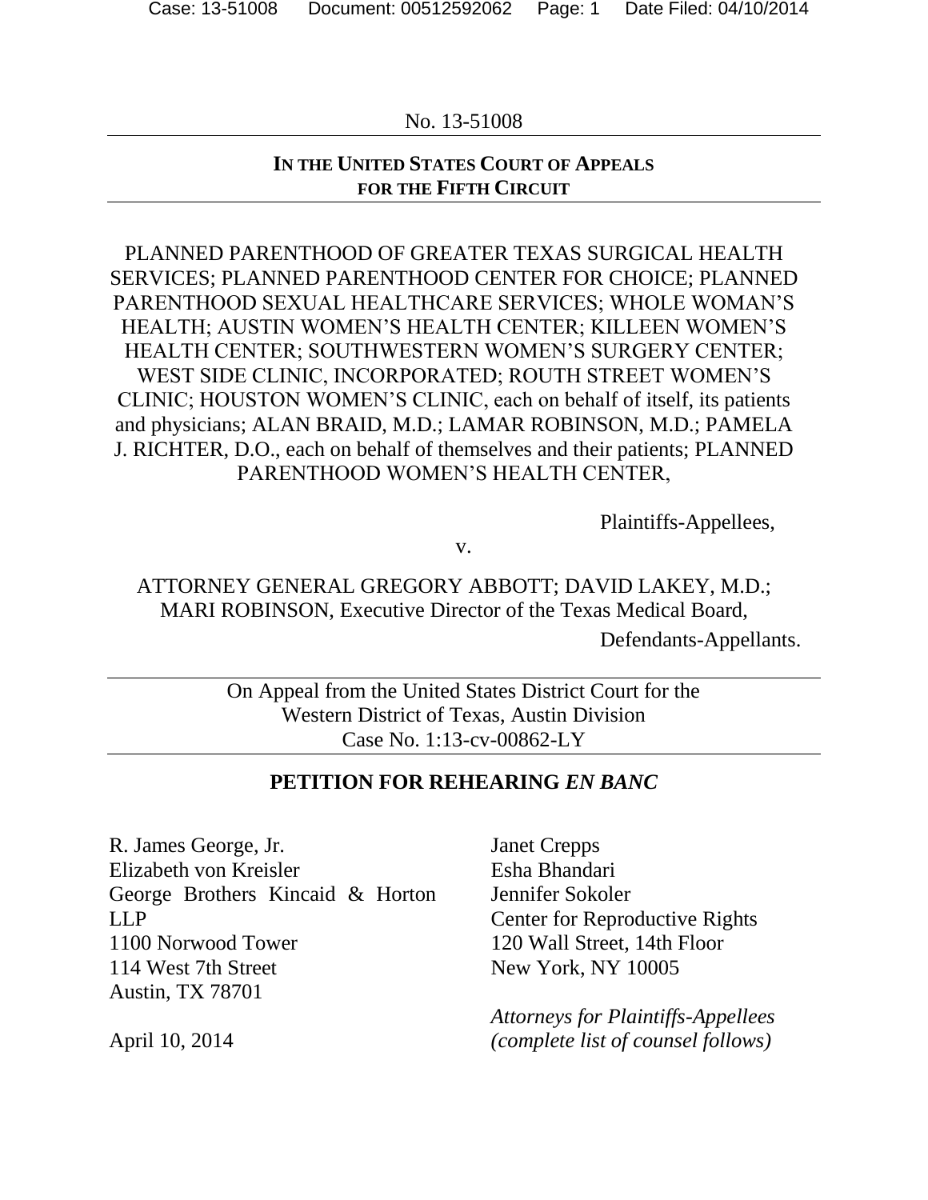No. 13-51008

**IN THE UNITED STATES COURT OF APPEALS FOR THE FIFTH CIRCUIT**

PLANNED PARENTHOOD OF GREATER TEXAS SURGICAL HEALTH SERVICES; PLANNED PARENTHOOD CENTER FOR CHOICE; PLANNED PARENTHOOD SEXUAL HEALTHCARE SERVICES; WHOLE WOMAN'S HEALTH; AUSTIN WOMEN'S HEALTH CENTER; KILLEEN WOMEN'S HEALTH CENTER; SOUTHWESTERN WOMEN'S SURGERY CENTER; WEST SIDE CLINIC, INCORPORATED; ROUTH STREET WOMEN'S CLINIC; HOUSTON WOMEN'S CLINIC, each on behalf of itself, its patients and physicians; ALAN BRAID, M.D.; LAMAR ROBINSON, M.D.; PAMELA J. RICHTER, D.O., each on behalf of themselves and their patients; PLANNED PARENTHOOD WOMEN'S HEALTH CENTER,

Plaintiffs-Appellees,

v.

ATTORNEY GENERAL GREGORY ABBOTT; DAVID LAKEY, M.D.; MARI ROBINSON, Executive Director of the Texas Medical Board,

Defendants-Appellants.

On Appeal from the United States District Court for the Western District of Texas, Austin Division
Case No. 1:13-cv-00862-LY

**PETITION FOR REHEARING *EN BANC***

R. James George, Jr.
Elizabeth von Kreisler
George Brothers Kincaid & Horton LLP
1100 Norwood Tower
114 West 7th Street
Austin, TX 78701

April 10, 2014

Janet Crepps
Esha Bhandari
Jennifer Sokoler
Center for Reproductive Rights
120 Wall Street, 14th Floor
New York, NY 10005

*Attorneys for Plaintiffs-Appellees (complete list of counsel follows)*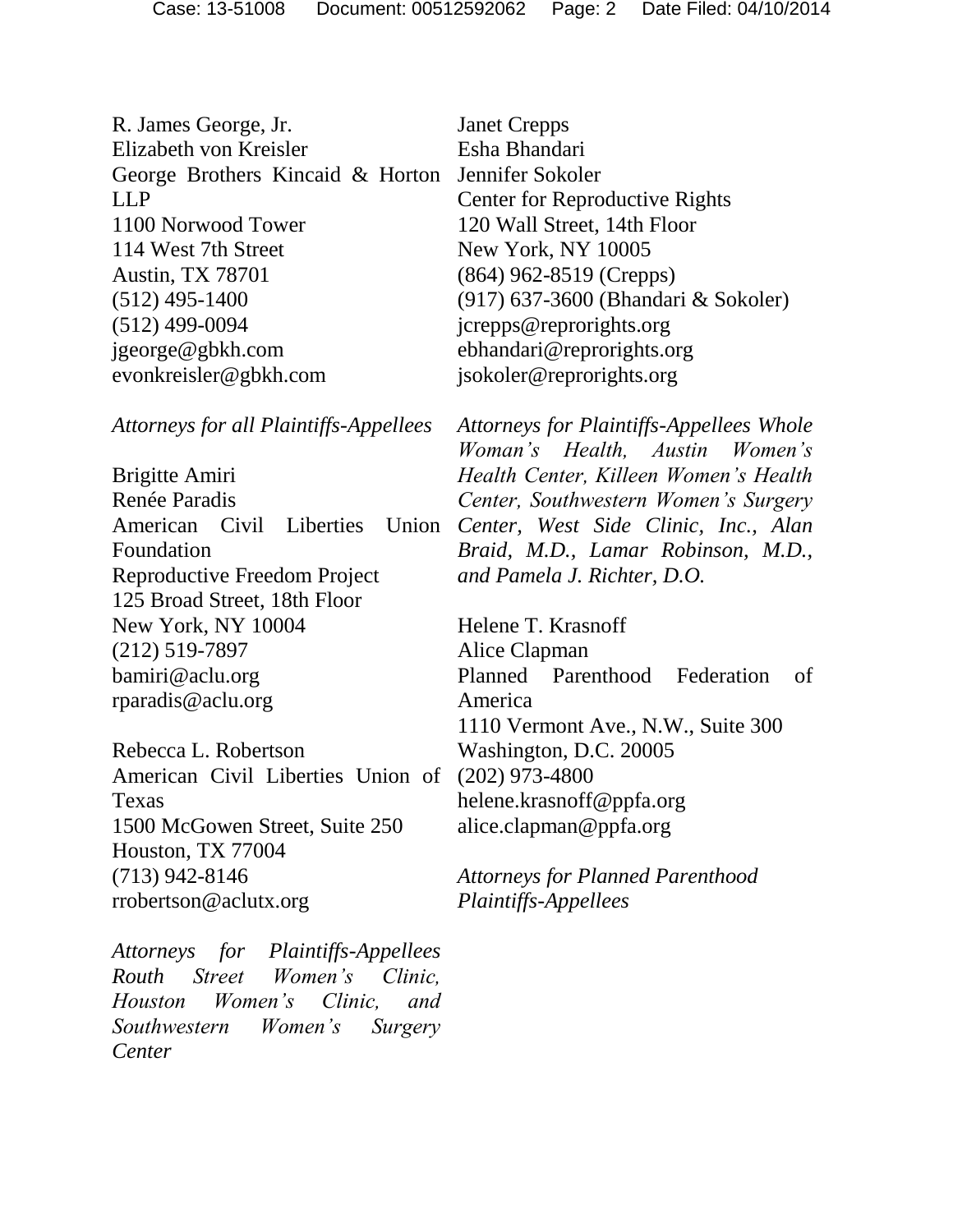R. James George, Jr.
Elizabeth von Kreisler
George Brothers Kincaid & Horton LLP
1100 Norwood Tower
114 West 7th Street
Austin, TX 78701
(512) 495-1400
(512) 499-0094
jgeorge@gbkh.com
evonkreisler@gbkh.com

*Attorneys for all Plaintiffs-Appellees*

Brigitte Amiri
Renée Paradis
American Civil Liberties Union Foundation
Reproductive Freedom Project
125 Broad Street, 18th Floor
New York, NY 10004
(212) 519-7897
bamiri@aclu.org
rparadis@aclu.org

Rebecca L. Robertson
American Civil Liberties Union of Texas
1500 McGowen Street, Suite 250
Houston, TX 77004
(713) 942-8146
rrobertson@aclutx.org

*Attorneys for Plaintiffs-Appellees Routh Street Women's Clinic, Houston Women's Clinic, and Southwestern Women's Surgery Center*

Janet Crepps
Esha Bhandari
Jennifer Sokoler
Center for Reproductive Rights
120 Wall Street, 14th Floor
New York, NY 10005
(864) 962-8519 (Crepps)
(917) 637-3600 (Bhandari & Sokoler)
jcrepps@reprorights.org
ebhandari@reprorights.org
jsokoler@reprorights.org

*Attorneys for Plaintiffs-Appellees Whole Woman's Health, Austin Women's Health Center, Killeen Women's Health Center, Southwestern Women's Surgery Center, West Side Clinic, Inc., Alan Braid, M.D., Lamar Robinson, M.D., and Pamela J. Richter, D.O.*

Helene T. Krasnoff
Alice Clapman
Planned Parenthood Federation of America
1110 Vermont Ave., N.W., Suite 300
Washington, D.C. 20005
(202) 973-4800
helene.krasnoff@ppfa.org
alice.clapman@ppfa.org

*Attorneys for Planned Parenthood Plaintiffs-Appellees*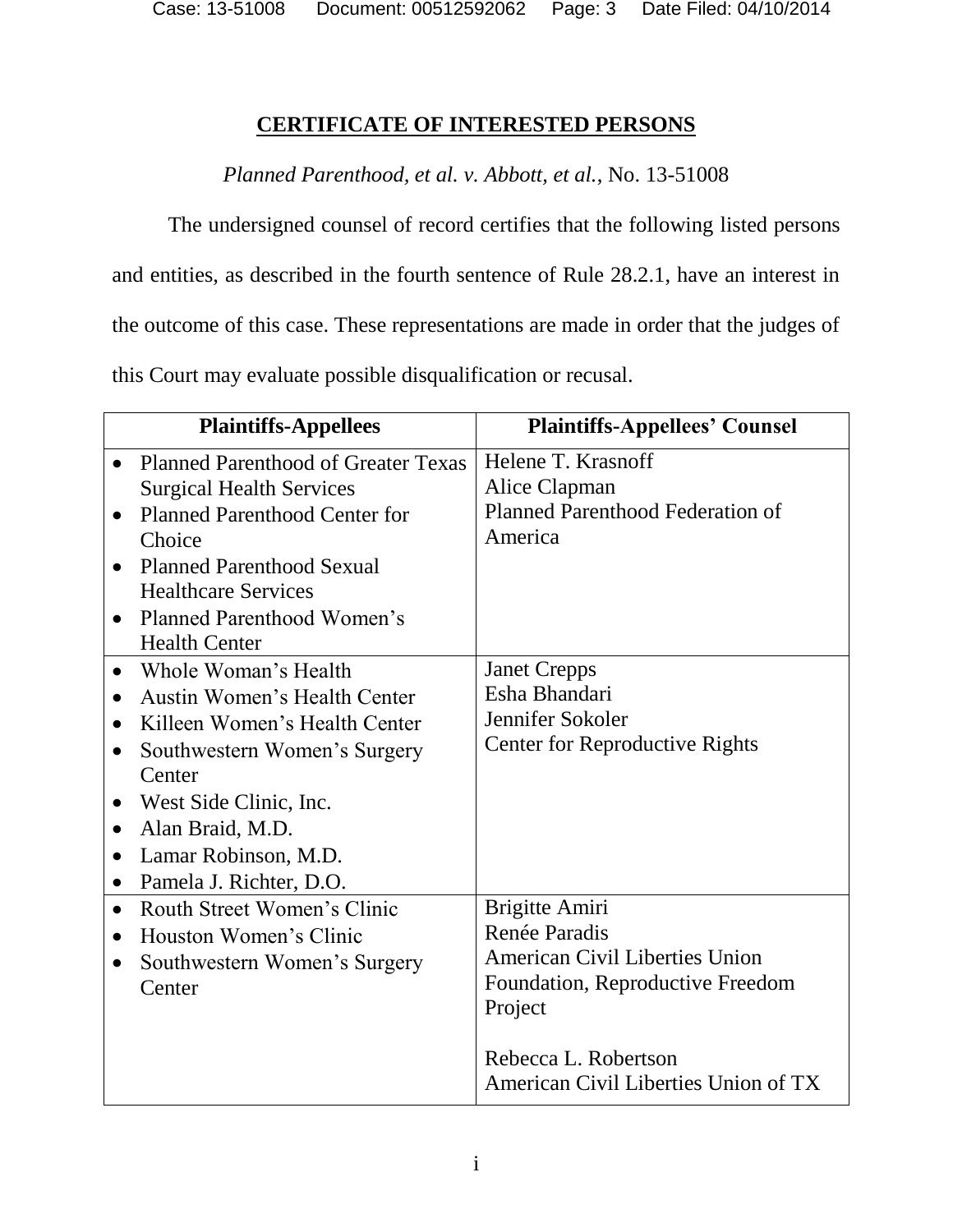## CERTIFICATE OF INTERESTED PERSONS

*Planned Parenthood, et al. v. Abbott, et al.*, No. 13-51008

The undersigned counsel of record certifies that the following listed persons and entities, as described in the fourth sentence of Rule 28.2.1, have an interest in the outcome of this case. These representations are made in order that the judges of this Court may evaluate possible disqualification or recusal.

| Plaintiffs-Appellees | Plaintiffs-Appellees' Counsel |
|---|---|
| • Planned Parenthood of Greater Texas Surgical Health Services<br>• Planned Parenthood Center for Choice<br>• Planned Parenthood Sexual Healthcare Services<br>• Planned Parenthood Women's Health Center | Helene T. Krasnoff<br>Alice Clapman<br>Planned Parenthood Federation of America |
| • Whole Woman's Health<br>• Austin Women's Health Center<br>• Killeen Women's Health Center<br>• Southwestern Women's Surgery Center<br>• West Side Clinic, Inc.<br>• Alan Braid, M.D.<br>• Lamar Robinson, M.D.<br>• Pamela J. Richter, D.O. | Janet Crepps<br>Esha Bhandari<br>Jennifer Sokoler<br>Center for Reproductive Rights |
| • Routh Street Women's Clinic<br>• Houston Women's Clinic<br>• Southwestern Women's Surgery Center | Brigitte Amiri<br>Renée Paradis<br>American Civil Liberties Union Foundation, Reproductive Freedom Project<br><br>Rebecca L. Robertson<br>American Civil Liberties Union of TX |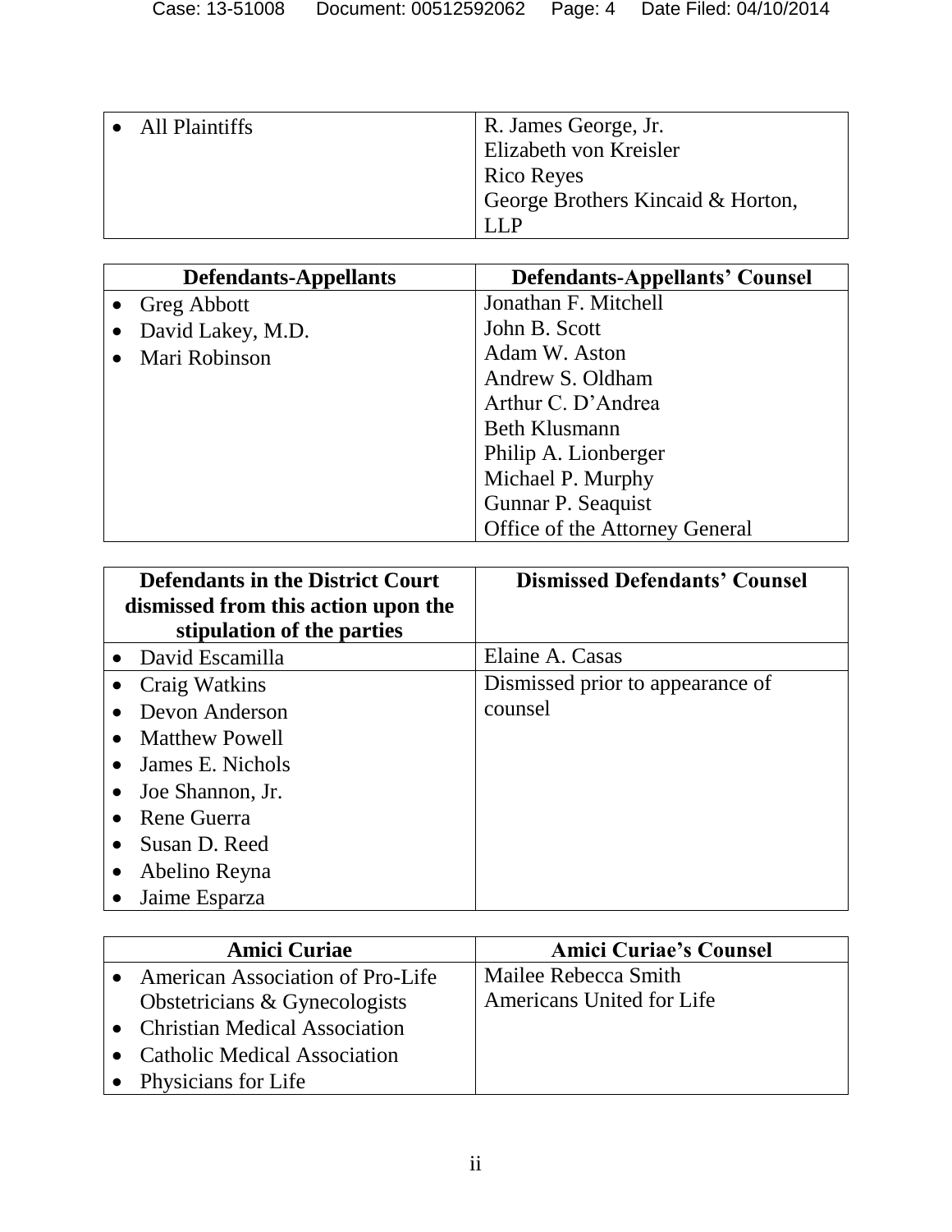| | |
|---|---|
| • All Plaintiffs | R. James George, Jr.<br>Elizabeth von Kreisler<br>Rico Reyes<br>George Brothers Kincaid & Horton, LLP |

| **Defendants-Appellants** | **Defendants-Appellants' Counsel** |
|---|---|
| • Greg Abbott<br>• David Lakey, M.D.<br>• Mari Robinson | Jonathan F. Mitchell<br>John B. Scott<br>Adam W. Aston<br>Andrew S. Oldham<br>Arthur C. D'Andrea<br>Beth Klusmann<br>Philip A. Lionberger<br>Michael P. Murphy<br>Gunnar P. Seaquist<br>Office of the Attorney General |

| **Defendants in the District Court dismissed from this action upon the stipulation of the parties** | **Dismissed Defendants' Counsel** |
|---|---|
| • David Escamilla | Elaine A. Casas |
| • Craig Watkins<br>• Devon Anderson<br>• Matthew Powell<br>• James E. Nichols<br>• Joe Shannon, Jr.<br>• Rene Guerra<br>• Susan D. Reed<br>• Abelino Reyna<br>• Jaime Esparza | Dismissed prior to appearance of counsel |

| **Amici Curiae** | **Amici Curiae's Counsel** |
|---|---|
| • American Association of Pro-Life Obstetricians & Gynecologists<br>• Christian Medical Association<br>• Catholic Medical Association<br>• Physicians for Life | Mailee Rebecca Smith<br>Americans United for Life |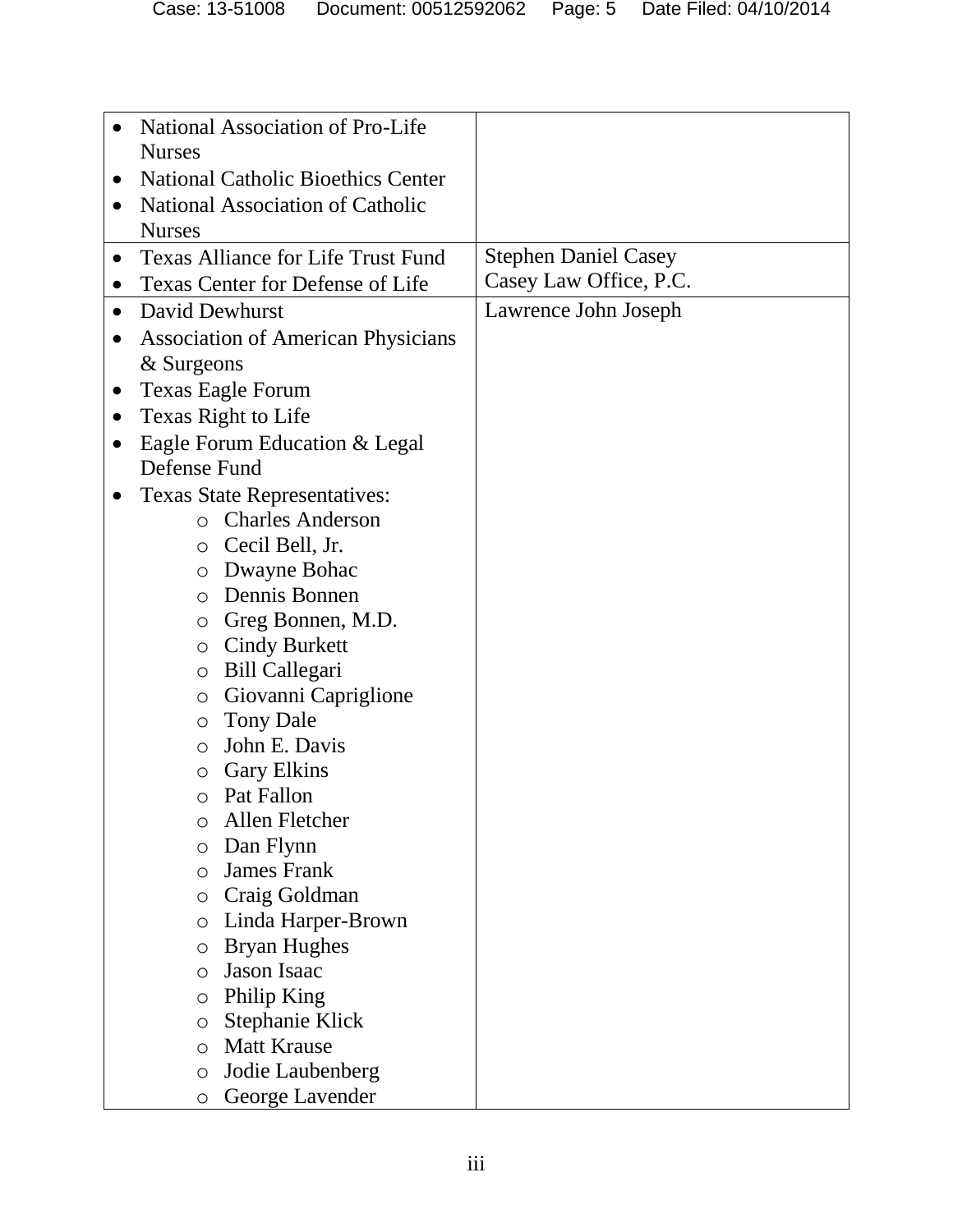| | |
|---|---|
| • National Association of Pro-Life Nurses<br>• National Catholic Bioethics Center<br>• National Association of Catholic Nurses | |
| • Texas Alliance for Life Trust Fund<br>• Texas Center for Defense of Life | Stephen Daniel Casey<br>Casey Law Office, P.C. |
| • David Dewhurst<br>• Association of American Physicians & Surgeons<br>• Texas Eagle Forum<br>• Texas Right to Life<br>• Eagle Forum Education & Legal Defense Fund<br>• Texas State Representatives:<br>  ○ Charles Anderson<br>  ○ Cecil Bell, Jr.<br>  ○ Dwayne Bohac<br>  ○ Dennis Bonnen<br>  ○ Greg Bonnen, M.D.<br>  ○ Cindy Burkett<br>  ○ Bill Callegari<br>  ○ Giovanni Capriglione<br>  ○ Tony Dale<br>  ○ John E. Davis<br>  ○ Gary Elkins<br>  ○ Pat Fallon<br>  ○ Allen Fletcher<br>  ○ Dan Flynn<br>  ○ James Frank<br>  ○ Craig Goldman<br>  ○ Linda Harper-Brown<br>  ○ Bryan Hughes<br>  ○ Jason Isaac<br>  ○ Philip King<br>  ○ Stephanie Klick<br>  ○ Matt Krause<br>  ○ Jodie Laubenberg<br>  ○ George Lavender | Lawrence John Joseph |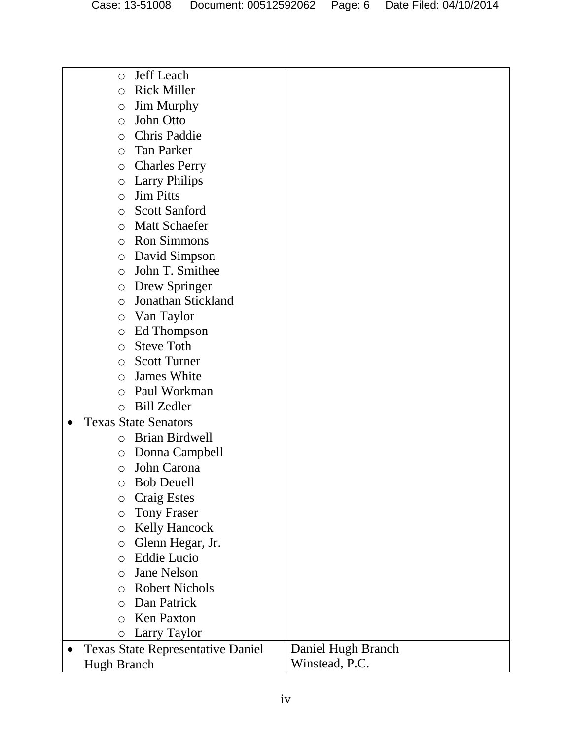| | |
|---|---|
| ◦ Jeff Leach<br>◦ Rick Miller<br>◦ Jim Murphy<br>◦ John Otto<br>◦ Chris Paddie<br>◦ Tan Parker<br>◦ Charles Perry<br>◦ Larry Philips<br>◦ Jim Pitts<br>◦ Scott Sanford<br>◦ Matt Schaefer<br>◦ Ron Simmons<br>◦ David Simpson<br>◦ John T. Smithee<br>◦ Drew Springer<br>◦ Jonathan Stickland<br>◦ Van Taylor<br>◦ Ed Thompson<br>◦ Steve Toth<br>◦ Scott Turner<br>◦ James White<br>◦ Paul Workman<br>◦ Bill Zedler<br>• Texas State Senators<br>◦ Brian Birdwell<br>◦ Donna Campbell<br>◦ John Carona<br>◦ Bob Deuell<br>◦ Craig Estes<br>◦ Tony Fraser<br>◦ Kelly Hancock<br>◦ Glenn Hegar, Jr.<br>◦ Eddie Lucio<br>◦ Jane Nelson<br>◦ Robert Nichols<br>◦ Dan Patrick<br>◦ Ken Paxton<br>◦ Larry Taylor | |
| • Texas State Representative Daniel Hugh Branch | Daniel Hugh Branch<br>Winstead, P.C. |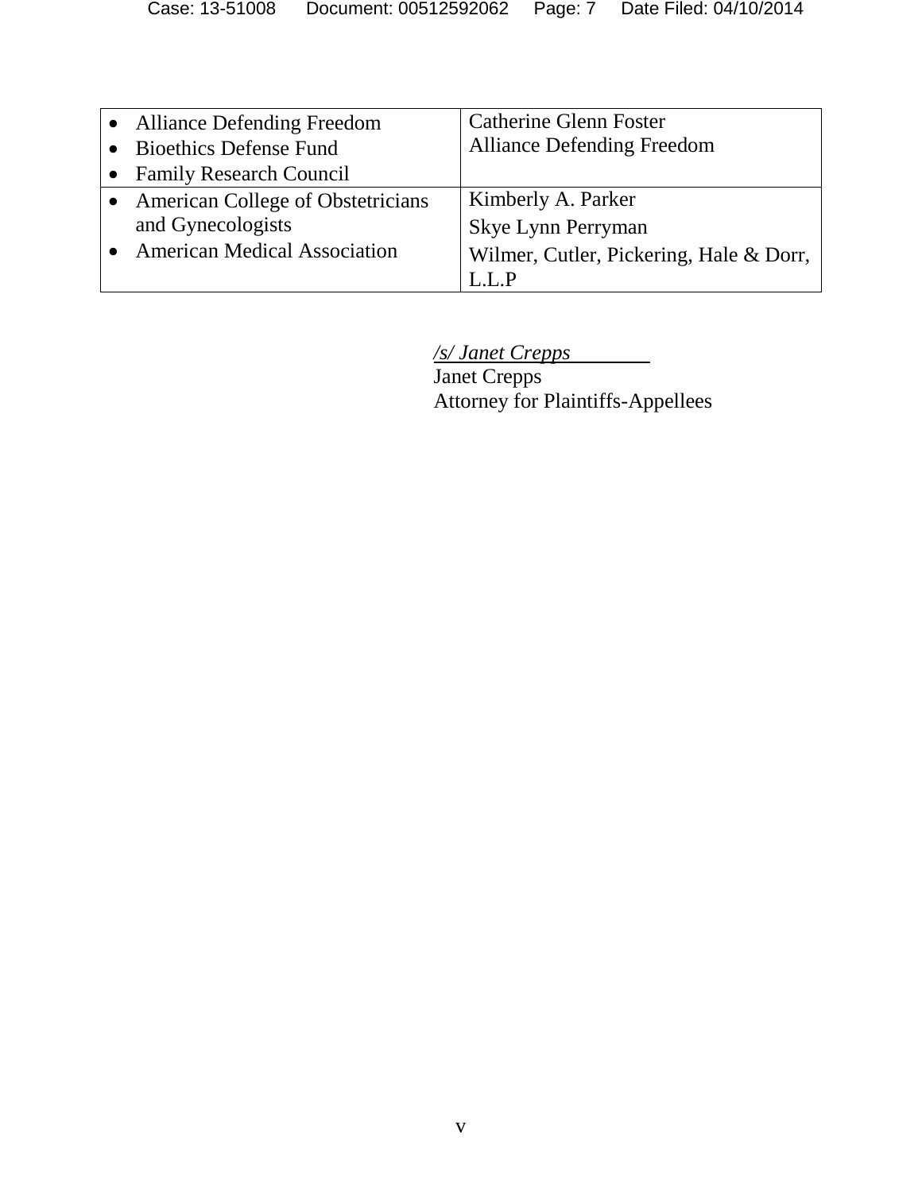| | |
|---|---|
| • Alliance Defending Freedom<br>• Bioethics Defense Fund<br>• Family Research Council | Catherine Glenn Foster<br>Alliance Defending Freedom |
| • American College of Obstetricians and Gynecologists<br>• American Medical Association | Kimberly A. Parker<br>Skye Lynn Perryman<br>Wilmer, Cutler, Pickering, Hale & Dorr, L.L.P |

*/s/ Janet Crepps*
Janet Crepps
Attorney for Plaintiffs-Appellees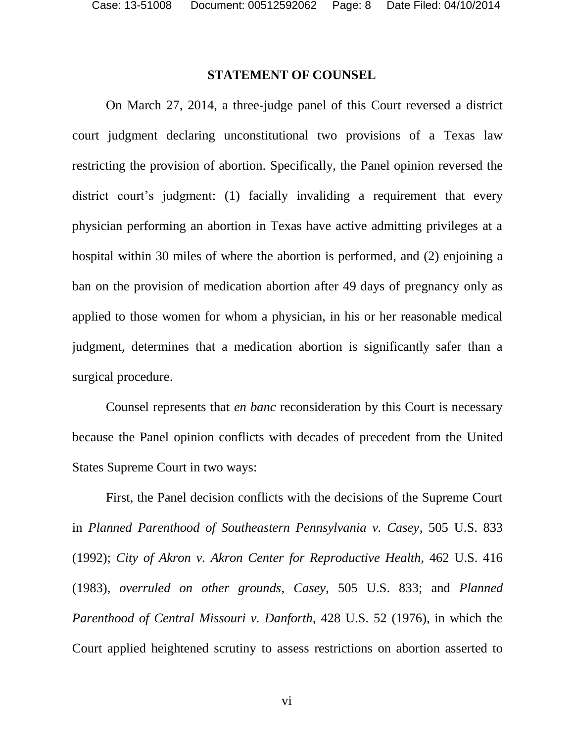## STATEMENT OF COUNSEL

On March 27, 2014, a three-judge panel of this Court reversed a district court judgment declaring unconstitutional two provisions of a Texas law restricting the provision of abortion. Specifically, the Panel opinion reversed the district court's judgment: (1) facially invaliding a requirement that every physician performing an abortion in Texas have active admitting privileges at a hospital within 30 miles of where the abortion is performed, and (2) enjoining a ban on the provision of medication abortion after 49 days of pregnancy only as applied to those women for whom a physician, in his or her reasonable medical judgment, determines that a medication abortion is significantly safer than a surgical procedure.

Counsel represents that *en banc* reconsideration by this Court is necessary because the Panel opinion conflicts with decades of precedent from the United States Supreme Court in two ways:

First, the Panel decision conflicts with the decisions of the Supreme Court in *Planned Parenthood of Southeastern Pennsylvania v. Casey*, 505 U.S. 833 (1992); *City of Akron v. Akron Center for Reproductive Health*, 462 U.S. 416 (1983), *overruled on other grounds*, *Casey*, 505 U.S. 833; and *Planned Parenthood of Central Missouri v. Danforth*, 428 U.S. 52 (1976), in which the Court applied heightened scrutiny to assess restrictions on abortion asserted to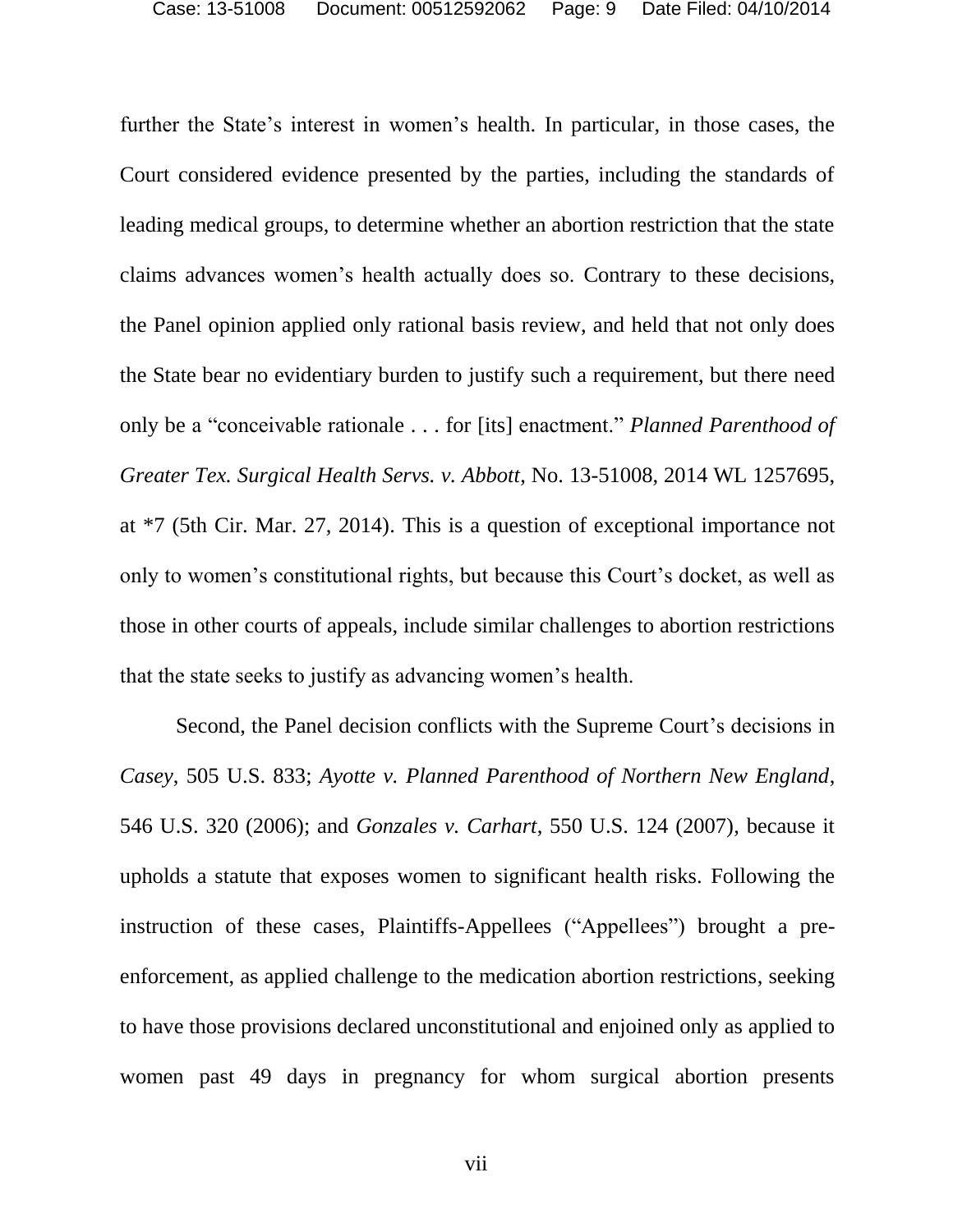further the State's interest in women's health. In particular, in those cases, the Court considered evidence presented by the parties, including the standards of leading medical groups, to determine whether an abortion restriction that the state claims advances women's health actually does so. Contrary to these decisions, the Panel opinion applied only rational basis review, and held that not only does the State bear no evidentiary burden to justify such a requirement, but there need only be a "conceivable rationale . . . for [its] enactment." *Planned Parenthood of Greater Tex. Surgical Health Servs. v. Abbott*, No. 13-51008, 2014 WL 1257695, at *7 (5th Cir. Mar. 27, 2014). This is a question of exceptional importance not only to women's constitutional rights, but because this Court's docket, as well as those in other courts of appeals, include similar challenges to abortion restrictions that the state seeks to justify as advancing women's health.

Second, the Panel decision conflicts with the Supreme Court's decisions in *Casey*, 505 U.S. 833; *Ayotte v. Planned Parenthood of Northern New England*, 546 U.S. 320 (2006); and *Gonzales v. Carhart*, 550 U.S. 124 (2007), because it upholds a statute that exposes women to significant health risks. Following the instruction of these cases, Plaintiffs-Appellees ("Appellees") brought a pre-enforcement, as applied challenge to the medication abortion restrictions, seeking to have those provisions declared unconstitutional and enjoined only as applied to women past 49 days in pregnancy for whom surgical abortion presents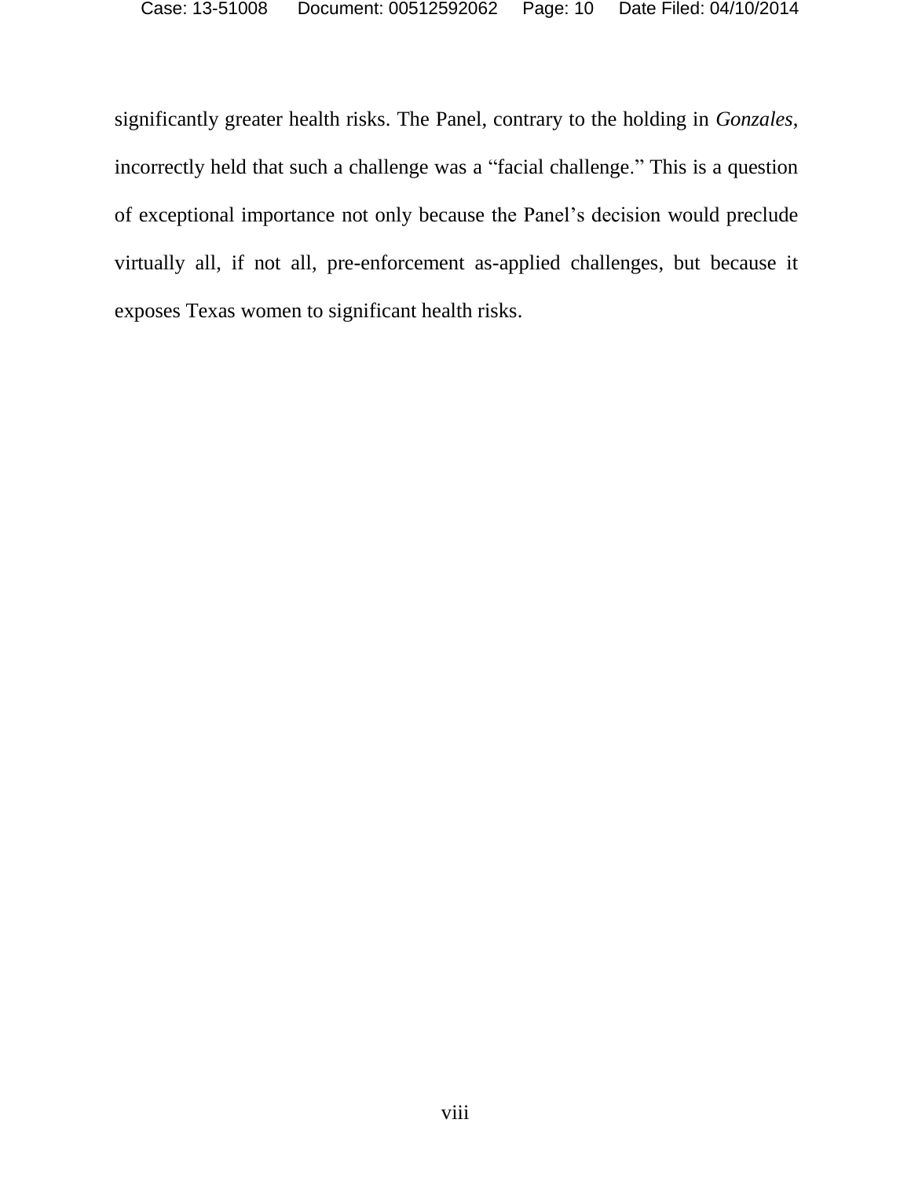significantly greater health risks. The Panel, contrary to the holding in *Gonzales*, incorrectly held that such a challenge was a "facial challenge." This is a question of exceptional importance not only because the Panel's decision would preclude virtually all, if not all, pre-enforcement as-applied challenges, but because it exposes Texas women to significant health risks.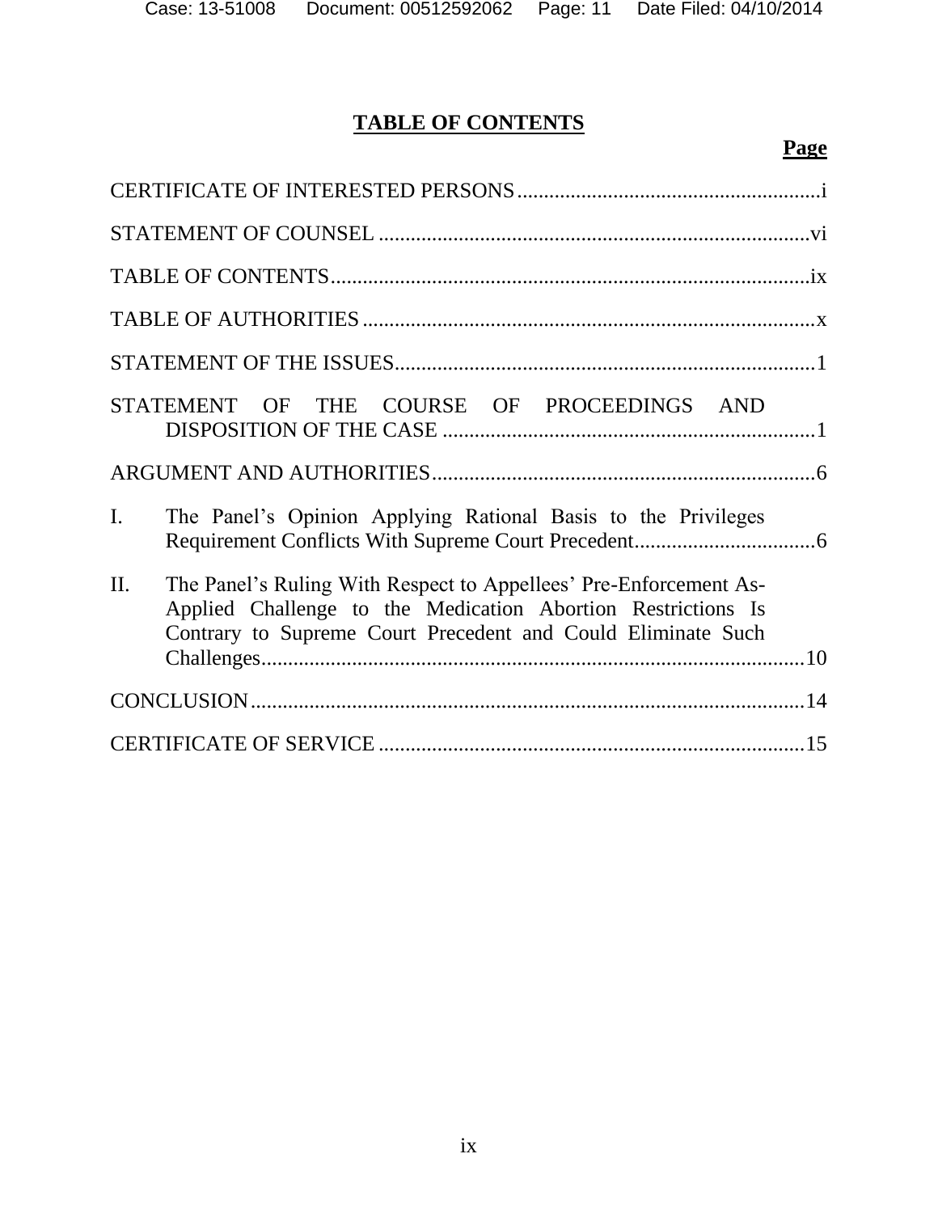# TABLE OF CONTENTS

**Page**

CERTIFICATE OF INTERESTED PERSONS .......... i

STATEMENT OF COUNSEL .......... vi

TABLE OF CONTENTS .......... ix

TABLE OF AUTHORITIES .......... x

STATEMENT OF THE ISSUES .......... 1

STATEMENT OF THE COURSE OF PROCEEDINGS AND DISPOSITION OF THE CASE .......... 1

ARGUMENT AND AUTHORITIES .......... 6

I. The Panel's Opinion Applying Rational Basis to the Privileges Requirement Conflicts With Supreme Court Precedent .......... 6

II. The Panel's Ruling With Respect to Appellees' Pre-Enforcement As-Applied Challenge to the Medication Abortion Restrictions Is Contrary to Supreme Court Precedent and Could Eliminate Such Challenges .......... 10

CONCLUSION .......... 14

CERTIFICATE OF SERVICE .......... 15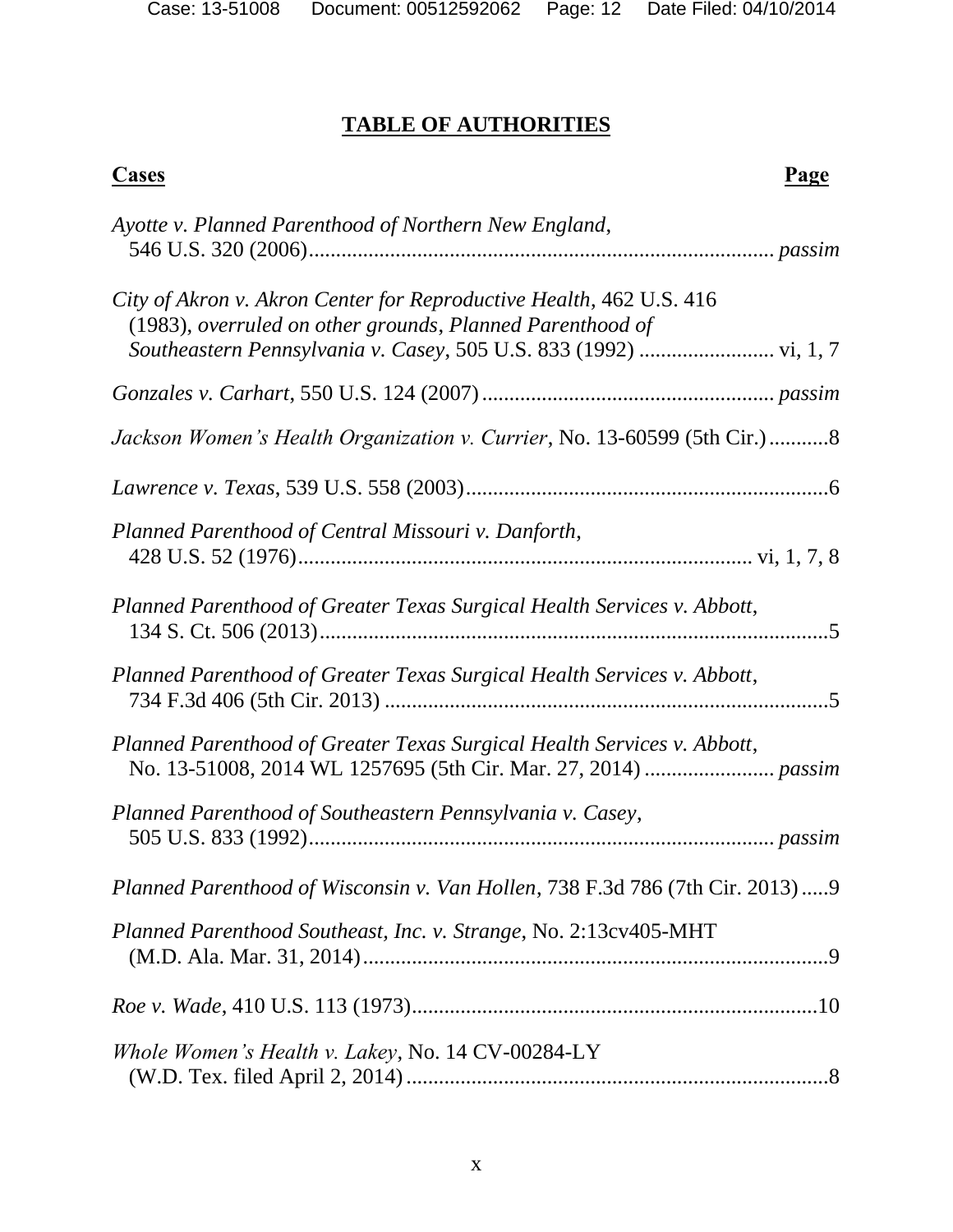# TABLE OF AUTHORITIES

**Cases** **Page**

*Ayotte v. Planned Parenthood of Northern New England*, 546 U.S. 320 (2006) ..................... *passim*

*City of Akron v. Akron Center for Reproductive Health*, 462 U.S. 416 (1983), *overruled on other grounds*, *Planned Parenthood of Southeastern Pennsylvania v. Casey*, 505 U.S. 833 (1992) ..................... vi, 1, 7

*Gonzales v. Carhart*, 550 U.S. 124 (2007) ..................... *passim*

*Jackson Women's Health Organization v. Currier*, No. 13-60599 (5th Cir.) ..................... 8

*Lawrence v. Texas*, 539 U.S. 558 (2003) ..................... 6

*Planned Parenthood of Central Missouri v. Danforth*, 428 U.S. 52 (1976) ..................... vi, 1, 7, 8

*Planned Parenthood of Greater Texas Surgical Health Services v. Abbott*, 134 S. Ct. 506 (2013) ..................... 5

*Planned Parenthood of Greater Texas Surgical Health Services v. Abbott*, 734 F.3d 406 (5th Cir. 2013) ..................... 5

*Planned Parenthood of Greater Texas Surgical Health Services v. Abbott*, No. 13-51008, 2014 WL 1257695 (5th Cir. Mar. 27, 2014) ..................... *passim*

*Planned Parenthood of Southeastern Pennsylvania v. Casey*, 505 U.S. 833 (1992) ..................... *passim*

*Planned Parenthood of Wisconsin v. Van Hollen*, 738 F.3d 786 (7th Cir. 2013) ..................... 9

*Planned Parenthood Southeast, Inc. v. Strange*, No. 2:13cv405-MHT (M.D. Ala. Mar. 31, 2014) ..................... 9

*Roe v. Wade*, 410 U.S. 113 (1973) ..................... 10

*Whole Women's Health v. Lakey*, No. 14 CV-00284-LY (W.D. Tex. filed April 2, 2014) ..................... 8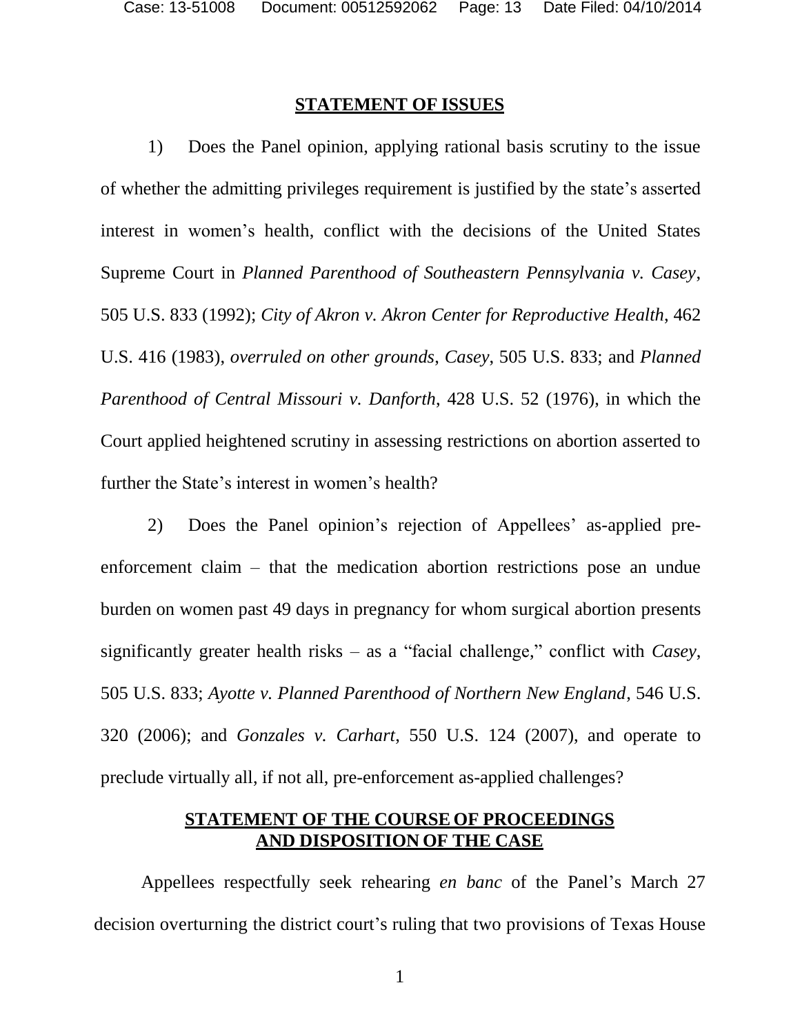## **STATEMENT OF ISSUES**

1) Does the Panel opinion, applying rational basis scrutiny to the issue of whether the admitting privileges requirement is justified by the state's asserted interest in women's health, conflict with the decisions of the United States Supreme Court in *Planned Parenthood of Southeastern Pennsylvania v. Casey*, 505 U.S. 833 (1992); *City of Akron v. Akron Center for Reproductive Health*, 462 U.S. 416 (1983), *overruled on other grounds*, *Casey*, 505 U.S. 833; and *Planned Parenthood of Central Missouri v. Danforth*, 428 U.S. 52 (1976), in which the Court applied heightened scrutiny in assessing restrictions on abortion asserted to further the State's interest in women's health?

2) Does the Panel opinion's rejection of Appellees' as-applied pre-enforcement claim – that the medication abortion restrictions pose an undue burden on women past 49 days in pregnancy for whom surgical abortion presents significantly greater health risks – as a "facial challenge," conflict with *Casey*, 505 U.S. 833; *Ayotte v. Planned Parenthood of Northern New England*, 546 U.S. 320 (2006); and *Gonzales v. Carhart*, 550 U.S. 124 (2007), and operate to preclude virtually all, if not all, pre-enforcement as-applied challenges?

## **STATEMENT OF THE COURSE OF PROCEEDINGS AND DISPOSITION OF THE CASE**

Appellees respectfully seek rehearing *en banc* of the Panel's March 27 decision overturning the district court's ruling that two provisions of Texas House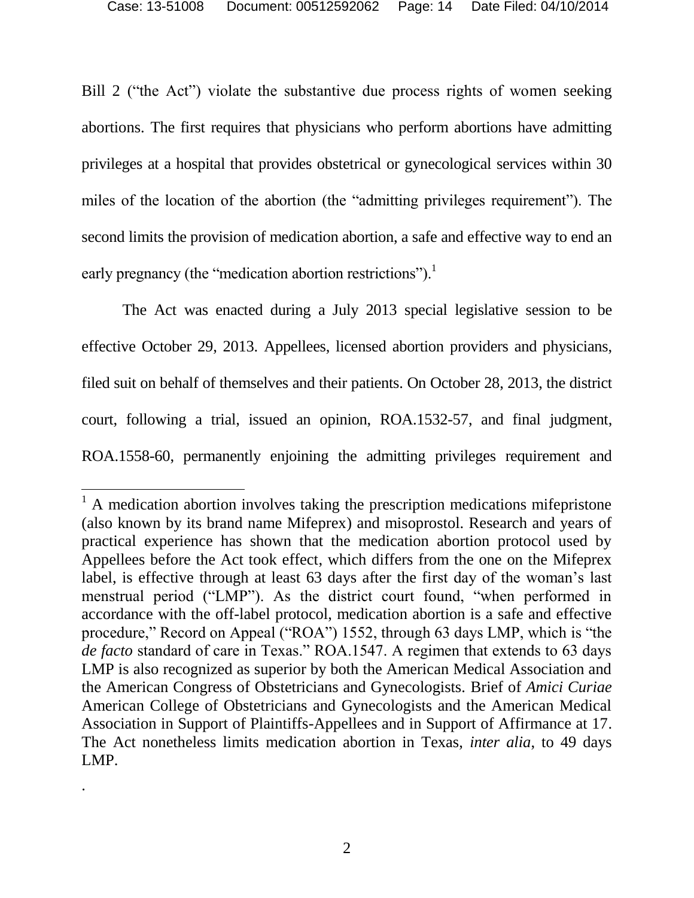Bill 2 ("the Act") violate the substantive due process rights of women seeking abortions. The first requires that physicians who perform abortions have admitting privileges at a hospital that provides obstetrical or gynecological services within 30 miles of the location of the abortion (the "admitting privileges requirement"). The second limits the provision of medication abortion, a safe and effective way to end an early pregnancy (the "medication abortion restrictions").[1]

The Act was enacted during a July 2013 special legislative session to be effective October 29, 2013. Appellees, licensed abortion providers and physicians, filed suit on behalf of themselves and their patients. On October 28, 2013, the district court, following a trial, issued an opinion, ROA.1532-57, and final judgment, ROA.1558-60, permanently enjoining the admitting privileges requirement and

---

[1] A medication abortion involves taking the prescription medications mifepristone (also known by its brand name Mifeprex) and misoprostol. Research and years of practical experience has shown that the medication abortion protocol used by Appellees before the Act took effect, which differs from the one on the Mifeprex label, is effective through at least 63 days after the first day of the woman's last menstrual period ("LMP"). As the district court found, "when performed in accordance with the off-label protocol, medication abortion is a safe and effective procedure," Record on Appeal ("ROA") 1552, through 63 days LMP, which is "the *de facto* standard of care in Texas." ROA.1547. A regimen that extends to 63 days LMP is also recognized as superior by both the American Medical Association and the American Congress of Obstetricians and Gynecologists. Brief of *Amici Curiae* American College of Obstetricians and Gynecologists and the American Medical Association in Support of Plaintiffs-Appellees and in Support of Affirmance at 17. The Act nonetheless limits medication abortion in Texas, *inter alia*, to 49 days LMP.

.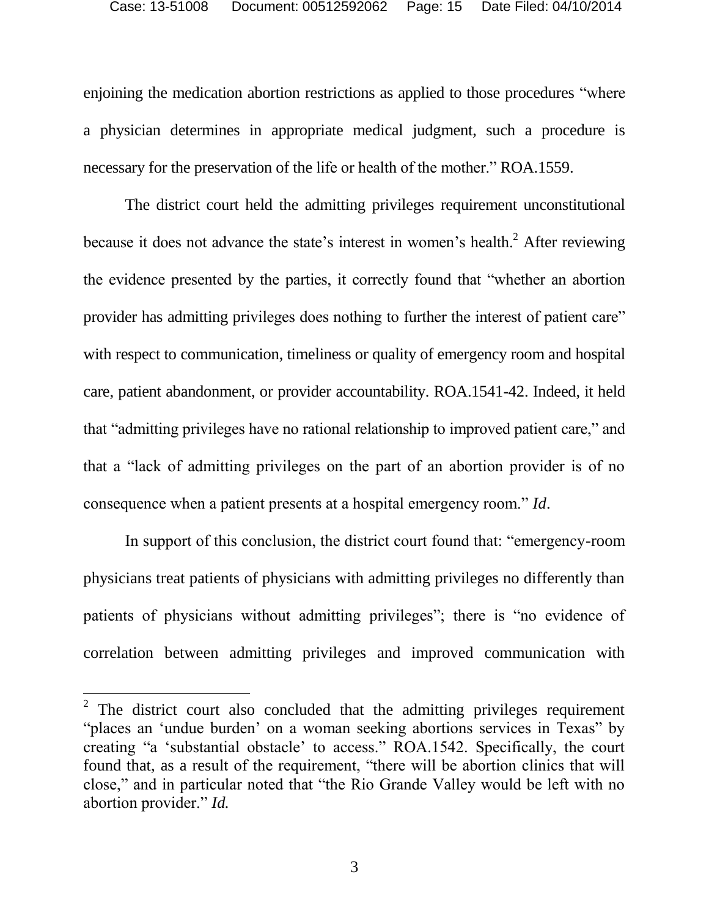enjoining the medication abortion restrictions as applied to those procedures "where a physician determines in appropriate medical judgment, such a procedure is necessary for the preservation of the life or health of the mother." ROA.1559.

The district court held the admitting privileges requirement unconstitutional because it does not advance the state's interest in women's health.[2] After reviewing the evidence presented by the parties, it correctly found that "whether an abortion provider has admitting privileges does nothing to further the interest of patient care" with respect to communication, timeliness or quality of emergency room and hospital care, patient abandonment, or provider accountability. ROA.1541-42. Indeed, it held that "admitting privileges have no rational relationship to improved patient care," and that a "lack of admitting privileges on the part of an abortion provider is of no consequence when a patient presents at a hospital emergency room." *Id*.

In support of this conclusion, the district court found that: "emergency-room physicians treat patients of physicians with admitting privileges no differently than patients of physicians without admitting privileges"; there is "no evidence of correlation between admitting privileges and improved communication with

---

[2] The district court also concluded that the admitting privileges requirement "places an 'undue burden' on a woman seeking abortions services in Texas" by creating "a 'substantial obstacle' to access." ROA.1542. Specifically, the court found that, as a result of the requirement, "there will be abortion clinics that will close," and in particular noted that "the Rio Grande Valley would be left with no abortion provider." *Id.*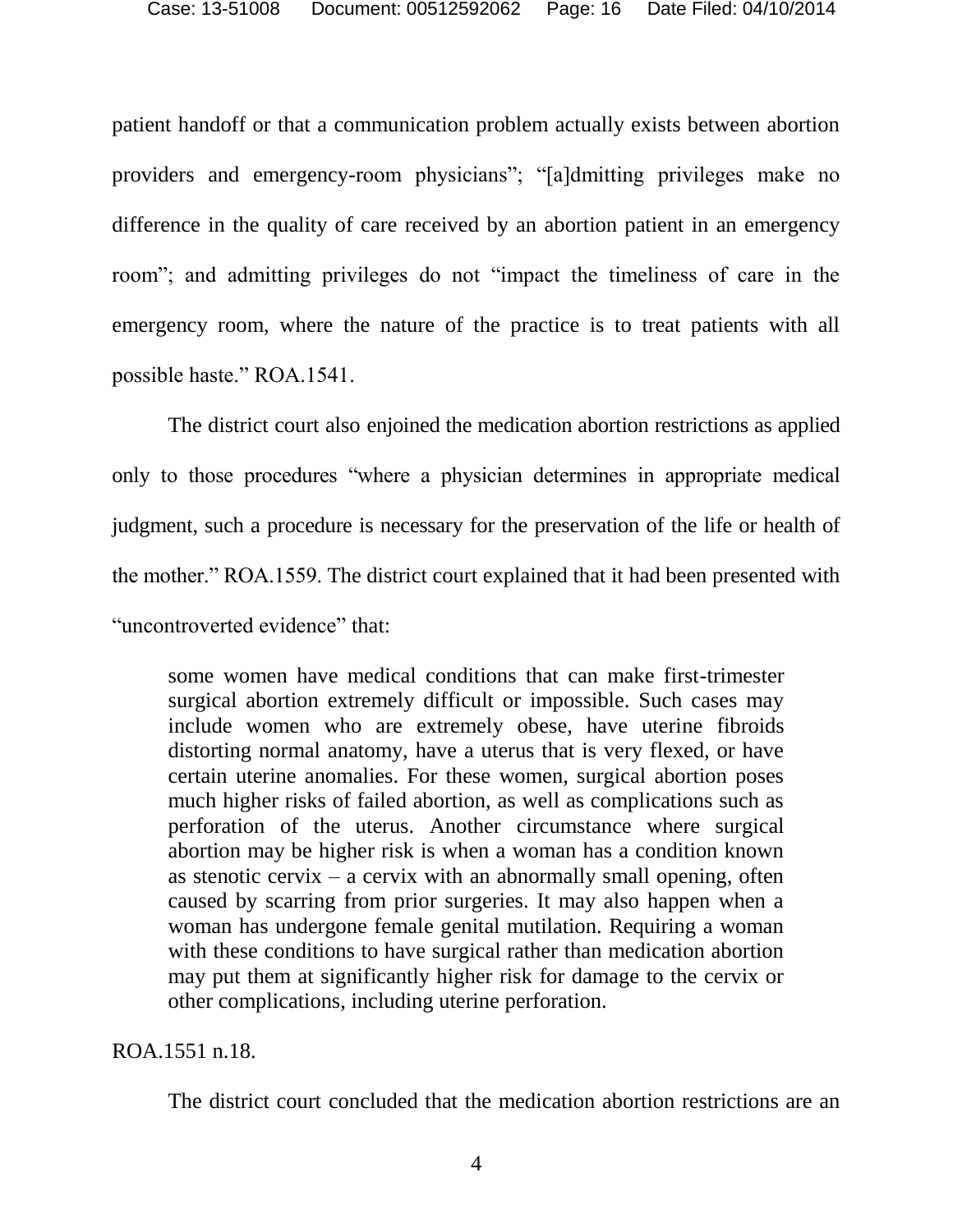patient handoff or that a communication problem actually exists between abortion providers and emergency-room physicians"; "[a]dmitting privileges make no difference in the quality of care received by an abortion patient in an emergency room"; and admitting privileges do not "impact the timeliness of care in the emergency room, where the nature of the practice is to treat patients with all possible haste." ROA.1541.

The district court also enjoined the medication abortion restrictions as applied only to those procedures "where a physician determines in appropriate medical judgment, such a procedure is necessary for the preservation of the life or health of the mother." ROA.1559. The district court explained that it had been presented with "uncontroverted evidence" that:

> some women have medical conditions that can make first-trimester surgical abortion extremely difficult or impossible. Such cases may include women who are extremely obese, have uterine fibroids distorting normal anatomy, have a uterus that is very flexed, or have certain uterine anomalies. For these women, surgical abortion poses much higher risks of failed abortion, as well as complications such as perforation of the uterus. Another circumstance where surgical abortion may be higher risk is when a woman has a condition known as stenotic cervix – a cervix with an abnormally small opening, often caused by scarring from prior surgeries. It may also happen when a woman has undergone female genital mutilation. Requiring a woman with these conditions to have surgical rather than medication abortion may put them at significantly higher risk for damage to the cervix or other complications, including uterine perforation.

ROA.1551 n.18.

The district court concluded that the medication abortion restrictions are an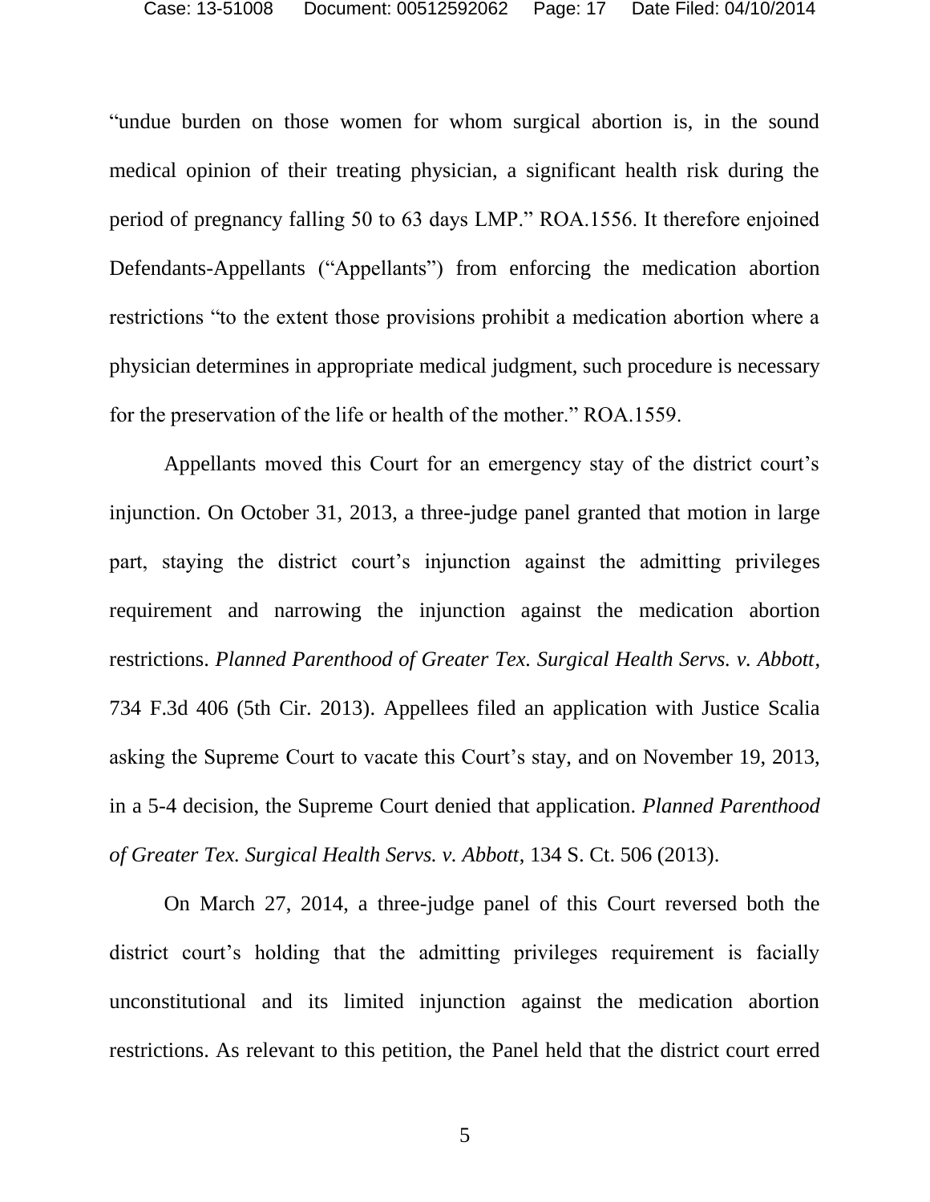"undue burden on those women for whom surgical abortion is, in the sound medical opinion of their treating physician, a significant health risk during the period of pregnancy falling 50 to 63 days LMP." ROA.1556. It therefore enjoined Defendants-Appellants ("Appellants") from enforcing the medication abortion restrictions "to the extent those provisions prohibit a medication abortion where a physician determines in appropriate medical judgment, such procedure is necessary for the preservation of the life or health of the mother." ROA.1559.

Appellants moved this Court for an emergency stay of the district court's injunction. On October 31, 2013, a three-judge panel granted that motion in large part, staying the district court's injunction against the admitting privileges requirement and narrowing the injunction against the medication abortion restrictions. *Planned Parenthood of Greater Tex. Surgical Health Servs. v. Abbott*, 734 F.3d 406 (5th Cir. 2013). Appellees filed an application with Justice Scalia asking the Supreme Court to vacate this Court's stay, and on November 19, 2013, in a 5-4 decision, the Supreme Court denied that application. *Planned Parenthood of Greater Tex. Surgical Health Servs. v. Abbott*, 134 S. Ct. 506 (2013).

On March 27, 2014, a three-judge panel of this Court reversed both the district court's holding that the admitting privileges requirement is facially unconstitutional and its limited injunction against the medication abortion restrictions. As relevant to this petition, the Panel held that the district court erred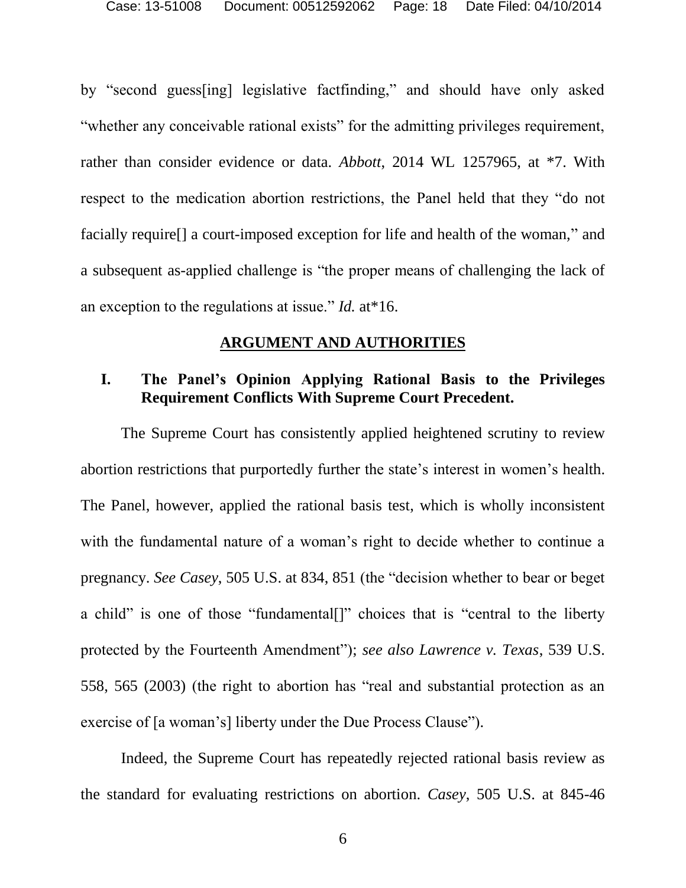by "second guess[ing] legislative factfinding," and should have only asked "whether any conceivable rational exists" for the admitting privileges requirement, rather than consider evidence or data. *Abbott*, 2014 WL 1257965, at *7. With respect to the medication abortion restrictions, the Panel held that they "do not facially require[] a court-imposed exception for life and health of the woman," and a subsequent as-applied challenge is "the proper means of challenging the lack of an exception to the regulations at issue." *Id.* at*16.

## ARGUMENT AND AUTHORITIES

### I. The Panel's Opinion Applying Rational Basis to the Privileges Requirement Conflicts With Supreme Court Precedent.

The Supreme Court has consistently applied heightened scrutiny to review abortion restrictions that purportedly further the state's interest in women's health. The Panel, however, applied the rational basis test, which is wholly inconsistent with the fundamental nature of a woman's right to decide whether to continue a pregnancy. *See Casey*, 505 U.S. at 834, 851 (the "decision whether to bear or beget a child" is one of those "fundamental[]" choices that is "central to the liberty protected by the Fourteenth Amendment"); *see also Lawrence v. Texas*, 539 U.S. 558, 565 (2003) (the right to abortion has "real and substantial protection as an exercise of [a woman's] liberty under the Due Process Clause").

Indeed, the Supreme Court has repeatedly rejected rational basis review as the standard for evaluating restrictions on abortion. *Casey*, 505 U.S. at 845-46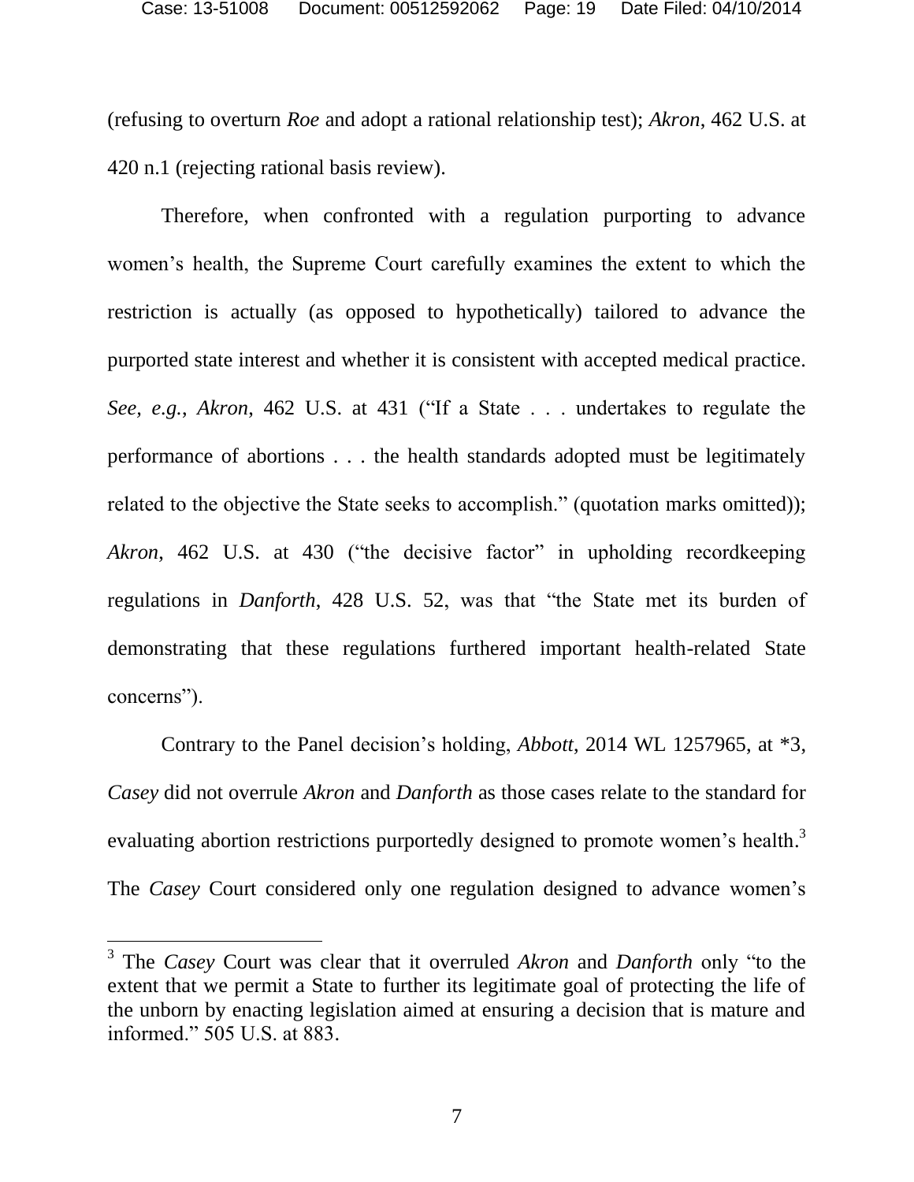(refusing to overturn *Roe* and adopt a rational relationship test); *Akron*, 462 U.S. at 420 n.1 (rejecting rational basis review).

Therefore, when confronted with a regulation purporting to advance women's health, the Supreme Court carefully examines the extent to which the restriction is actually (as opposed to hypothetically) tailored to advance the purported state interest and whether it is consistent with accepted medical practice. *See, e.g.*, *Akron*, 462 U.S. at 431 ("If a State . . . undertakes to regulate the performance of abortions . . . the health standards adopted must be legitimately related to the objective the State seeks to accomplish." (quotation marks omitted)); *Akron*, 462 U.S. at 430 ("the decisive factor" in upholding recordkeeping regulations in *Danforth*, 428 U.S. 52, was that "the State met its burden of demonstrating that these regulations furthered important health-related State concerns").

Contrary to the Panel decision's holding, *Abbott*, 2014 WL 1257965, at *3, *Casey* did not overrule *Akron* and *Danforth* as those cases relate to the standard for evaluating abortion restrictions purportedly designed to promote women's health.[3] The *Casey* Court considered only one regulation designed to advance women's

[3] The *Casey* Court was clear that it overruled *Akron* and *Danforth* only "to the extent that we permit a State to further its legitimate goal of protecting the life of the unborn by enacting legislation aimed at ensuring a decision that is mature and informed." 505 U.S. at 883.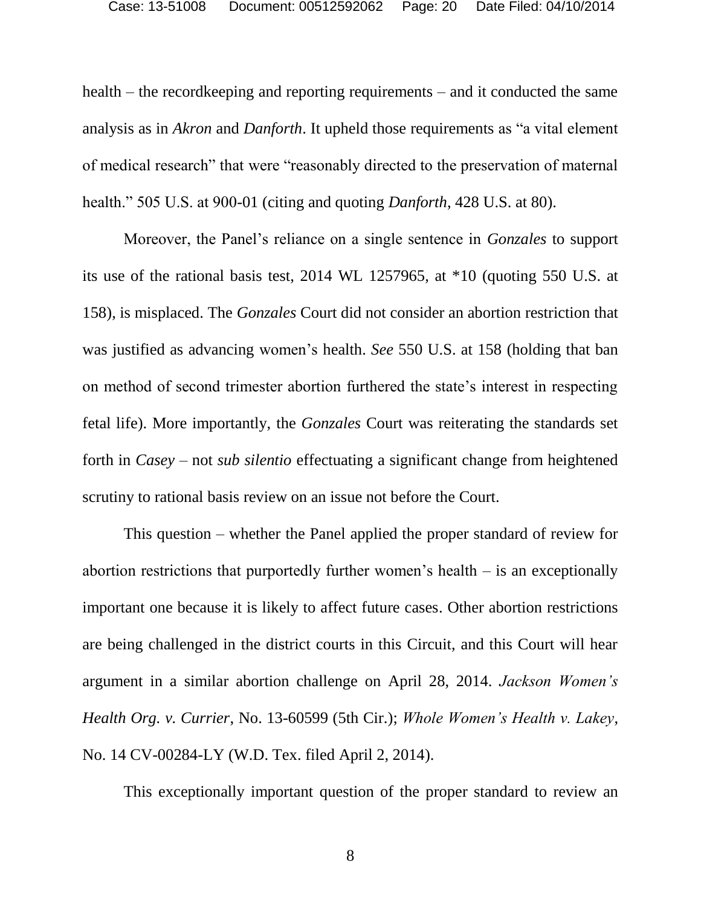health – the recordkeeping and reporting requirements – and it conducted the same analysis as in *Akron* and *Danforth*. It upheld those requirements as "a vital element of medical research" that were "reasonably directed to the preservation of maternal health." 505 U.S. at 900-01 (citing and quoting *Danforth*, 428 U.S. at 80).

Moreover, the Panel's reliance on a single sentence in *Gonzales* to support its use of the rational basis test, 2014 WL 1257965, at *10 (quoting 550 U.S. at 158), is misplaced. The *Gonzales* Court did not consider an abortion restriction that was justified as advancing women's health. *See* 550 U.S. at 158 (holding that ban on method of second trimester abortion furthered the state's interest in respecting fetal life). More importantly, the *Gonzales* Court was reiterating the standards set forth in *Casey* – not *sub silentio* effectuating a significant change from heightened scrutiny to rational basis review on an issue not before the Court.

This question – whether the Panel applied the proper standard of review for abortion restrictions that purportedly further women's health – is an exceptionally important one because it is likely to affect future cases. Other abortion restrictions are being challenged in the district courts in this Circuit, and this Court will hear argument in a similar abortion challenge on April 28, 2014. *Jackson Women's Health Org. v. Currier*, No. 13-60599 (5th Cir.); *Whole Women's Health v. Lakey*, No. 14 CV-00284-LY (W.D. Tex. filed April 2, 2014).

This exceptionally important question of the proper standard to review an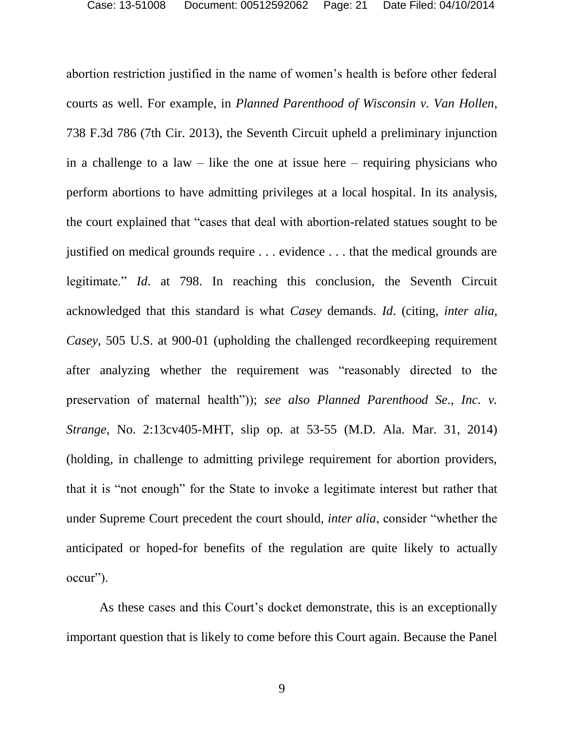abortion restriction justified in the name of women's health is before other federal courts as well. For example, in *Planned Parenthood of Wisconsin v. Van Hollen*, 738 F.3d 786 (7th Cir. 2013), the Seventh Circuit upheld a preliminary injunction in a challenge to a law – like the one at issue here – requiring physicians who perform abortions to have admitting privileges at a local hospital. In its analysis, the court explained that "cases that deal with abortion-related statues sought to be justified on medical grounds require . . . evidence . . . that the medical grounds are legitimate." *Id*. at 798. In reaching this conclusion, the Seventh Circuit acknowledged that this standard is what *Casey* demands. *Id*. (citing, *inter alia*, *Casey*, 505 U.S. at 900-01 (upholding the challenged recordkeeping requirement after analyzing whether the requirement was "reasonably directed to the preservation of maternal health")); *see also Planned Parenthood Se., Inc. v. Strange*, No. 2:13cv405-MHT, slip op. at 53-55 (M.D. Ala. Mar. 31, 2014) (holding, in challenge to admitting privilege requirement for abortion providers, that it is "not enough" for the State to invoke a legitimate interest but rather that under Supreme Court precedent the court should, *inter alia*, consider "whether the anticipated or hoped-for benefits of the regulation are quite likely to actually occur").

As these cases and this Court's docket demonstrate, this is an exceptionally important question that is likely to come before this Court again. Because the Panel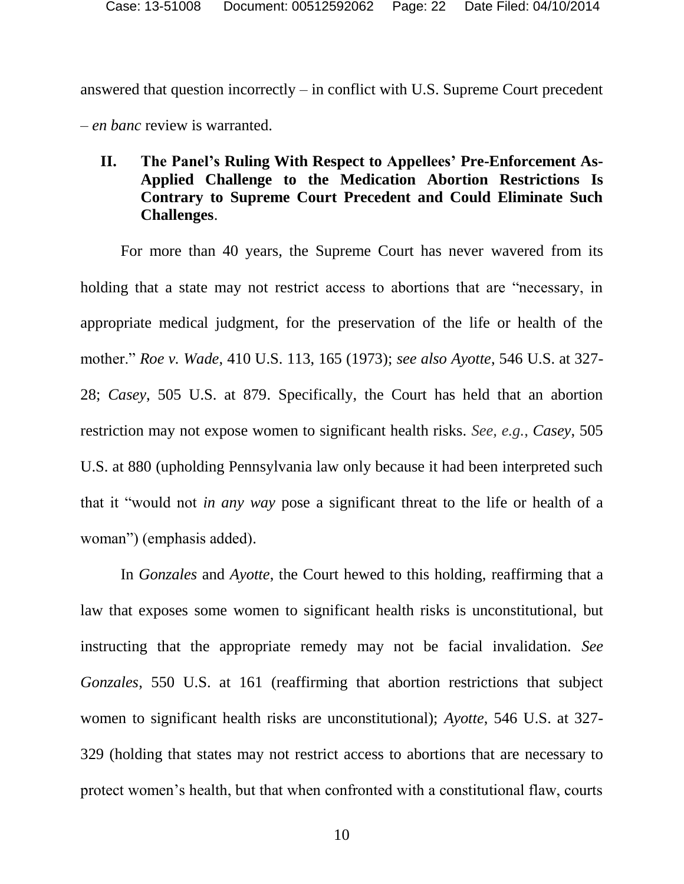answered that question incorrectly – in conflict with U.S. Supreme Court precedent – *en banc* review is warranted.

## II. The Panel's Ruling With Respect to Appellees' Pre-Enforcement As-Applied Challenge to the Medication Abortion Restrictions Is Contrary to Supreme Court Precedent and Could Eliminate Such Challenges.

For more than 40 years, the Supreme Court has never wavered from its holding that a state may not restrict access to abortions that are "necessary, in appropriate medical judgment, for the preservation of the life or health of the mother." *Roe v. Wade*, 410 U.S. 113, 165 (1973); *see also Ayotte*, 546 U.S. at 327-28; *Casey*, 505 U.S. at 879. Specifically, the Court has held that an abortion restriction may not expose women to significant health risks. *See, e.g.*, *Casey*, 505 U.S. at 880 (upholding Pennsylvania law only because it had been interpreted such that it "would not *in any way* pose a significant threat to the life or health of a woman") (emphasis added).

In *Gonzales* and *Ayotte*, the Court hewed to this holding, reaffirming that a law that exposes some women to significant health risks is unconstitutional, but instructing that the appropriate remedy may not be facial invalidation. *See Gonzales*, 550 U.S. at 161 (reaffirming that abortion restrictions that subject women to significant health risks are unconstitutional); *Ayotte*, 546 U.S. at 327-329 (holding that states may not restrict access to abortions that are necessary to protect women's health, but that when confronted with a constitutional flaw, courts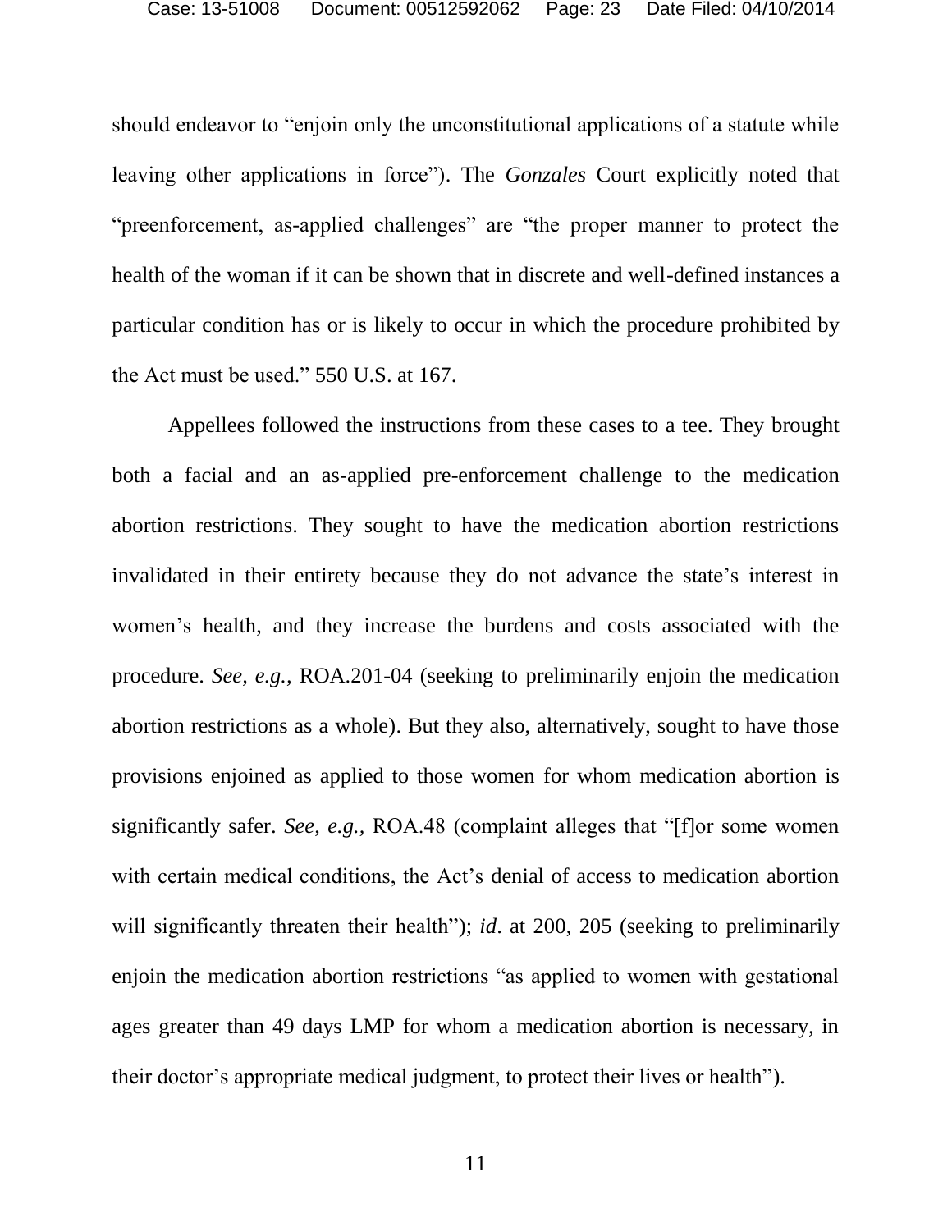should endeavor to "enjoin only the unconstitutional applications of a statute while leaving other applications in force"). The *Gonzales* Court explicitly noted that "preenforcement, as-applied challenges" are "the proper manner to protect the health of the woman if it can be shown that in discrete and well-defined instances a particular condition has or is likely to occur in which the procedure prohibited by the Act must be used." 550 U.S. at 167.

Appellees followed the instructions from these cases to a tee. They brought both a facial and an as-applied pre-enforcement challenge to the medication abortion restrictions. They sought to have the medication abortion restrictions invalidated in their entirety because they do not advance the state's interest in women's health, and they increase the burdens and costs associated with the procedure. *See, e.g.,* ROA.201-04 (seeking to preliminarily enjoin the medication abortion restrictions as a whole). But they also, alternatively, sought to have those provisions enjoined as applied to those women for whom medication abortion is significantly safer. *See*, *e.g.,* ROA.48 (complaint alleges that "[f]or some women with certain medical conditions, the Act's denial of access to medication abortion will significantly threaten their health"); *id*. at 200, 205 (seeking to preliminarily enjoin the medication abortion restrictions "as applied to women with gestational ages greater than 49 days LMP for whom a medication abortion is necessary, in their doctor's appropriate medical judgment, to protect their lives or health").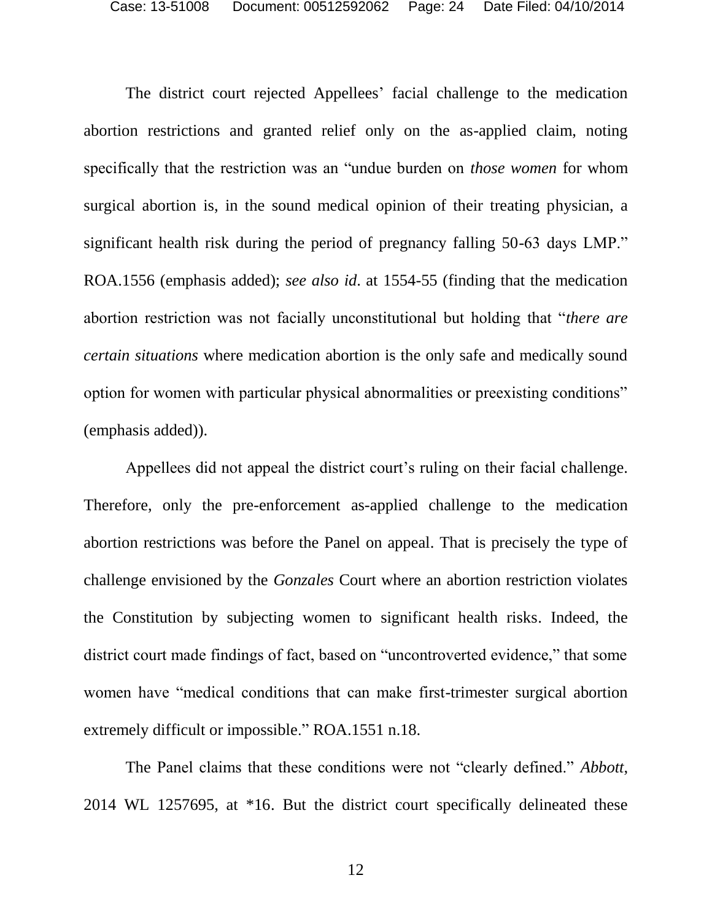The district court rejected Appellees' facial challenge to the medication abortion restrictions and granted relief only on the as-applied claim, noting specifically that the restriction was an "undue burden on *those women* for whom surgical abortion is, in the sound medical opinion of their treating physician, a significant health risk during the period of pregnancy falling 50-63 days LMP." ROA.1556 (emphasis added); *see also id*. at 1554-55 (finding that the medication abortion restriction was not facially unconstitutional but holding that "*there are certain situations* where medication abortion is the only safe and medically sound option for women with particular physical abnormalities or preexisting conditions" (emphasis added)).

Appellees did not appeal the district court's ruling on their facial challenge. Therefore, only the pre-enforcement as-applied challenge to the medication abortion restrictions was before the Panel on appeal. That is precisely the type of challenge envisioned by the *Gonzales* Court where an abortion restriction violates the Constitution by subjecting women to significant health risks. Indeed, the district court made findings of fact, based on "uncontroverted evidence," that some women have "medical conditions that can make first-trimester surgical abortion extremely difficult or impossible." ROA.1551 n.18.

The Panel claims that these conditions were not "clearly defined." *Abbott*, 2014 WL 1257695, at *16. But the district court specifically delineated these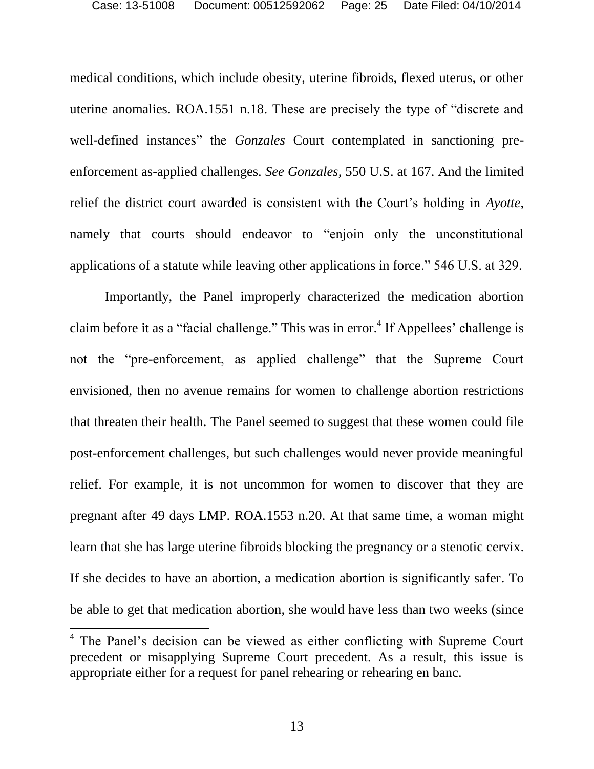medical conditions, which include obesity, uterine fibroids, flexed uterus, or other uterine anomalies. ROA.1551 n.18. These are precisely the type of "discrete and well-defined instances" the *Gonzales* Court contemplated in sanctioning pre-enforcement as-applied challenges. *See Gonzales*, 550 U.S. at 167. And the limited relief the district court awarded is consistent with the Court's holding in *Ayotte*, namely that courts should endeavor to "enjoin only the unconstitutional applications of a statute while leaving other applications in force." 546 U.S. at 329.

Importantly, the Panel improperly characterized the medication abortion claim before it as a "facial challenge." This was in error.[4] If Appellees' challenge is not the "pre-enforcement, as applied challenge" that the Supreme Court envisioned, then no avenue remains for women to challenge abortion restrictions that threaten their health. The Panel seemed to suggest that these women could file post-enforcement challenges, but such challenges would never provide meaningful relief. For example, it is not uncommon for women to discover that they are pregnant after 49 days LMP. ROA.1553 n.20. At that same time, a woman might learn that she has large uterine fibroids blocking the pregnancy or a stenotic cervix. If she decides to have an abortion, a medication abortion is significantly safer. To be able to get that medication abortion, she would have less than two weeks (since

[4] The Panel's decision can be viewed as either conflicting with Supreme Court precedent or misapplying Supreme Court precedent. As a result, this issue is appropriate either for a request for panel rehearing or rehearing en banc.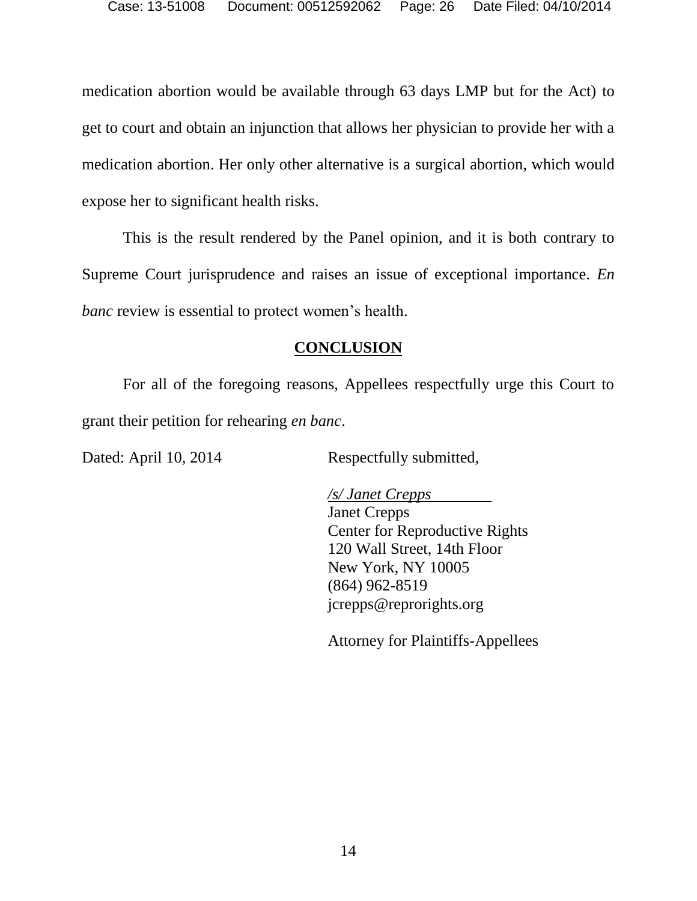medication abortion would be available through 63 days LMP but for the Act) to get to court and obtain an injunction that allows her physician to provide her with a medication abortion. Her only other alternative is a surgical abortion, which would expose her to significant health risks.

This is the result rendered by the Panel opinion, and it is both contrary to Supreme Court jurisprudence and raises an issue of exceptional importance. *En banc* review is essential to protect women's health.

## CONCLUSION

For all of the foregoing reasons, Appellees respectfully urge this Court to grant their petition for rehearing *en banc*.

Dated: April 10, 2014

Respectfully submitted,

*/s/ Janet Crepps*
Janet Crepps
Center for Reproductive Rights
120 Wall Street, 14th Floor
New York, NY 10005
(864) 962-8519
jcrepps@reprorights.org

Attorney for Plaintiffs-Appellees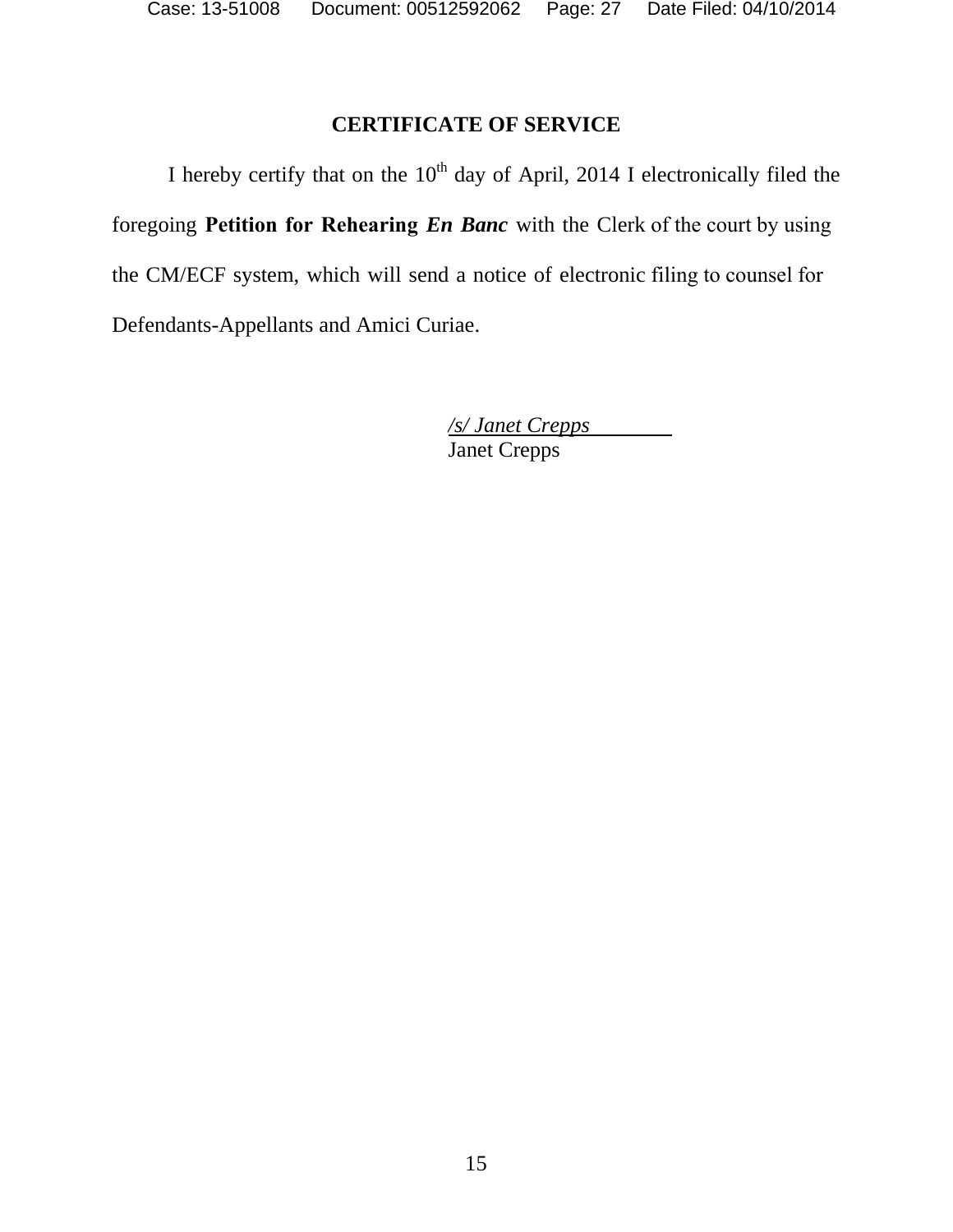## CERTIFICATE OF SERVICE

I hereby certify that on the 10th day of April, 2014 I electronically filed the foregoing **Petition for Rehearing *En Banc*** with the Clerk of the court by using the CM/ECF system, which will send a notice of electronic filing to counsel for Defendants-Appellants and Amici Curiae.

*/s/ Janet Crepps*
Janet Crepps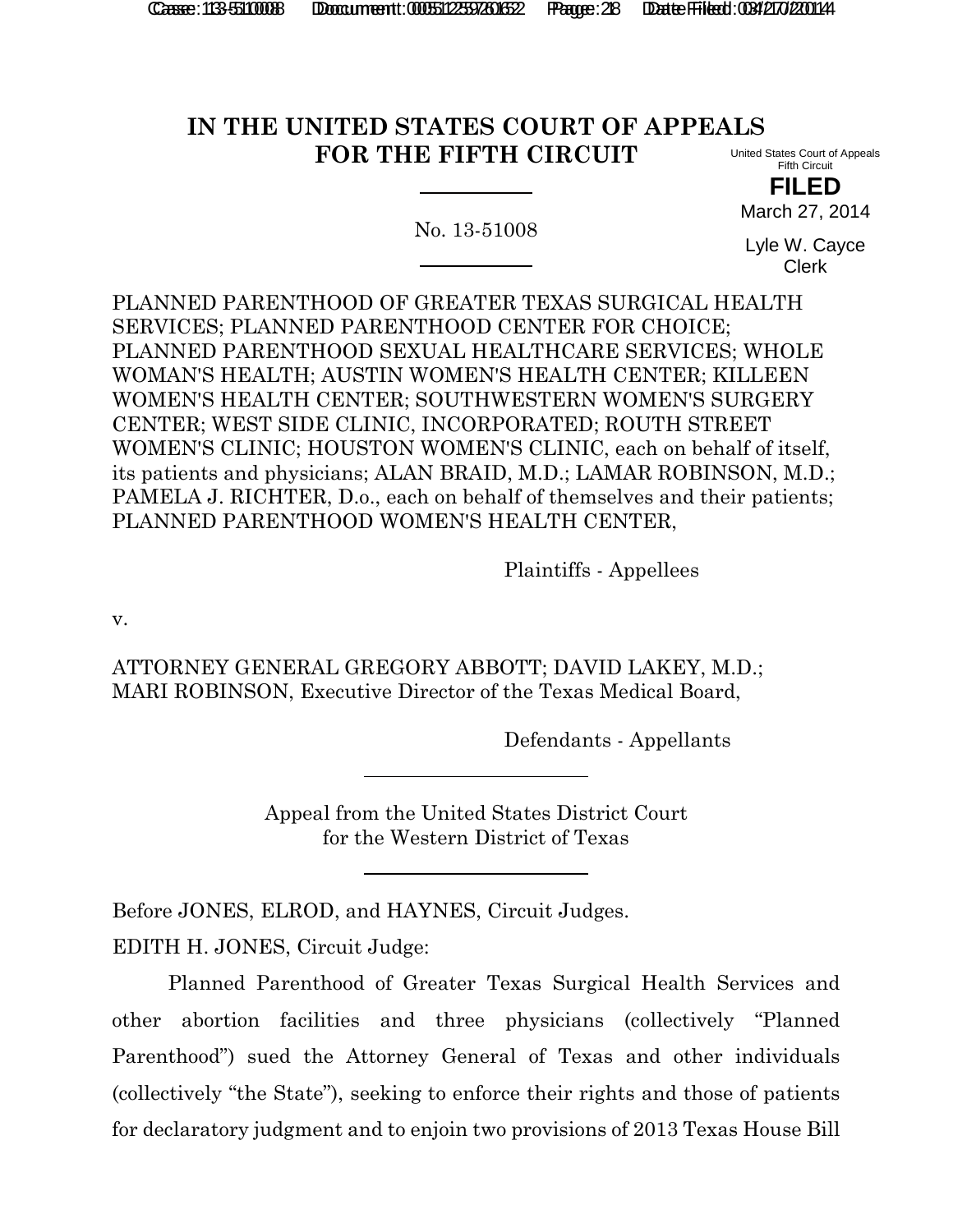# IN THE UNITED STATES COURT OF APPEALS FOR THE FIFTH CIRCUIT

United States Court of Appeals
Fifth Circuit

**FILED**

March 27, 2014

Lyle W. Cayce
Clerk

No. 13-51008

PLANNED PARENTHOOD OF GREATER TEXAS SURGICAL HEALTH SERVICES; PLANNED PARENTHOOD CENTER FOR CHOICE; PLANNED PARENTHOOD SEXUAL HEALTHCARE SERVICES; WHOLE WOMAN'S HEALTH; AUSTIN WOMEN'S HEALTH CENTER; KILLEEN WOMEN'S HEALTH CENTER; SOUTHWESTERN WOMEN'S SURGERY CENTER; WEST SIDE CLINIC, INCORPORATED; ROUTH STREET WOMEN'S CLINIC; HOUSTON WOMEN'S CLINIC, each on behalf of itself, its patients and physicians; ALAN BRAID, M.D.; LAMAR ROBINSON, M.D.; PAMELA J. RICHTER, D.o., each on behalf of themselves and their patients; PLANNED PARENTHOOD WOMEN'S HEALTH CENTER,

Plaintiffs - Appellees

v.

ATTORNEY GENERAL GREGORY ABBOTT; DAVID LAKEY, M.D.; MARI ROBINSON, Executive Director of the Texas Medical Board,

Defendants - Appellants

Appeal from the United States District Court
for the Western District of Texas

Before JONES, ELROD, and HAYNES, Circuit Judges.

EDITH H. JONES, Circuit Judge:

Planned Parenthood of Greater Texas Surgical Health Services and other abortion facilities and three physicians (collectively "Planned Parenthood") sued the Attorney General of Texas and other individuals (collectively "the State"), seeking to enforce their rights and those of patients for declaratory judgment and to enjoin two provisions of 2013 Texas House Bill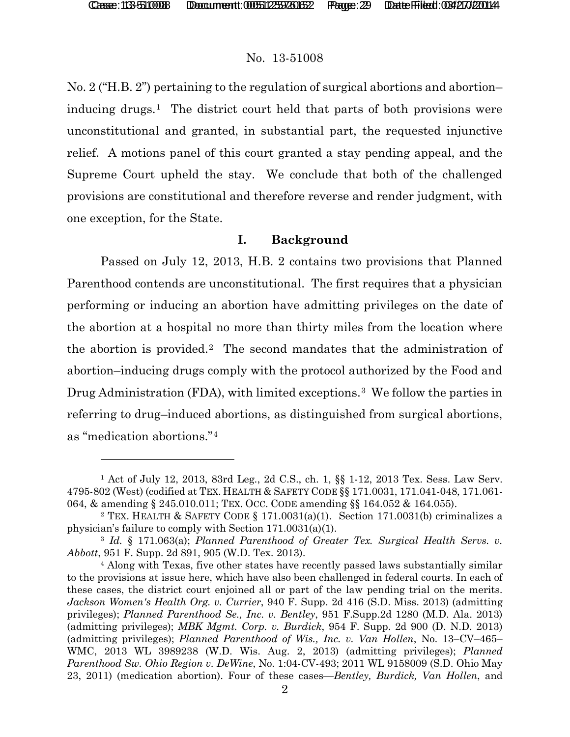No. 2 ("H.B. 2") pertaining to the regulation of surgical abortions and abortion–inducing drugs.[1] The district court held that parts of both provisions were unconstitutional and granted, in substantial part, the requested injunctive relief. A motions panel of this court granted a stay pending appeal, and the Supreme Court upheld the stay. We conclude that both of the challenged provisions are constitutional and therefore reverse and render judgment, with one exception, for the State.

## I. Background

Passed on July 12, 2013, H.B. 2 contains two provisions that Planned Parenthood contends are unconstitutional. The first requires that a physician performing or inducing an abortion have admitting privileges on the date of the abortion at a hospital no more than thirty miles from the location where the abortion is provided.[2] The second mandates that the administration of abortion–inducing drugs comply with the protocol authorized by the Food and Drug Administration (FDA), with limited exceptions.[3] We follow the parties in referring to drug–induced abortions, as distinguished from surgical abortions, as "medication abortions."[4]

---

[1] Act of July 12, 2013, 83rd Leg., 2d C.S., ch. 1, §§ 1-12, 2013 Tex. Sess. Law Serv. 4795-802 (West) (codified at TEX. HEALTH & SAFETY CODE §§ 171.0031, 171.041-048, 171.061-064, & amending § 245.010.011; TEX. OCC. CODE amending §§ 164.052 & 164.055).

[2] TEX. HEALTH & SAFETY CODE § 171.0031(a)(1). Section 171.0031(b) criminalizes a physician's failure to comply with Section 171.0031(a)(1).

[3] *Id.* § 171.063(a); *Planned Parenthood of Greater Tex. Surgical Health Servs. v. Abbott*, 951 F. Supp. 2d 891, 905 (W.D. Tex. 2013).

[4] Along with Texas, five other states have recently passed laws substantially similar to the provisions at issue here, which have also been challenged in federal courts. In each of these cases, the district court enjoined all or part of the law pending trial on the merits. *Jackson Women's Health Org. v. Currier*, 940 F. Supp. 2d 416 (S.D. Miss. 2013) (admitting privileges); *Planned Parenthood Se., Inc. v. Bentley*, 951 F.Supp.2d 1280 (M.D. Ala. 2013) (admitting privileges); *MBK Mgmt. Corp. v. Burdick*, 954 F. Supp. 2d 900 (D. N.D. 2013) (admitting privileges); *Planned Parenthood of Wis., Inc. v. Van Hollen*, No. 13–CV–465–WMC, 2013 WL 3989238 (W.D. Wis. Aug. 2, 2013) (admitting privileges); *Planned Parenthood Sw. Ohio Region v. DeWine*, No. 1:04-CV-493; 2011 WL 9158009 (S.D. Ohio May 23, 2011) (medication abortion). Four of these cases—*Bentley, Burdick, Van Hollen*, and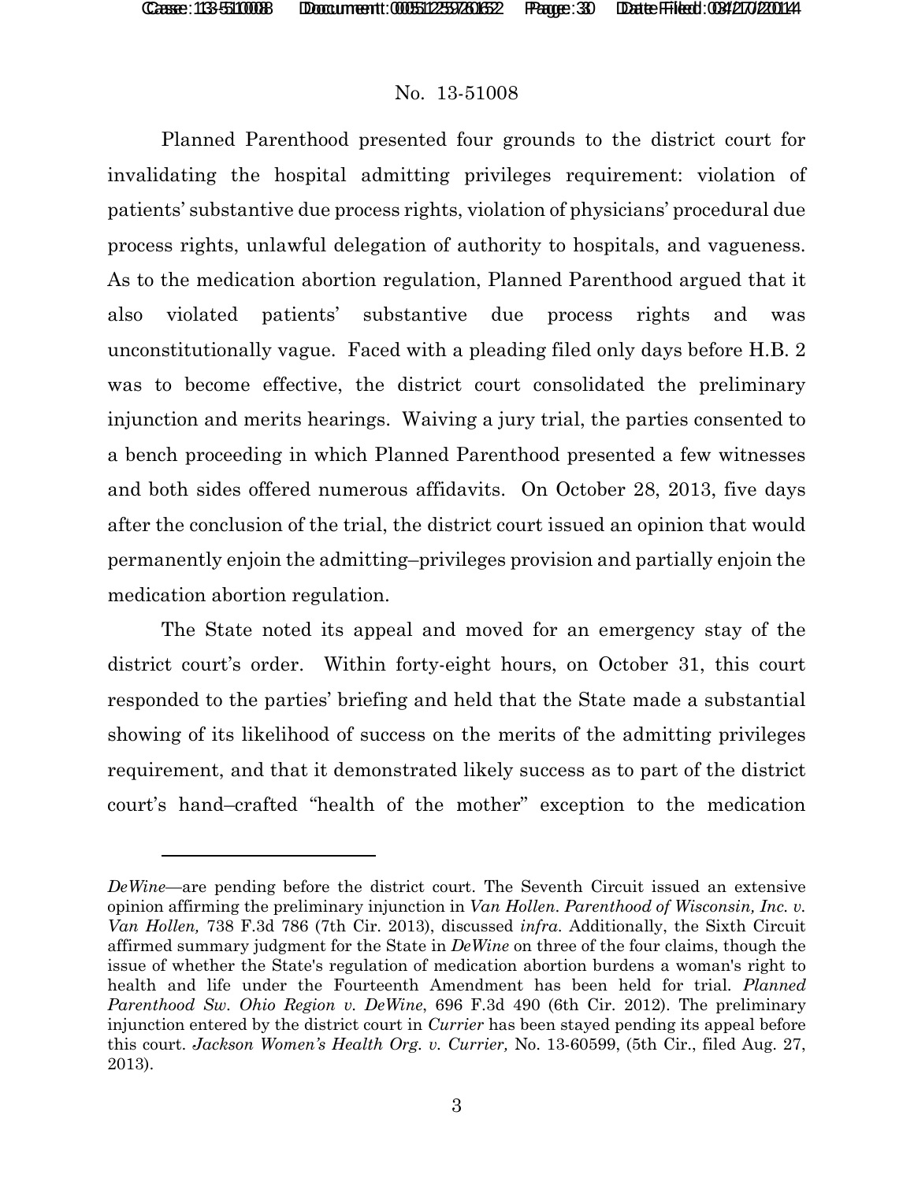No. 13-51008

Planned Parenthood presented four grounds to the district court for invalidating the hospital admitting privileges requirement: violation of patients' substantive due process rights, violation of physicians' procedural due process rights, unlawful delegation of authority to hospitals, and vagueness. As to the medication abortion regulation, Planned Parenthood argued that it also violated patients' substantive due process rights and was unconstitutionally vague. Faced with a pleading filed only days before H.B. 2 was to become effective, the district court consolidated the preliminary injunction and merits hearings. Waiving a jury trial, the parties consented to a bench proceeding in which Planned Parenthood presented a few witnesses and both sides offered numerous affidavits. On October 28, 2013, five days after the conclusion of the trial, the district court issued an opinion that would permanently enjoin the admitting–privileges provision and partially enjoin the medication abortion regulation.

The State noted its appeal and moved for an emergency stay of the district court's order. Within forty-eight hours, on October 31, this court responded to the parties' briefing and held that the State made a substantial showing of its likelihood of success on the merits of the admitting privileges requirement, and that it demonstrated likely success as to part of the district court's hand–crafted "health of the mother" exception to the medication

---

*DeWine*—are pending before the district court. The Seventh Circuit issued an extensive opinion affirming the preliminary injunction in *Van Hollen*. *Parenthood of Wisconsin, Inc. v. Van Hollen,* 738 F.3d 786 (7th Cir. 2013), discussed *infra*. Additionally, the Sixth Circuit affirmed summary judgment for the State in *DeWine* on three of the four claims, though the issue of whether the State's regulation of medication abortion burdens a woman's right to health and life under the Fourteenth Amendment has been held for trial. *Planned Parenthood Sw. Ohio Region v. DeWine*, 696 F.3d 490 (6th Cir. 2012). The preliminary injunction entered by the district court in *Currier* has been stayed pending its appeal before this court. *Jackson Women's Health Org. v. Currier,* No. 13-60599, (5th Cir., filed Aug. 27, 2013).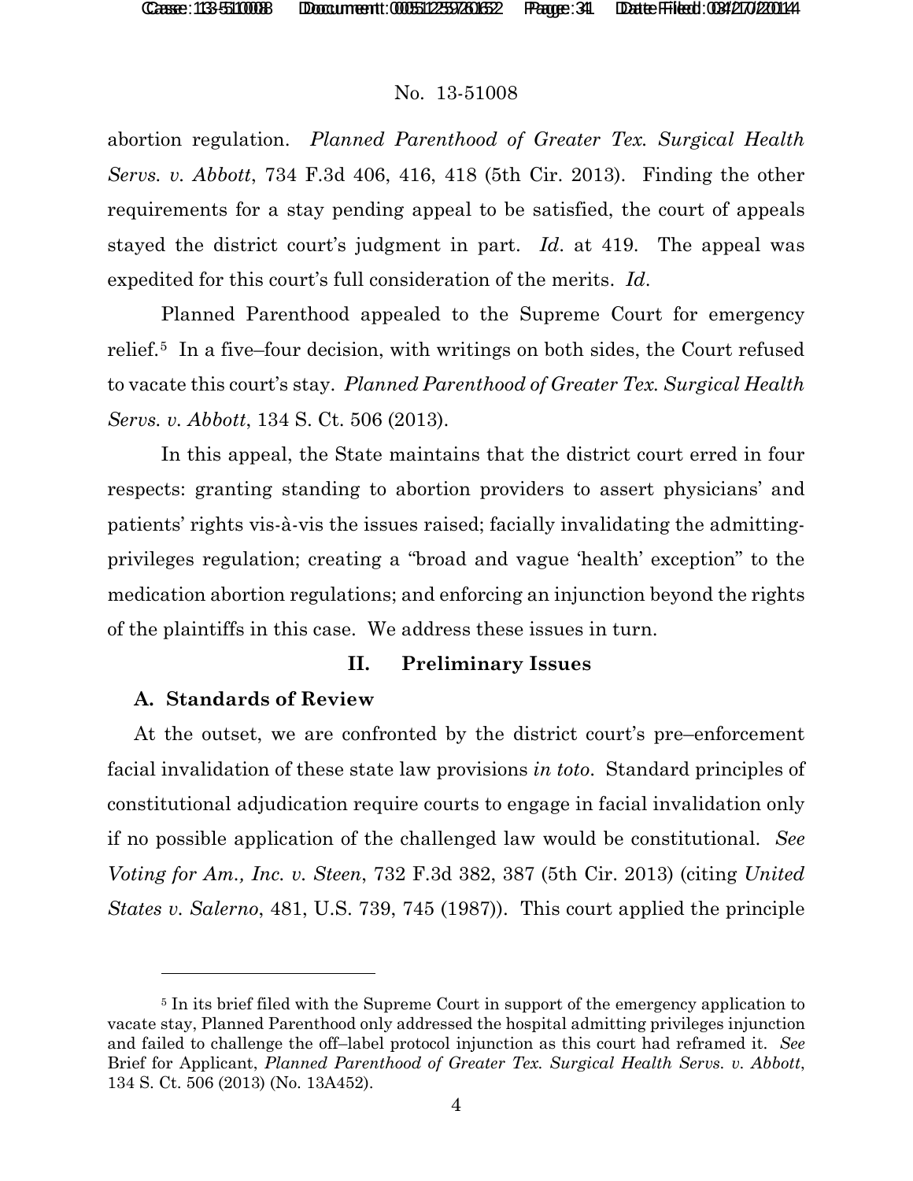abortion regulation. *Planned Parenthood of Greater Tex. Surgical Health Servs. v. Abbott*, 734 F.3d 406, 416, 418 (5th Cir. 2013). Finding the other requirements for a stay pending appeal to be satisfied, the court of appeals stayed the district court's judgment in part. *Id*. at 419. The appeal was expedited for this court's full consideration of the merits. *Id*.

Planned Parenthood appealed to the Supreme Court for emergency relief.[5] In a five–four decision, with writings on both sides, the Court refused to vacate this court's stay. *Planned Parenthood of Greater Tex. Surgical Health Servs. v. Abbott*, 134 S. Ct. 506 (2013).

In this appeal, the State maintains that the district court erred in four respects: granting standing to abortion providers to assert physicians' and patients' rights vis-à-vis the issues raised; facially invalidating the admitting-privileges regulation; creating a "broad and vague 'health' exception" to the medication abortion regulations; and enforcing an injunction beyond the rights of the plaintiffs in this case. We address these issues in turn.

## II. Preliminary Issues

### A. Standards of Review

At the outset, we are confronted by the district court's pre–enforcement facial invalidation of these state law provisions *in toto*. Standard principles of constitutional adjudication require courts to engage in facial invalidation only if no possible application of the challenged law would be constitutional. *See Voting for Am., Inc. v. Steen*, 732 F.3d 382, 387 (5th Cir. 2013) (citing *United States v. Salerno*, 481, U.S. 739, 745 (1987)). This court applied the principle

---

[5] In its brief filed with the Supreme Court in support of the emergency application to vacate stay, Planned Parenthood only addressed the hospital admitting privileges injunction and failed to challenge the off–label protocol injunction as this court had reframed it. *See* Brief for Applicant, *Planned Parenthood of Greater Tex. Surgical Health Servs. v. Abbott*, 134 S. Ct. 506 (2013) (No. 13A452).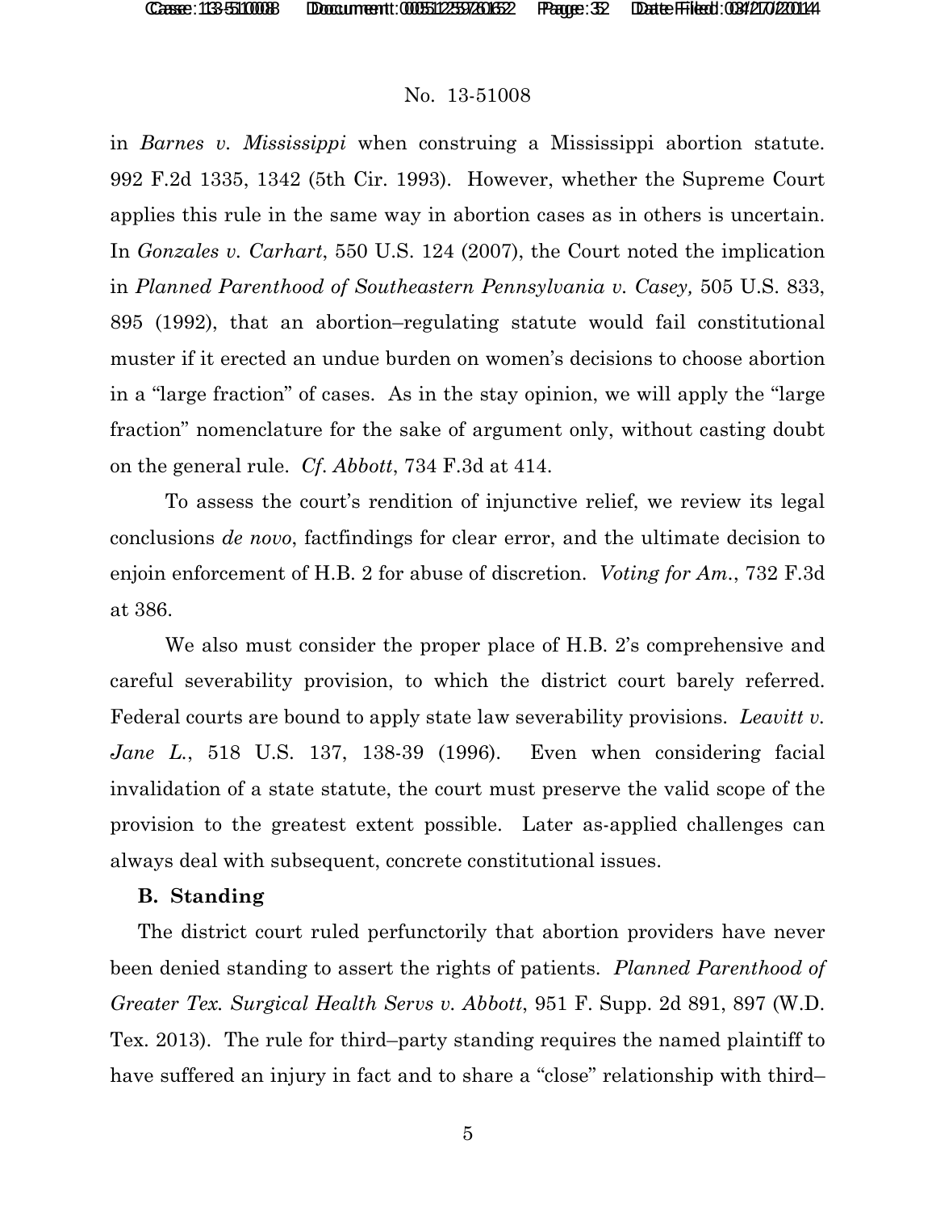in *Barnes v. Mississippi* when construing a Mississippi abortion statute. 992 F.2d 1335, 1342 (5th Cir. 1993). However, whether the Supreme Court applies this rule in the same way in abortion cases as in others is uncertain. In *Gonzales v. Carhart*, 550 U.S. 124 (2007), the Court noted the implication in *Planned Parenthood of Southeastern Pennsylvania v. Casey,* 505 U.S. 833, 895 (1992), that an abortion–regulating statute would fail constitutional muster if it erected an undue burden on women's decisions to choose abortion in a "large fraction" of cases. As in the stay opinion, we will apply the "large fraction" nomenclature for the sake of argument only, without casting doubt on the general rule. *Cf. Abbott*, 734 F.3d at 414.

To assess the court's rendition of injunctive relief, we review its legal conclusions *de novo*, factfindings for clear error, and the ultimate decision to enjoin enforcement of H.B. 2 for abuse of discretion. *Voting for Am.*, 732 F.3d at 386.

We also must consider the proper place of H.B. 2's comprehensive and careful severability provision, to which the district court barely referred. Federal courts are bound to apply state law severability provisions. *Leavitt v. Jane L.*, 518 U.S. 137, 138-39 (1996). Even when considering facial invalidation of a state statute, the court must preserve the valid scope of the provision to the greatest extent possible. Later as-applied challenges can always deal with subsequent, concrete constitutional issues.

**B. Standing**

The district court ruled perfunctorily that abortion providers have never been denied standing to assert the rights of patients. *Planned Parenthood of Greater Tex. Surgical Health Servs v. Abbott*, 951 F. Supp. 2d 891, 897 (W.D. Tex. 2013). The rule for third–party standing requires the named plaintiff to have suffered an injury in fact and to share a "close" relationship with third–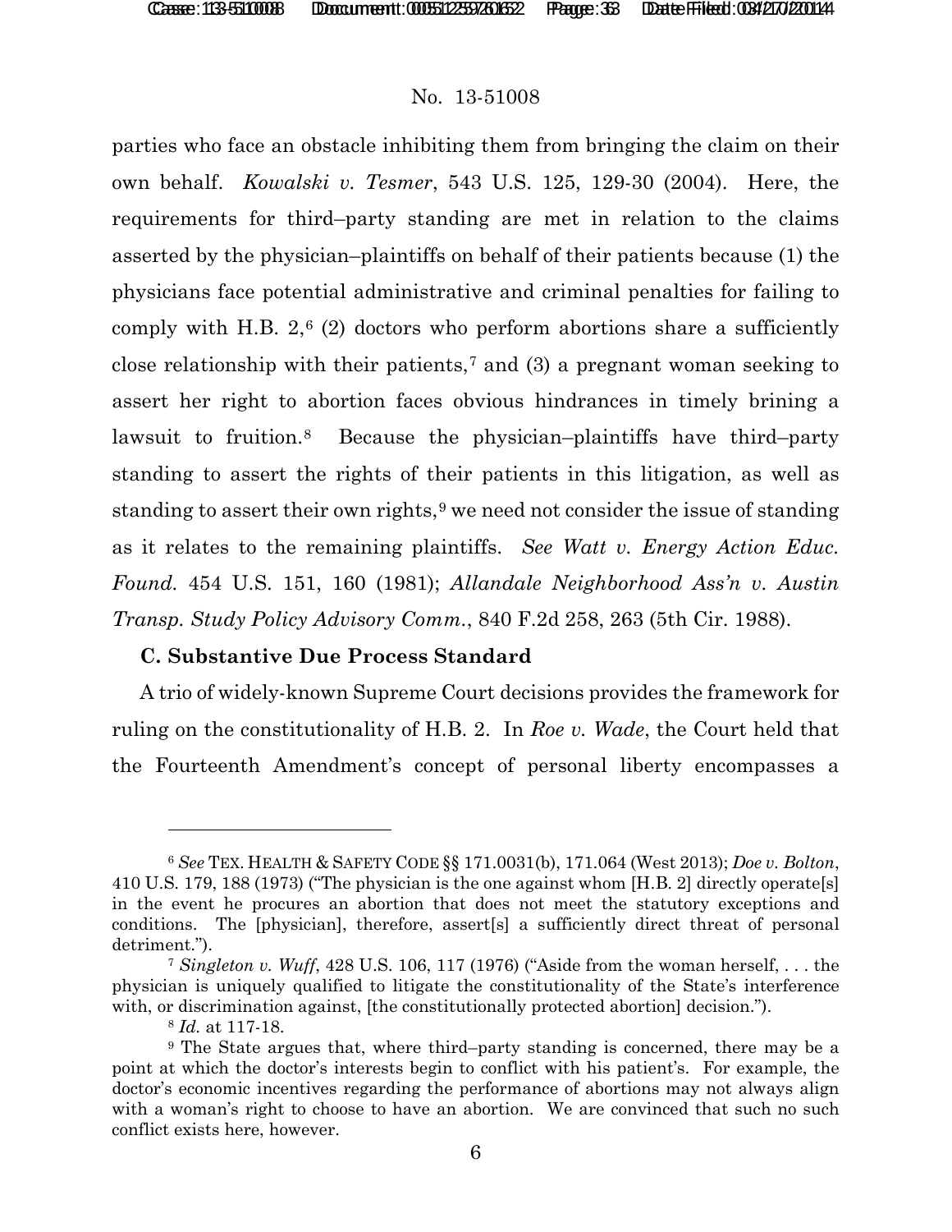parties who face an obstacle inhibiting them from bringing the claim on their own behalf. *Kowalski v. Tesmer*, 543 U.S. 125, 129-30 (2004). Here, the requirements for third–party standing are met in relation to the claims asserted by the physician–plaintiffs on behalf of their patients because (1) the physicians face potential administrative and criminal penalties for failing to comply with H.B. 2,[6] (2) doctors who perform abortions share a sufficiently close relationship with their patients,[7] and (3) a pregnant woman seeking to assert her right to abortion faces obvious hindrances in timely brining a lawsuit to fruition.[8] Because the physician–plaintiffs have third–party standing to assert the rights of their patients in this litigation, as well as standing to assert their own rights,[9] we need not consider the issue of standing as it relates to the remaining plaintiffs. *See Watt v. Energy Action Educ. Found.* 454 U.S. 151, 160 (1981); *Allandale Neighborhood Ass'n v. Austin Transp. Study Policy Advisory Comm.*, 840 F.2d 258, 263 (5th Cir. 1988).

**C. Substantive Due Process Standard**

A trio of widely-known Supreme Court decisions provides the framework for ruling on the constitutionality of H.B. 2. In *Roe v. Wade*, the Court held that the Fourteenth Amendment's concept of personal liberty encompasses a

---

[6] *See* TEX. HEALTH & SAFETY CODE §§ 171.0031(b), 171.064 (West 2013); *Doe v. Bolton*, 410 U.S. 179, 188 (1973) ("The physician is the one against whom [H.B. 2] directly operate[s] in the event he procures an abortion that does not meet the statutory exceptions and conditions. The [physician], therefore, assert[s] a sufficiently direct threat of personal detriment.").

[7] *Singleton v. Wuff*, 428 U.S. 106, 117 (1976) ("Aside from the woman herself, . . . the physician is uniquely qualified to litigate the constitutionality of the State's interference with, or discrimination against, [the constitutionally protected abortion] decision.").

[8] *Id.* at 117-18.

[9] The State argues that, where third–party standing is concerned, there may be a point at which the doctor's interests begin to conflict with his patient's. For example, the doctor's economic incentives regarding the performance of abortions may not always align with a woman's right to choose to have an abortion. We are convinced that such no such conflict exists here, however.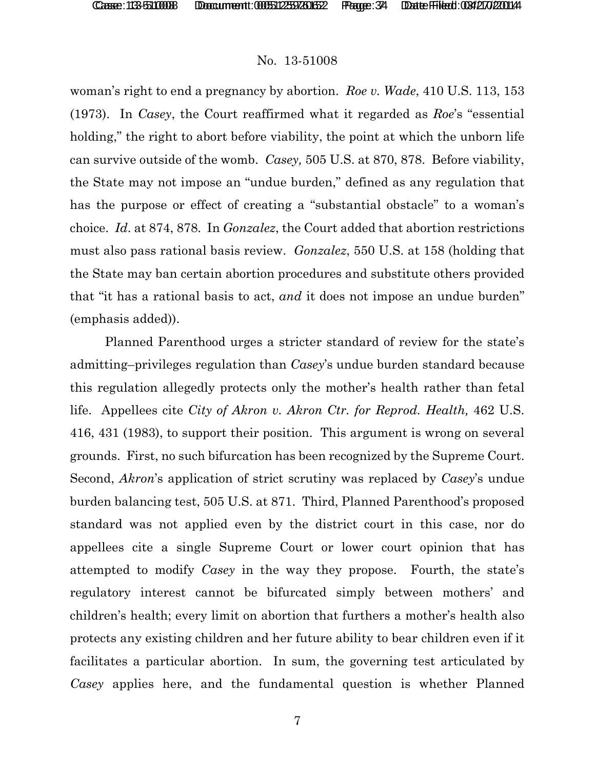woman's right to end a pregnancy by abortion. *Roe v. Wade*, 410 U.S. 113, 153 (1973). In *Casey*, the Court reaffirmed what it regarded as *Roe*'s "essential holding," the right to abort before viability, the point at which the unborn life can survive outside of the womb. *Casey,* 505 U.S. at 870, 878. Before viability, the State may not impose an "undue burden," defined as any regulation that has the purpose or effect of creating a "substantial obstacle" to a woman's choice. *Id*. at 874, 878. In *Gonzalez*, the Court added that abortion restrictions must also pass rational basis review. *Gonzalez*, 550 U.S. at 158 (holding that the State may ban certain abortion procedures and substitute others provided that "it has a rational basis to act, *and* it does not impose an undue burden" (emphasis added)).

Planned Parenthood urges a stricter standard of review for the state's admitting–privileges regulation than *Casey*'s undue burden standard because this regulation allegedly protects only the mother's health rather than fetal life. Appellees cite *City of Akron v. Akron Ctr. for Reprod. Health,* 462 U.S. 416, 431 (1983), to support their position. This argument is wrong on several grounds. First, no such bifurcation has been recognized by the Supreme Court. Second, *Akron*'s application of strict scrutiny was replaced by *Casey*'s undue burden balancing test, 505 U.S. at 871. Third, Planned Parenthood's proposed standard was not applied even by the district court in this case, nor do appellees cite a single Supreme Court or lower court opinion that has attempted to modify *Casey* in the way they propose. Fourth, the state's regulatory interest cannot be bifurcated simply between mothers' and children's health; every limit on abortion that furthers a mother's health also protects any existing children and her future ability to bear children even if it facilitates a particular abortion. In sum, the governing test articulated by *Casey* applies here, and the fundamental question is whether Planned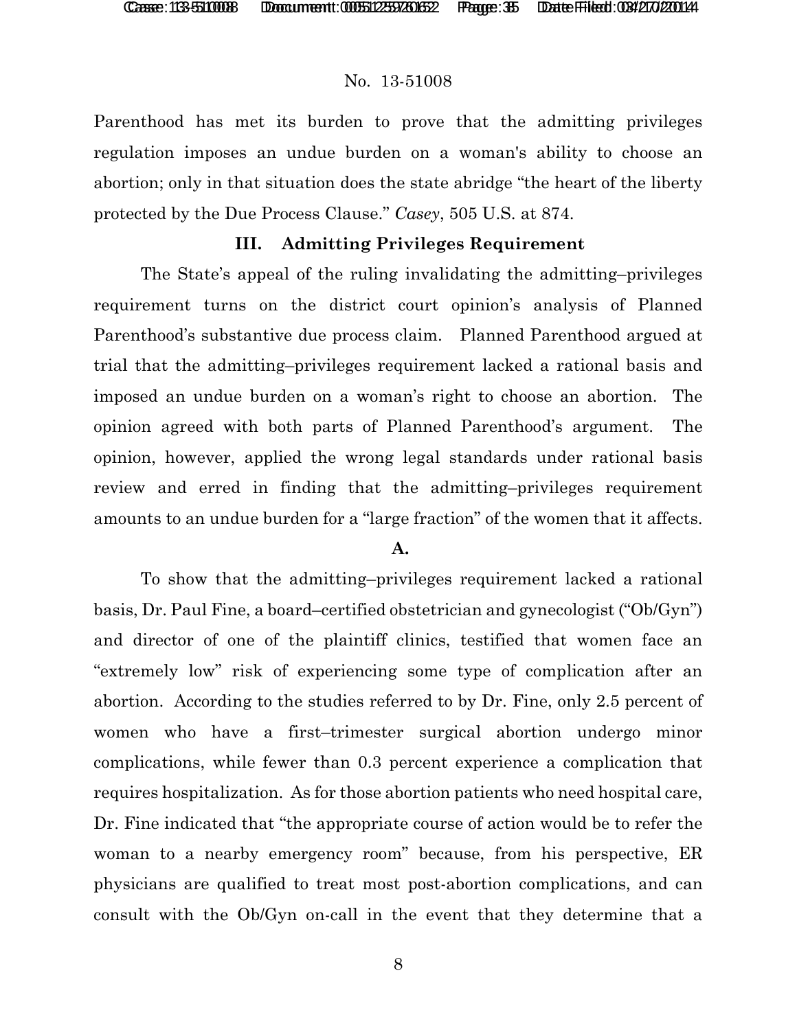Parenthood has met its burden to prove that the admitting privileges regulation imposes an undue burden on a woman's ability to choose an abortion; only in that situation does the state abridge "the heart of the liberty protected by the Due Process Clause." *Casey*, 505 U.S. at 874.

### III. Admitting Privileges Requirement

The State's appeal of the ruling invalidating the admitting–privileges requirement turns on the district court opinion's analysis of Planned Parenthood's substantive due process claim. Planned Parenthood argued at trial that the admitting–privileges requirement lacked a rational basis and imposed an undue burden on a woman's right to choose an abortion. The opinion agreed with both parts of Planned Parenthood's argument. The opinion, however, applied the wrong legal standards under rational basis review and erred in finding that the admitting–privileges requirement amounts to an undue burden for a "large fraction" of the women that it affects.

#### A.

To show that the admitting–privileges requirement lacked a rational basis, Dr. Paul Fine, a board–certified obstetrician and gynecologist ("Ob/Gyn") and director of one of the plaintiff clinics, testified that women face an "extremely low" risk of experiencing some type of complication after an abortion. According to the studies referred to by Dr. Fine, only 2.5 percent of women who have a first–trimester surgical abortion undergo minor complications, while fewer than 0.3 percent experience a complication that requires hospitalization. As for those abortion patients who need hospital care, Dr. Fine indicated that "the appropriate course of action would be to refer the woman to a nearby emergency room" because, from his perspective, ER physicians are qualified to treat most post-abortion complications, and can consult with the Ob/Gyn on-call in the event that they determine that a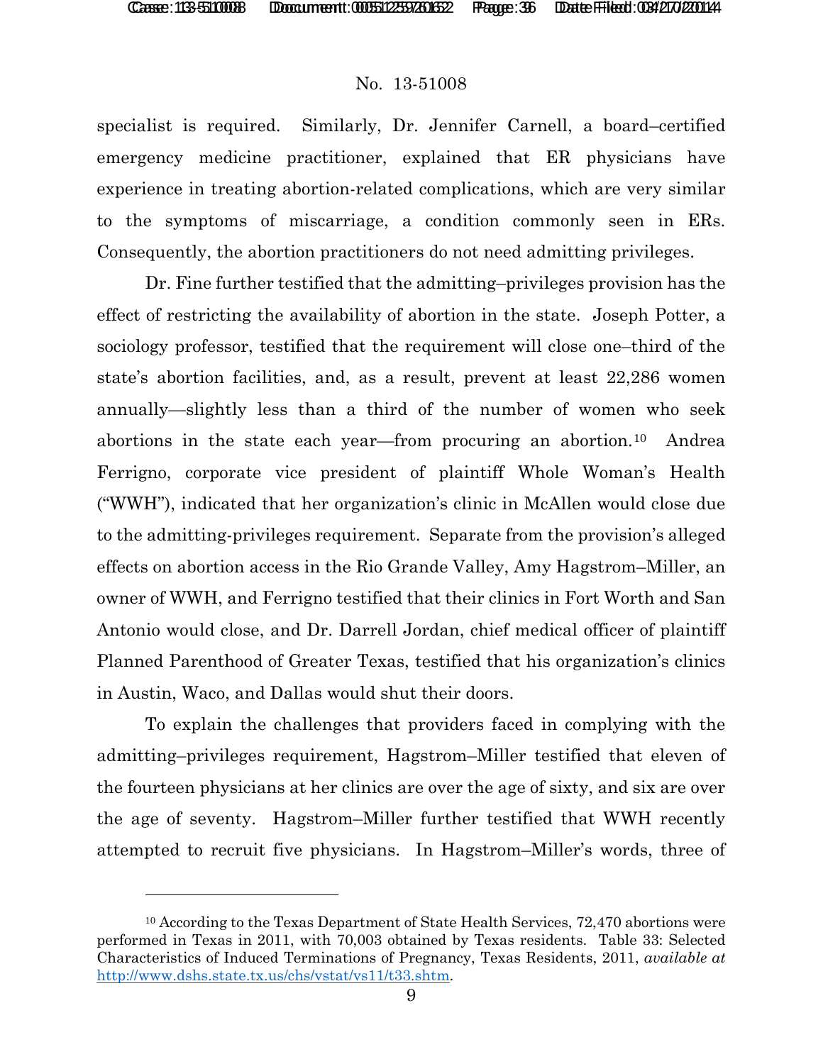specialist is required. Similarly, Dr. Jennifer Carnell, a board–certified emergency medicine practitioner, explained that ER physicians have experience in treating abortion-related complications, which are very similar to the symptoms of miscarriage, a condition commonly seen in ERs. Consequently, the abortion practitioners do not need admitting privileges.

Dr. Fine further testified that the admitting–privileges provision has the effect of restricting the availability of abortion in the state. Joseph Potter, a sociology professor, testified that the requirement will close one–third of the state's abortion facilities, and, as a result, prevent at least 22,286 women annually—slightly less than a third of the number of women who seek abortions in the state each year—from procuring an abortion.[10] Andrea Ferrigno, corporate vice president of plaintiff Whole Woman's Health ("WWH"), indicated that her organization's clinic in McAllen would close due to the admitting-privileges requirement. Separate from the provision's alleged effects on abortion access in the Rio Grande Valley, Amy Hagstrom–Miller, an owner of WWH, and Ferrigno testified that their clinics in Fort Worth and San Antonio would close, and Dr. Darrell Jordan, chief medical officer of plaintiff Planned Parenthood of Greater Texas, testified that his organization's clinics in Austin, Waco, and Dallas would shut their doors.

To explain the challenges that providers faced in complying with the admitting–privileges requirement, Hagstrom–Miller testified that eleven of the fourteen physicians at her clinics are over the age of sixty, and six are over the age of seventy. Hagstrom–Miller further testified that WWH recently attempted to recruit five physicians. In Hagstrom–Miller's words, three of

---

[10] According to the Texas Department of State Health Services, 72,470 abortions were performed in Texas in 2011, with 70,003 obtained by Texas residents. Table 33: Selected Characteristics of Induced Terminations of Pregnancy, Texas Residents, 2011, *available at* http://www.dshs.state.tx.us/chs/vstat/vs11/t33.shtm.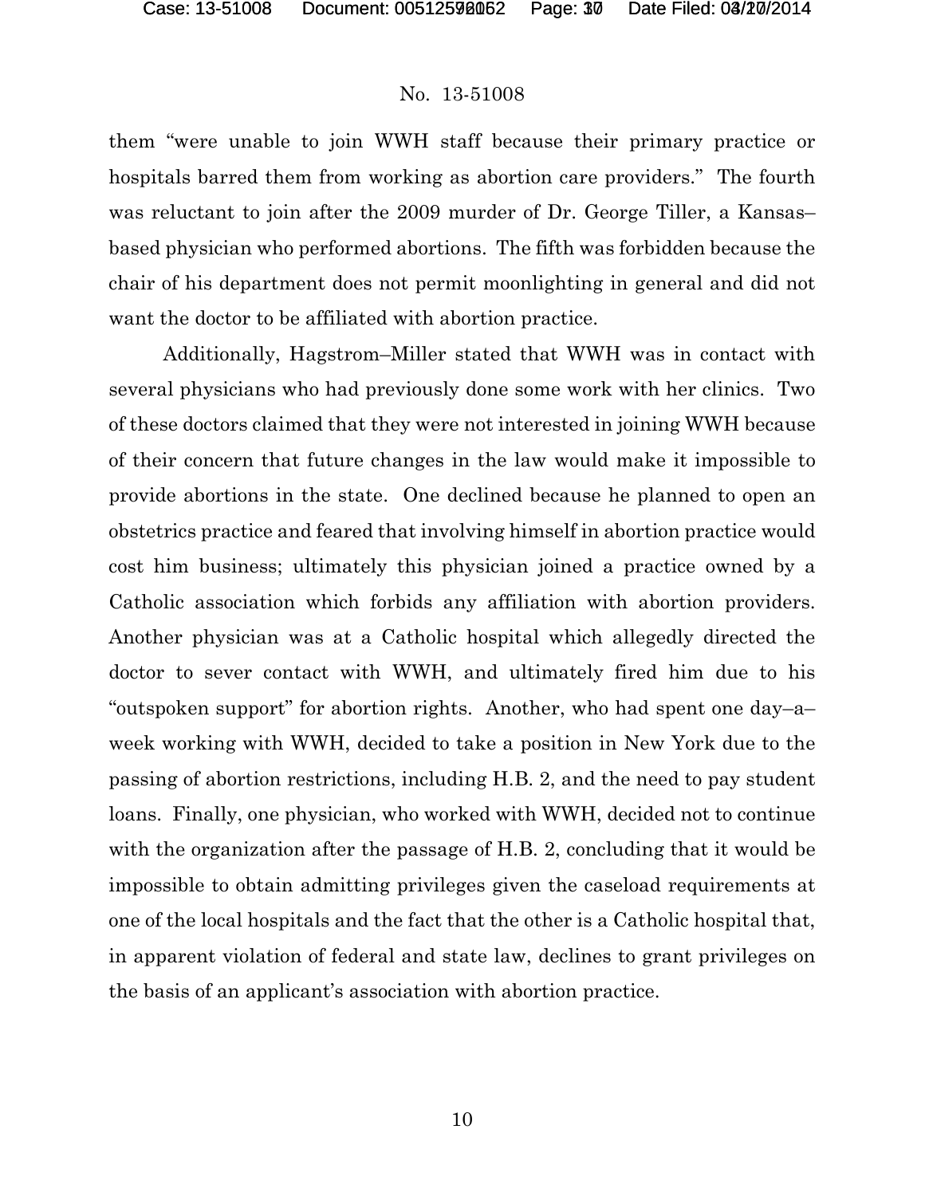them "were unable to join WWH staff because their primary practice or hospitals barred them from working as abortion care providers." The fourth was reluctant to join after the 2009 murder of Dr. George Tiller, a Kansas–based physician who performed abortions. The fifth was forbidden because the chair of his department does not permit moonlighting in general and did not want the doctor to be affiliated with abortion practice.

Additionally, Hagstrom–Miller stated that WWH was in contact with several physicians who had previously done some work with her clinics. Two of these doctors claimed that they were not interested in joining WWH because of their concern that future changes in the law would make it impossible to provide abortions in the state. One declined because he planned to open an obstetrics practice and feared that involving himself in abortion practice would cost him business; ultimately this physician joined a practice owned by a Catholic association which forbids any affiliation with abortion providers. Another physician was at a Catholic hospital which allegedly directed the doctor to sever contact with WWH, and ultimately fired him due to his "outspoken support" for abortion rights. Another, who had spent one day–a–week working with WWH, decided to take a position in New York due to the passing of abortion restrictions, including H.B. 2, and the need to pay student loans. Finally, one physician, who worked with WWH, decided not to continue with the organization after the passage of H.B. 2, concluding that it would be impossible to obtain admitting privileges given the caseload requirements at one of the local hospitals and the fact that the other is a Catholic hospital that, in apparent violation of federal and state law, declines to grant privileges on the basis of an applicant's association with abortion practice.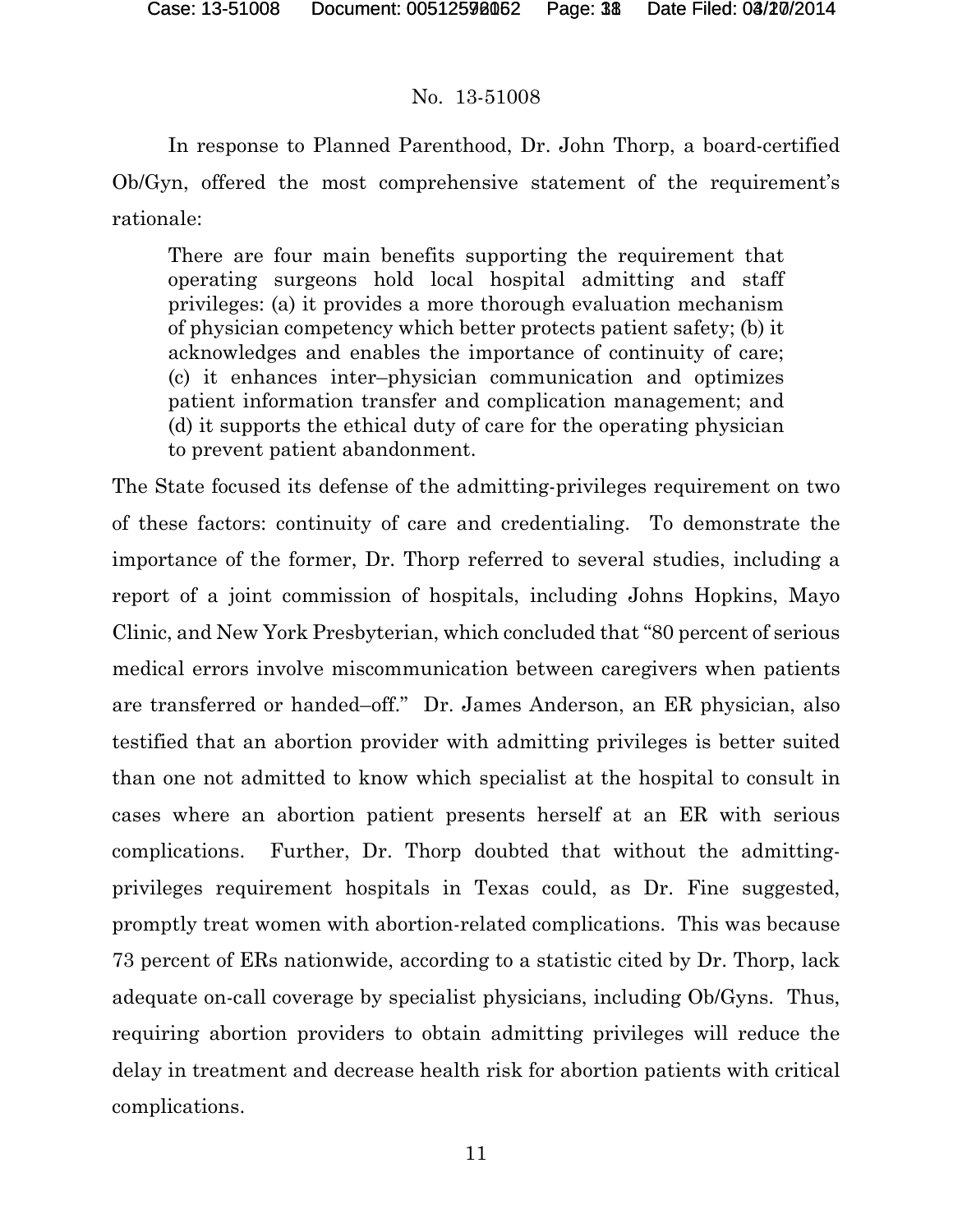In response to Planned Parenthood, Dr. John Thorp, a board-certified Ob/Gyn, offered the most comprehensive statement of the requirement's rationale:

> There are four main benefits supporting the requirement that operating surgeons hold local hospital admitting and staff privileges: (a) it provides a more thorough evaluation mechanism of physician competency which better protects patient safety; (b) it acknowledges and enables the importance of continuity of care; (c) it enhances inter–physician communication and optimizes patient information transfer and complication management; and (d) it supports the ethical duty of care for the operating physician to prevent patient abandonment.

The State focused its defense of the admitting-privileges requirement on two of these factors: continuity of care and credentialing. To demonstrate the importance of the former, Dr. Thorp referred to several studies, including a report of a joint commission of hospitals, including Johns Hopkins, Mayo Clinic, and New York Presbyterian, which concluded that "80 percent of serious medical errors involve miscommunication between caregivers when patients are transferred or handed–off." Dr. James Anderson, an ER physician, also testified that an abortion provider with admitting privileges is better suited than one not admitted to know which specialist at the hospital to consult in cases where an abortion patient presents herself at an ER with serious complications. Further, Dr. Thorp doubted that without the admitting-privileges requirement hospitals in Texas could, as Dr. Fine suggested, promptly treat women with abortion-related complications. This was because 73 percent of ERs nationwide, according to a statistic cited by Dr. Thorp, lack adequate on-call coverage by specialist physicians, including Ob/Gyns. Thus, requiring abortion providers to obtain admitting privileges will reduce the delay in treatment and decrease health risk for abortion patients with critical complications.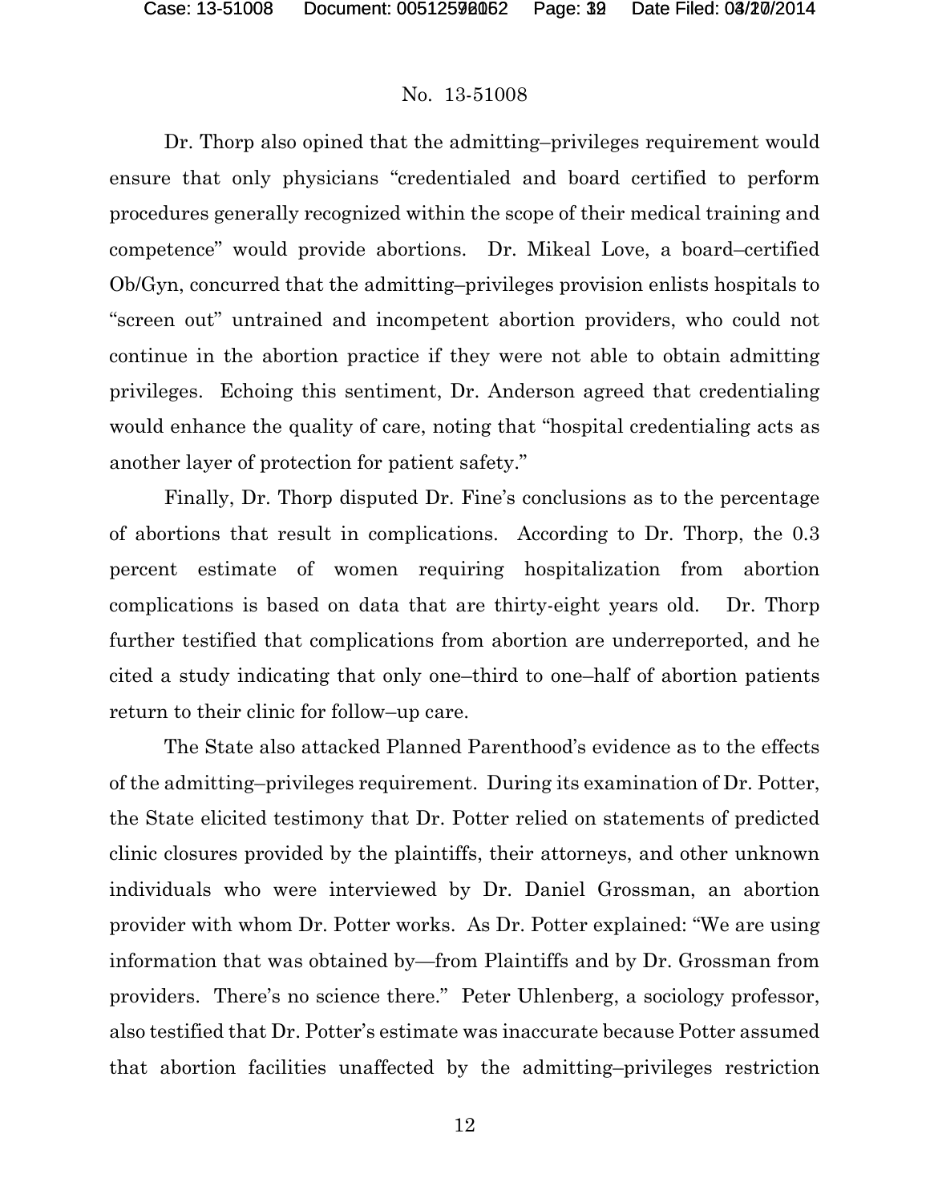Dr. Thorp also opined that the admitting–privileges requirement would ensure that only physicians "credentialed and board certified to perform procedures generally recognized within the scope of their medical training and competence" would provide abortions. Dr. Mikeal Love, a board–certified Ob/Gyn, concurred that the admitting–privileges provision enlists hospitals to "screen out" untrained and incompetent abortion providers, who could not continue in the abortion practice if they were not able to obtain admitting privileges. Echoing this sentiment, Dr. Anderson agreed that credentialing would enhance the quality of care, noting that "hospital credentialing acts as another layer of protection for patient safety."

Finally, Dr. Thorp disputed Dr. Fine's conclusions as to the percentage of abortions that result in complications. According to Dr. Thorp, the 0.3 percent estimate of women requiring hospitalization from abortion complications is based on data that are thirty-eight years old. Dr. Thorp further testified that complications from abortion are underreported, and he cited a study indicating that only one–third to one–half of abortion patients return to their clinic for follow–up care.

The State also attacked Planned Parenthood's evidence as to the effects of the admitting–privileges requirement. During its examination of Dr. Potter, the State elicited testimony that Dr. Potter relied on statements of predicted clinic closures provided by the plaintiffs, their attorneys, and other unknown individuals who were interviewed by Dr. Daniel Grossman, an abortion provider with whom Dr. Potter works. As Dr. Potter explained: "We are using information that was obtained by—from Plaintiffs and by Dr. Grossman from providers. There's no science there." Peter Uhlenberg, a sociology professor, also testified that Dr. Potter's estimate was inaccurate because Potter assumed that abortion facilities unaffected by the admitting–privileges restriction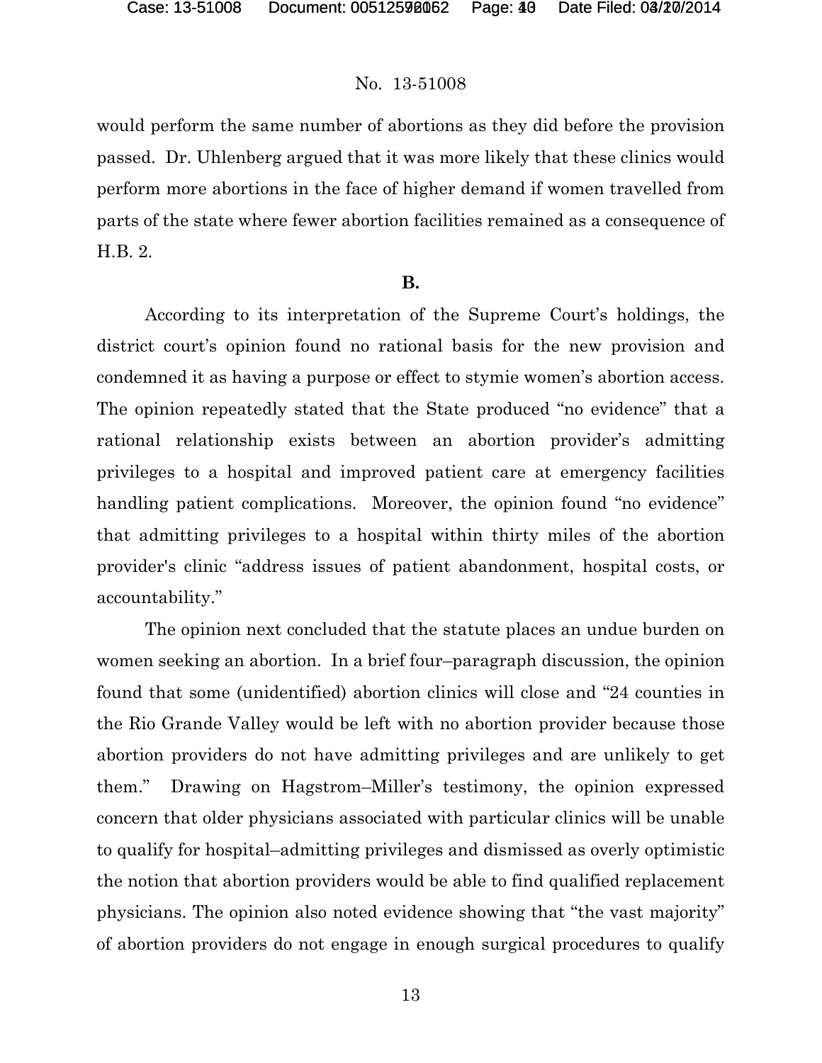would perform the same number of abortions as they did before the provision passed. Dr. Uhlenberg argued that it was more likely that these clinics would perform more abortions in the face of higher demand if women travelled from parts of the state where fewer abortion facilities remained as a consequence of H.B. 2.

**B.**

According to its interpretation of the Supreme Court's holdings, the district court's opinion found no rational basis for the new provision and condemned it as having a purpose or effect to stymie women's abortion access. The opinion repeatedly stated that the State produced "no evidence" that a rational relationship exists between an abortion provider's admitting privileges to a hospital and improved patient care at emergency facilities handling patient complications. Moreover, the opinion found "no evidence" that admitting privileges to a hospital within thirty miles of the abortion provider's clinic "address issues of patient abandonment, hospital costs, or accountability."

The opinion next concluded that the statute places an undue burden on women seeking an abortion. In a brief four–paragraph discussion, the opinion found that some (unidentified) abortion clinics will close and "24 counties in the Rio Grande Valley would be left with no abortion provider because those abortion providers do not have admitting privileges and are unlikely to get them." Drawing on Hagstrom–Miller's testimony, the opinion expressed concern that older physicians associated with particular clinics will be unable to qualify for hospital–admitting privileges and dismissed as overly optimistic the notion that abortion providers would be able to find qualified replacement physicians. The opinion also noted evidence showing that "the vast majority" of abortion providers do not engage in enough surgical procedures to qualify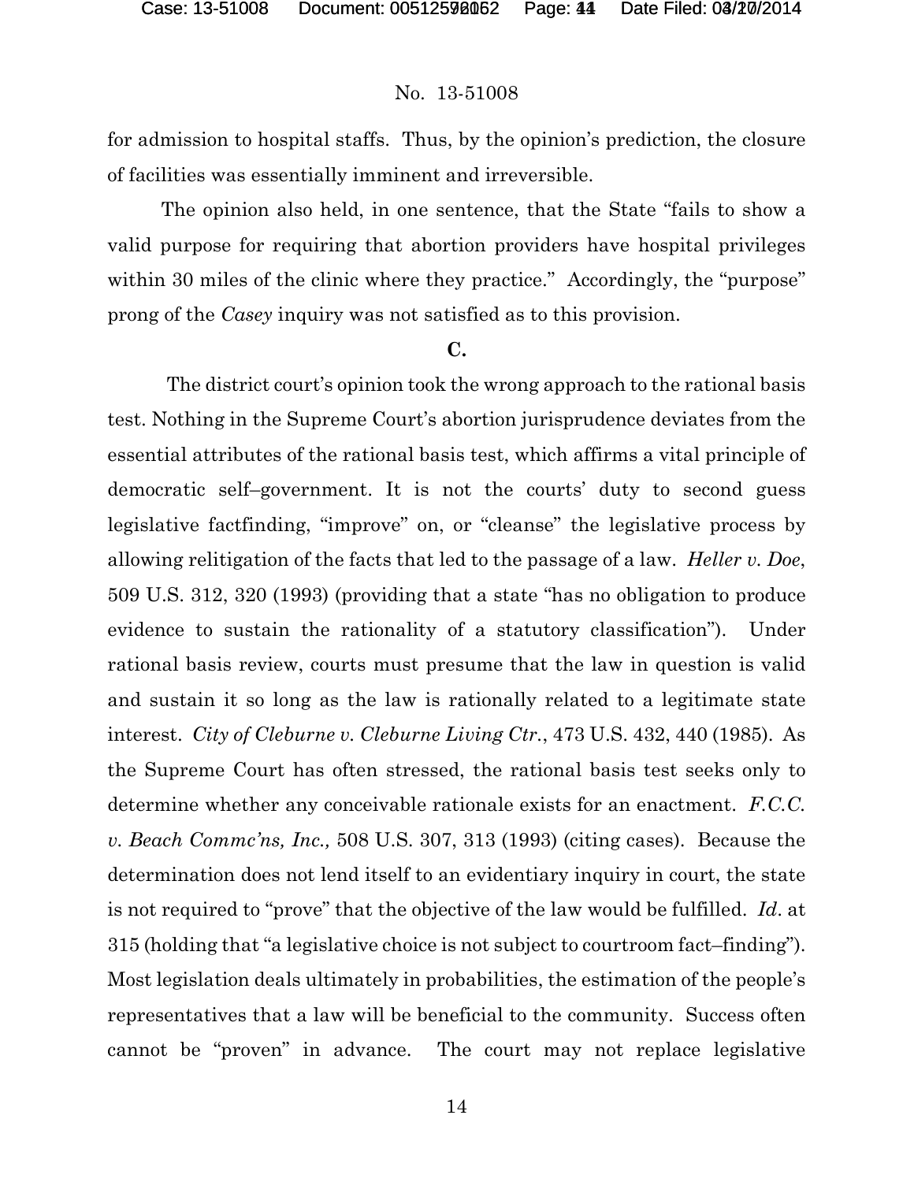for admission to hospital staffs. Thus, by the opinion's prediction, the closure of facilities was essentially imminent and irreversible.

The opinion also held, in one sentence, that the State "fails to show a valid purpose for requiring that abortion providers have hospital privileges within 30 miles of the clinic where they practice." Accordingly, the "purpose" prong of the *Casey* inquiry was not satisfied as to this provision.

**C.**

The district court's opinion took the wrong approach to the rational basis test. Nothing in the Supreme Court's abortion jurisprudence deviates from the essential attributes of the rational basis test, which affirms a vital principle of democratic self–government. It is not the courts' duty to second guess legislative factfinding, "improve" on, or "cleanse" the legislative process by allowing relitigation of the facts that led to the passage of a law. *Heller v. Doe*, 509 U.S. 312, 320 (1993) (providing that a state "has no obligation to produce evidence to sustain the rationality of a statutory classification"). Under rational basis review, courts must presume that the law in question is valid and sustain it so long as the law is rationally related to a legitimate state interest. *City of Cleburne v. Cleburne Living Ctr.*, 473 U.S. 432, 440 (1985). As the Supreme Court has often stressed, the rational basis test seeks only to determine whether any conceivable rationale exists for an enactment. *F.C.C. v. Beach Commc'ns, Inc.,* 508 U.S. 307, 313 (1993) (citing cases). Because the determination does not lend itself to an evidentiary inquiry in court, the state is not required to "prove" that the objective of the law would be fulfilled. *Id*. at 315 (holding that "a legislative choice is not subject to courtroom fact–finding"). Most legislation deals ultimately in probabilities, the estimation of the people's representatives that a law will be beneficial to the community. Success often cannot be "proven" in advance. The court may not replace legislative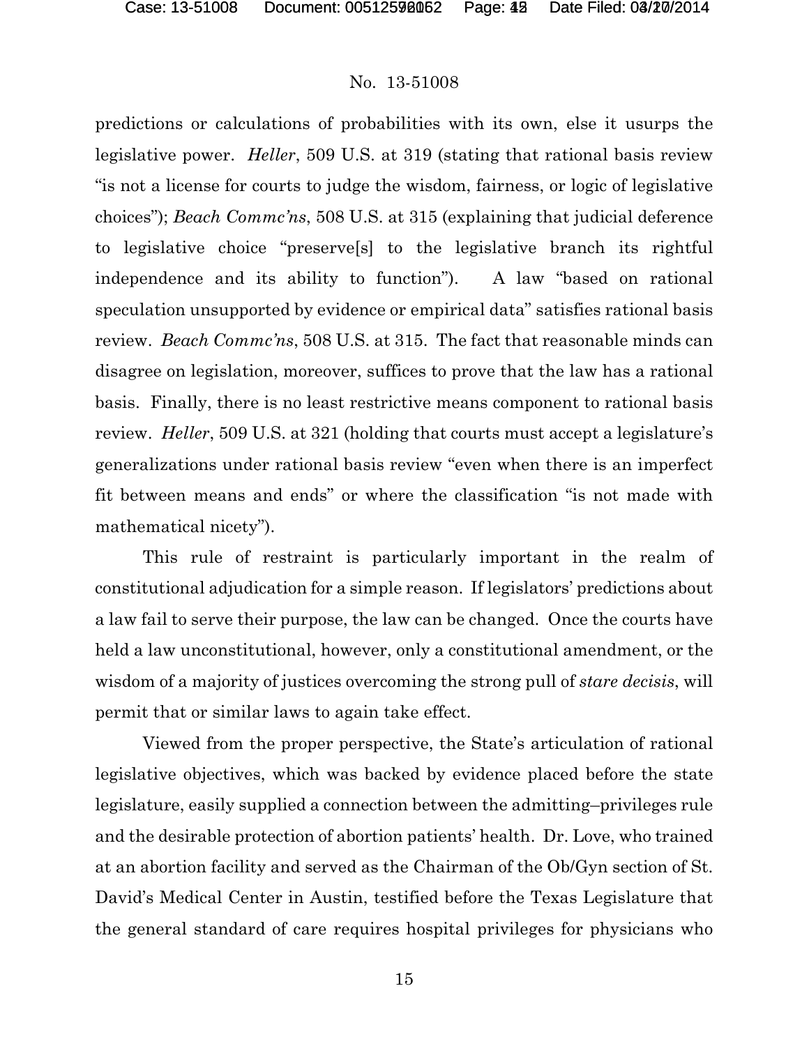predictions or calculations of probabilities with its own, else it usurps the legislative power. *Heller*, 509 U.S. at 319 (stating that rational basis review "is not a license for courts to judge the wisdom, fairness, or logic of legislative choices"); *Beach Commc'ns*, 508 U.S. at 315 (explaining that judicial deference to legislative choice "preserve[s] to the legislative branch its rightful independence and its ability to function"). A law "based on rational speculation unsupported by evidence or empirical data" satisfies rational basis review. *Beach Commc'ns*, 508 U.S. at 315. The fact that reasonable minds can disagree on legislation, moreover, suffices to prove that the law has a rational basis. Finally, there is no least restrictive means component to rational basis review. *Heller*, 509 U.S. at 321 (holding that courts must accept a legislature's generalizations under rational basis review "even when there is an imperfect fit between means and ends" or where the classification "is not made with mathematical nicety").

This rule of restraint is particularly important in the realm of constitutional adjudication for a simple reason. If legislators' predictions about a law fail to serve their purpose, the law can be changed. Once the courts have held a law unconstitutional, however, only a constitutional amendment, or the wisdom of a majority of justices overcoming the strong pull of *stare decisis*, will permit that or similar laws to again take effect.

Viewed from the proper perspective, the State's articulation of rational legislative objectives, which was backed by evidence placed before the state legislature, easily supplied a connection between the admitting–privileges rule and the desirable protection of abortion patients' health. Dr. Love, who trained at an abortion facility and served as the Chairman of the Ob/Gyn section of St. David's Medical Center in Austin, testified before the Texas Legislature that the general standard of care requires hospital privileges for physicians who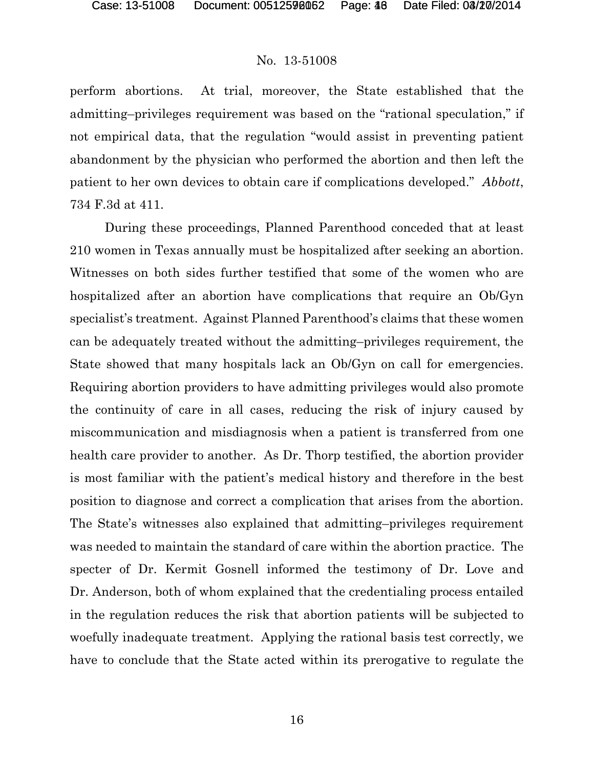perform abortions. At trial, moreover, the State established that the admitting–privileges requirement was based on the "rational speculation," if not empirical data, that the regulation "would assist in preventing patient abandonment by the physician who performed the abortion and then left the patient to her own devices to obtain care if complications developed." *Abbott*, 734 F.3d at 411.

During these proceedings, Planned Parenthood conceded that at least 210 women in Texas annually must be hospitalized after seeking an abortion. Witnesses on both sides further testified that some of the women who are hospitalized after an abortion have complications that require an Ob/Gyn specialist's treatment. Against Planned Parenthood's claims that these women can be adequately treated without the admitting–privileges requirement, the State showed that many hospitals lack an Ob/Gyn on call for emergencies. Requiring abortion providers to have admitting privileges would also promote the continuity of care in all cases, reducing the risk of injury caused by miscommunication and misdiagnosis when a patient is transferred from one health care provider to another. As Dr. Thorp testified, the abortion provider is most familiar with the patient's medical history and therefore in the best position to diagnose and correct a complication that arises from the abortion. The State's witnesses also explained that admitting–privileges requirement was needed to maintain the standard of care within the abortion practice. The specter of Dr. Kermit Gosnell informed the testimony of Dr. Love and Dr. Anderson, both of whom explained that the credentialing process entailed in the regulation reduces the risk that abortion patients will be subjected to woefully inadequate treatment. Applying the rational basis test correctly, we have to conclude that the State acted within its prerogative to regulate the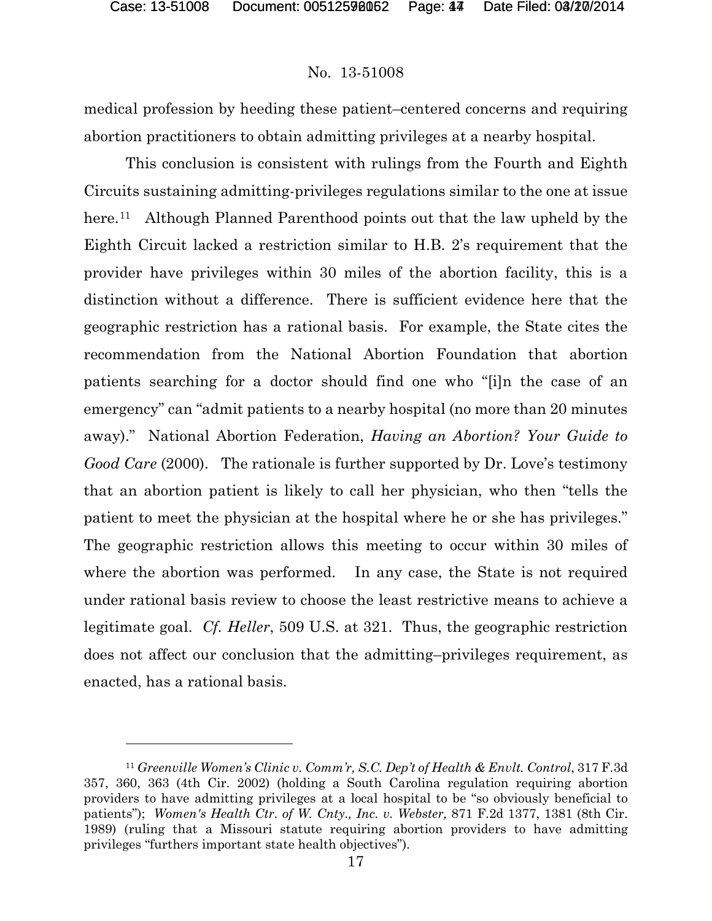medical profession by heeding these patient–centered concerns and requiring abortion practitioners to obtain admitting privileges at a nearby hospital.

This conclusion is consistent with rulings from the Fourth and Eighth Circuits sustaining admitting-privileges regulations similar to the one at issue here.[11] Although Planned Parenthood points out that the law upheld by the Eighth Circuit lacked a restriction similar to H.B. 2's requirement that the provider have privileges within 30 miles of the abortion facility, this is a distinction without a difference. There is sufficient evidence here that the geographic restriction has a rational basis. For example, the State cites the recommendation from the National Abortion Foundation that abortion patients searching for a doctor should find one who "[i]n the case of an emergency" can "admit patients to a nearby hospital (no more than 20 minutes away)." National Abortion Federation, *Having an Abortion? Your Guide to Good Care* (2000). The rationale is further supported by Dr. Love's testimony that an abortion patient is likely to call her physician, who then "tells the patient to meet the physician at the hospital where he or she has privileges." The geographic restriction allows this meeting to occur within 30 miles of where the abortion was performed. In any case, the State is not required under rational basis review to choose the least restrictive means to achieve a legitimate goal. *Cf. Heller*, 509 U.S. at 321. Thus, the geographic restriction does not affect our conclusion that the admitting–privileges requirement, as enacted, has a rational basis.

---

[11] *Greenville Women's Clinic v. Comm'r, S.C. Dep't of Health & Envlt. Control*, 317 F.3d 357, 360, 363 (4th Cir. 2002) (holding a South Carolina regulation requiring abortion providers to have admitting privileges at a local hospital to be "so obviously beneficial to patients"); *Women's Health Ctr. of W. Cnty., Inc. v. Webster,* 871 F.2d 1377, 1381 (8th Cir. 1989) (ruling that a Missouri statute requiring abortion providers to have admitting privileges "furthers important state health objectives").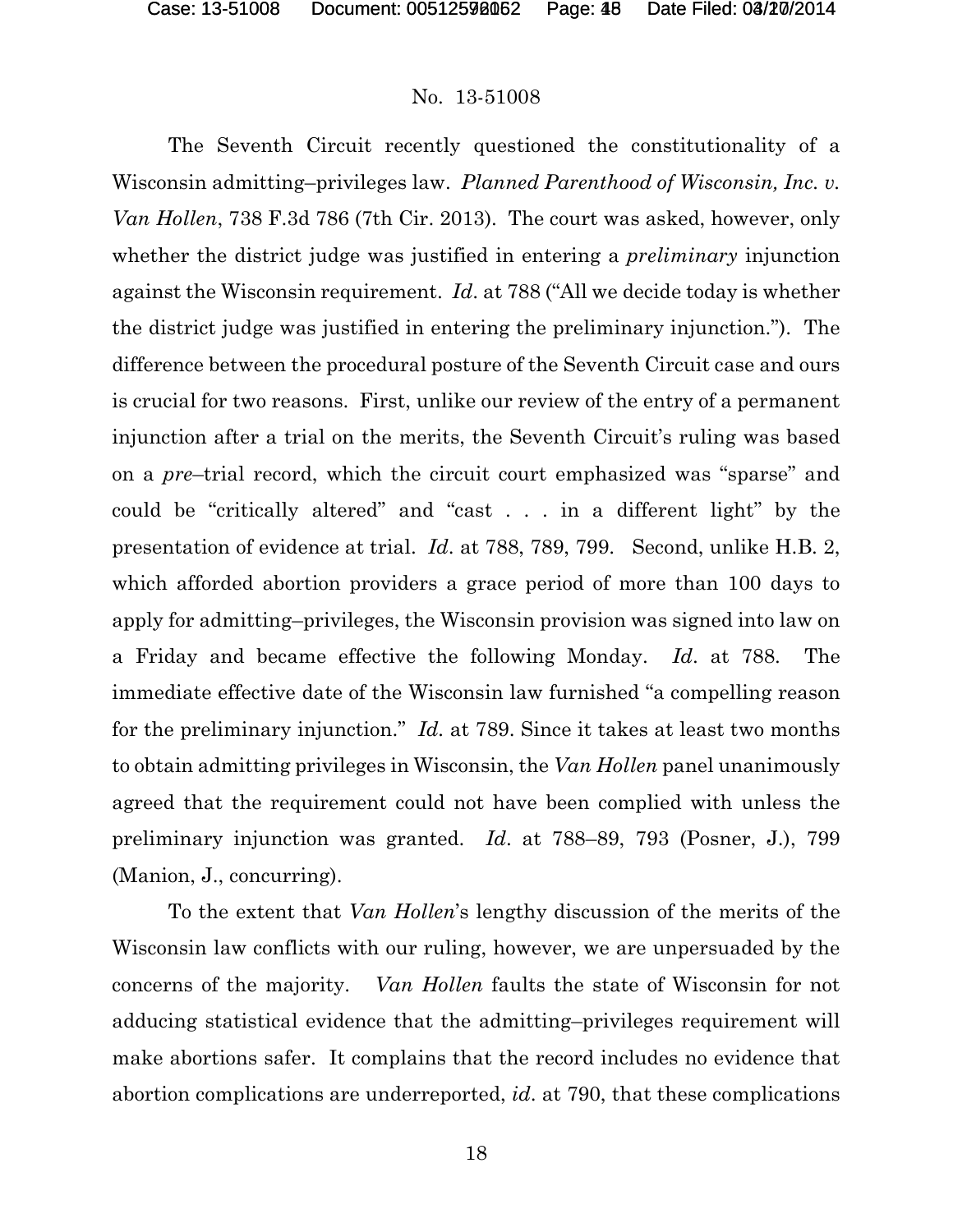The Seventh Circuit recently questioned the constitutionality of a Wisconsin admitting–privileges law. *Planned Parenthood of Wisconsin, Inc. v. Van Hollen*, 738 F.3d 786 (7th Cir. 2013). The court was asked, however, only whether the district judge was justified in entering a *preliminary* injunction against the Wisconsin requirement. *Id*. at 788 ("All we decide today is whether the district judge was justified in entering the preliminary injunction."). The difference between the procedural posture of the Seventh Circuit case and ours is crucial for two reasons. First, unlike our review of the entry of a permanent injunction after a trial on the merits, the Seventh Circuit's ruling was based on a *pre*–trial record, which the circuit court emphasized was "sparse" and could be "critically altered" and "cast . . . in a different light" by the presentation of evidence at trial. *Id*. at 788, 789, 799. Second, unlike H.B. 2, which afforded abortion providers a grace period of more than 100 days to apply for admitting–privileges, the Wisconsin provision was signed into law on a Friday and became effective the following Monday. *Id*. at 788. The immediate effective date of the Wisconsin law furnished "a compelling reason for the preliminary injunction." *Id.* at 789. Since it takes at least two months to obtain admitting privileges in Wisconsin, the *Van Hollen* panel unanimously agreed that the requirement could not have been complied with unless the preliminary injunction was granted. *Id*. at 788–89, 793 (Posner, J.), 799 (Manion, J., concurring).

To the extent that *Van Hollen*'s lengthy discussion of the merits of the Wisconsin law conflicts with our ruling, however, we are unpersuaded by the concerns of the majority. *Van Hollen* faults the state of Wisconsin for not adducing statistical evidence that the admitting–privileges requirement will make abortions safer. It complains that the record includes no evidence that abortion complications are underreported, *id*. at 790, that these complications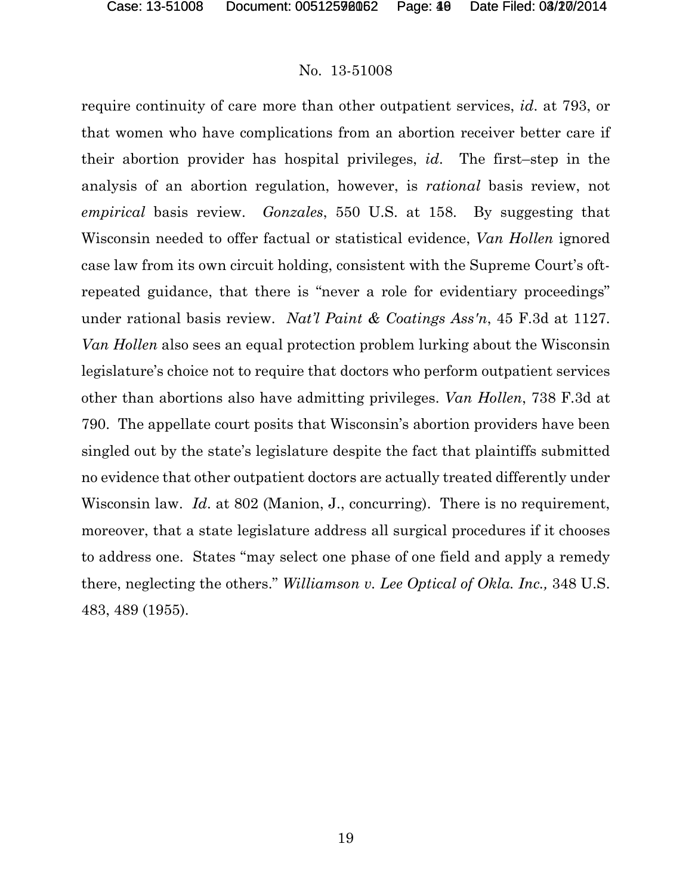require continuity of care more than other outpatient services, *id*. at 793, or that women who have complications from an abortion receiver better care if their abortion provider has hospital privileges, *id*. The first–step in the analysis of an abortion regulation, however, is *rational* basis review, not *empirical* basis review. *Gonzales*, 550 U.S. at 158. By suggesting that Wisconsin needed to offer factual or statistical evidence, *Van Hollen* ignored case law from its own circuit holding, consistent with the Supreme Court's oft-repeated guidance, that there is "never a role for evidentiary proceedings" under rational basis review. *Nat'l Paint & Coatings Ass'n*, 45 F.3d at 1127. *Van Hollen* also sees an equal protection problem lurking about the Wisconsin legislature's choice not to require that doctors who perform outpatient services other than abortions also have admitting privileges. *Van Hollen*, 738 F.3d at 790. The appellate court posits that Wisconsin's abortion providers have been singled out by the state's legislature despite the fact that plaintiffs submitted no evidence that other outpatient doctors are actually treated differently under Wisconsin law. *Id*. at 802 (Manion, J., concurring). There is no requirement, moreover, that a state legislature address all surgical procedures if it chooses to address one. States "may select one phase of one field and apply a remedy there, neglecting the others." *Williamson v. Lee Optical of Okla. Inc.,* 348 U.S. 483, 489 (1955).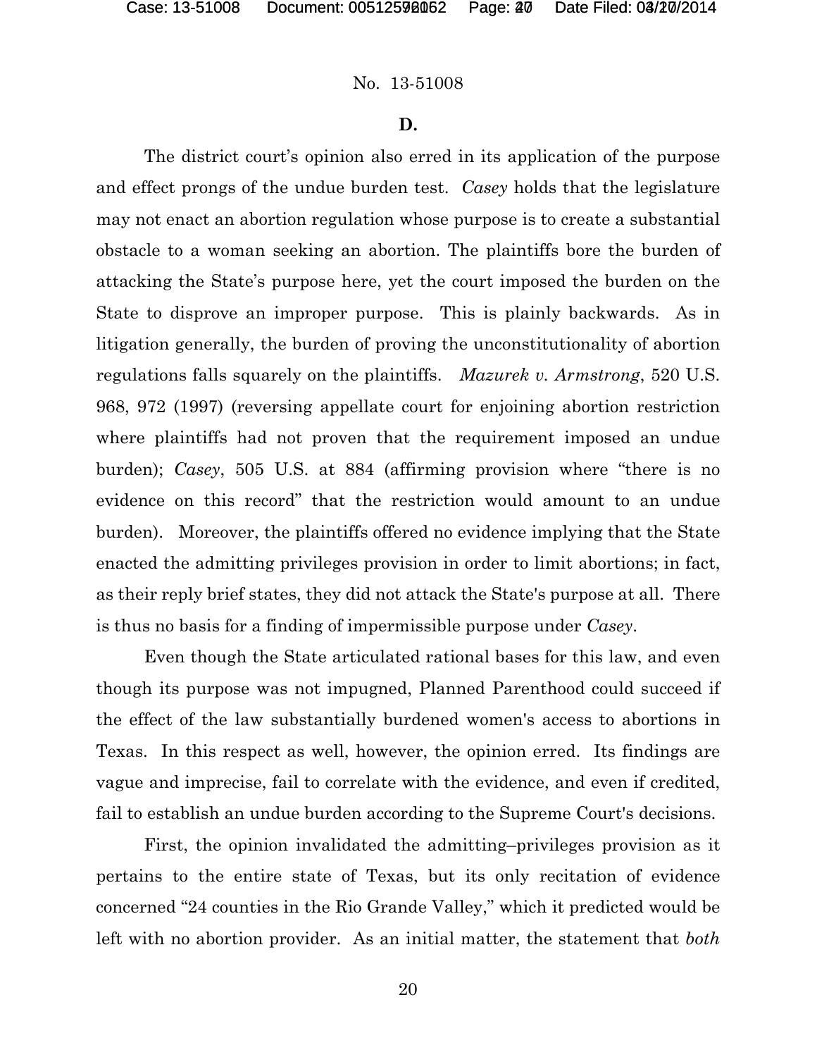### D.

The district court's opinion also erred in its application of the purpose and effect prongs of the undue burden test. *Casey* holds that the legislature may not enact an abortion regulation whose purpose is to create a substantial obstacle to a woman seeking an abortion. The plaintiffs bore the burden of attacking the State's purpose here, yet the court imposed the burden on the State to disprove an improper purpose. This is plainly backwards. As in litigation generally, the burden of proving the unconstitutionality of abortion regulations falls squarely on the plaintiffs. *Mazurek v. Armstrong*, 520 U.S. 968, 972 (1997) (reversing appellate court for enjoining abortion restriction where plaintiffs had not proven that the requirement imposed an undue burden); *Casey*, 505 U.S. at 884 (affirming provision where "there is no evidence on this record" that the restriction would amount to an undue burden). Moreover, the plaintiffs offered no evidence implying that the State enacted the admitting privileges provision in order to limit abortions; in fact, as their reply brief states, they did not attack the State's purpose at all. There is thus no basis for a finding of impermissible purpose under *Casey*.

Even though the State articulated rational bases for this law, and even though its purpose was not impugned, Planned Parenthood could succeed if the effect of the law substantially burdened women's access to abortions in Texas. In this respect as well, however, the opinion erred. Its findings are vague and imprecise, fail to correlate with the evidence, and even if credited, fail to establish an undue burden according to the Supreme Court's decisions.

First, the opinion invalidated the admitting–privileges provision as it pertains to the entire state of Texas, but its only recitation of evidence concerned "24 counties in the Rio Grande Valley," which it predicted would be left with no abortion provider. As an initial matter, the statement that *both*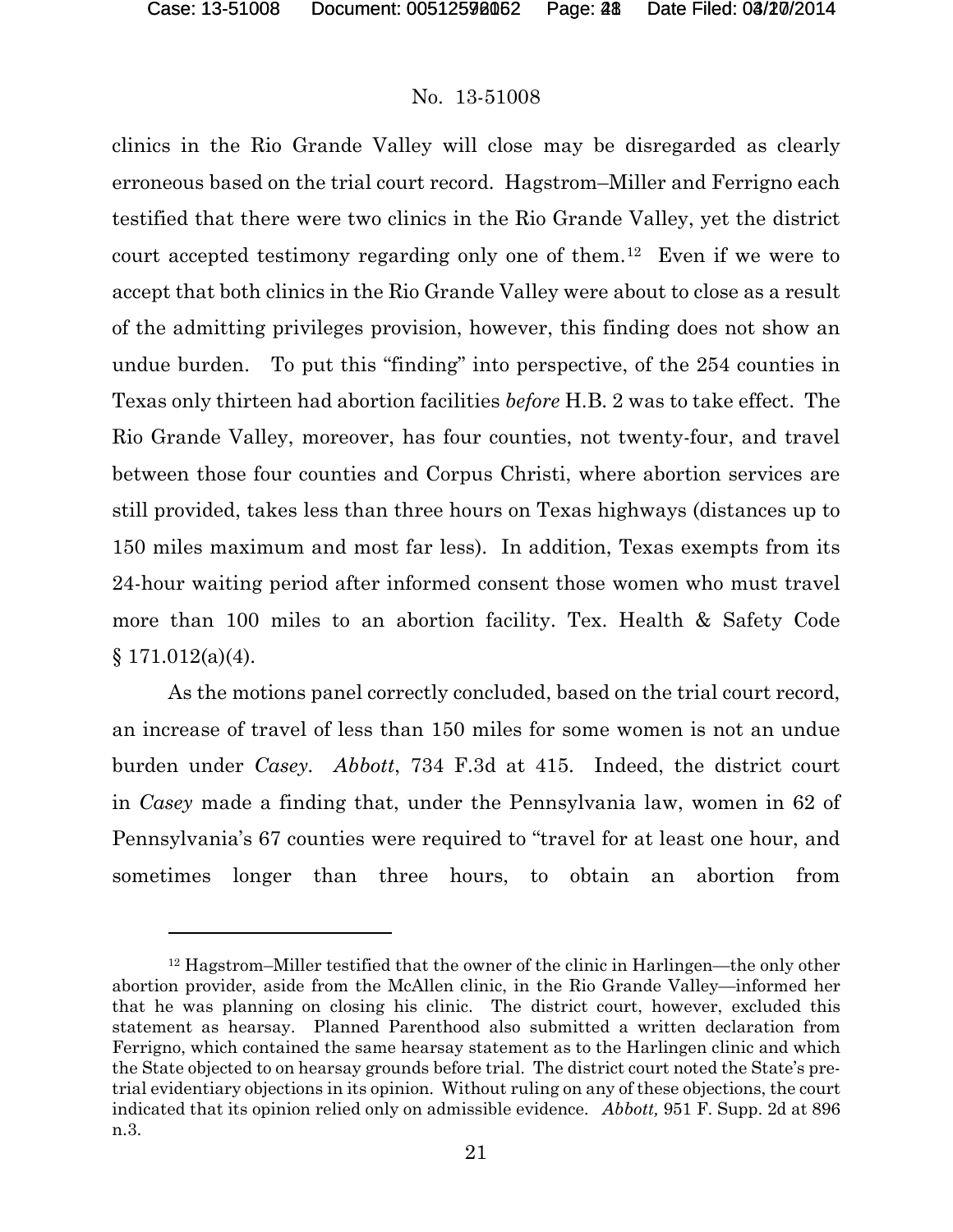clinics in the Rio Grande Valley will close may be disregarded as clearly erroneous based on the trial court record. Hagstrom–Miller and Ferrigno each testified that there were two clinics in the Rio Grande Valley, yet the district court accepted testimony regarding only one of them.[12] Even if we were to accept that both clinics in the Rio Grande Valley were about to close as a result of the admitting privileges provision, however, this finding does not show an undue burden. To put this "finding" into perspective, of the 254 counties in Texas only thirteen had abortion facilities *before* H.B. 2 was to take effect. The Rio Grande Valley, moreover, has four counties, not twenty-four, and travel between those four counties and Corpus Christi, where abortion services are still provided, takes less than three hours on Texas highways (distances up to 150 miles maximum and most far less). In addition, Texas exempts from its 24-hour waiting period after informed consent those women who must travel more than 100 miles to an abortion facility. Tex. Health & Safety Code § 171.012(a)(4).

As the motions panel correctly concluded, based on the trial court record, an increase of travel of less than 150 miles for some women is not an undue burden under *Casey*. *Abbott*, 734 F.3d at 415. Indeed, the district court in *Casey* made a finding that, under the Pennsylvania law, women in 62 of Pennsylvania's 67 counties were required to "travel for at least one hour, and sometimes longer than three hours, to obtain an abortion from

---

[12] Hagstrom–Miller testified that the owner of the clinic in Harlingen—the only other abortion provider, aside from the McAllen clinic, in the Rio Grande Valley—informed her that he was planning on closing his clinic. The district court, however, excluded this statement as hearsay. Planned Parenthood also submitted a written declaration from Ferrigno, which contained the same hearsay statement as to the Harlingen clinic and which the State objected to on hearsay grounds before trial. The district court noted the State's pre-trial evidentiary objections in its opinion. Without ruling on any of these objections, the court indicated that its opinion relied only on admissible evidence. *Abbott,* 951 F. Supp. 2d at 896 n.3.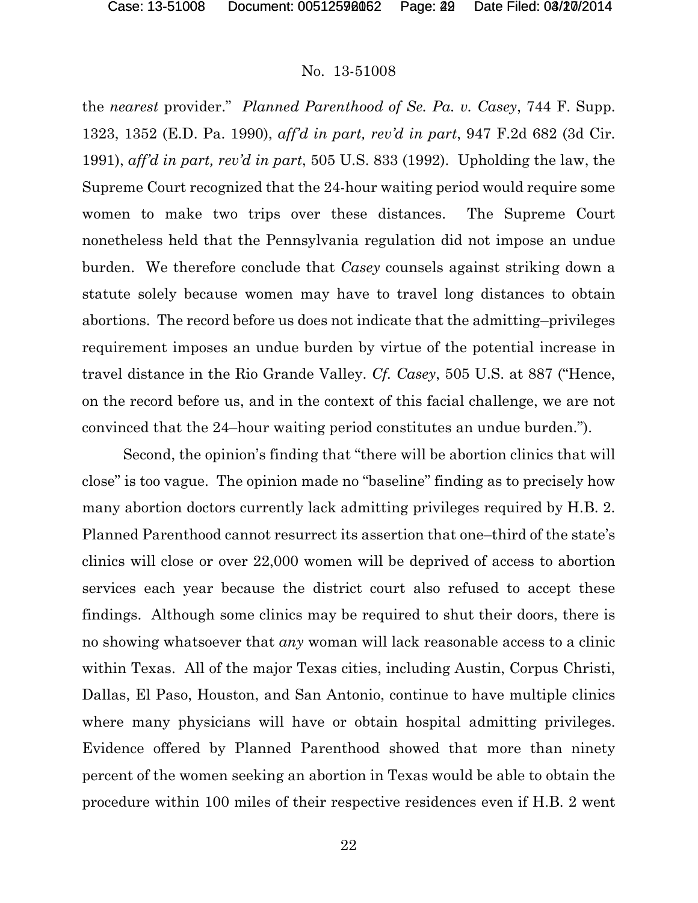the *nearest* provider." *Planned Parenthood of Se. Pa. v. Casey*, 744 F. Supp. 1323, 1352 (E.D. Pa. 1990), *aff'd in part, rev'd in part*, 947 F.2d 682 (3d Cir. 1991), *aff'd in part, rev'd in part*, 505 U.S. 833 (1992). Upholding the law, the Supreme Court recognized that the 24-hour waiting period would require some women to make two trips over these distances. The Supreme Court nonetheless held that the Pennsylvania regulation did not impose an undue burden. We therefore conclude that *Casey* counsels against striking down a statute solely because women may have to travel long distances to obtain abortions. The record before us does not indicate that the admitting–privileges requirement imposes an undue burden by virtue of the potential increase in travel distance in the Rio Grande Valley. *Cf. Casey*, 505 U.S. at 887 ("Hence, on the record before us, and in the context of this facial challenge, we are not convinced that the 24–hour waiting period constitutes an undue burden.").

Second, the opinion's finding that "there will be abortion clinics that will close" is too vague. The opinion made no "baseline" finding as to precisely how many abortion doctors currently lack admitting privileges required by H.B. 2. Planned Parenthood cannot resurrect its assertion that one–third of the state's clinics will close or over 22,000 women will be deprived of access to abortion services each year because the district court also refused to accept these findings. Although some clinics may be required to shut their doors, there is no showing whatsoever that *any* woman will lack reasonable access to a clinic within Texas. All of the major Texas cities, including Austin, Corpus Christi, Dallas, El Paso, Houston, and San Antonio, continue to have multiple clinics where many physicians will have or obtain hospital admitting privileges. Evidence offered by Planned Parenthood showed that more than ninety percent of the women seeking an abortion in Texas would be able to obtain the procedure within 100 miles of their respective residences even if H.B. 2 went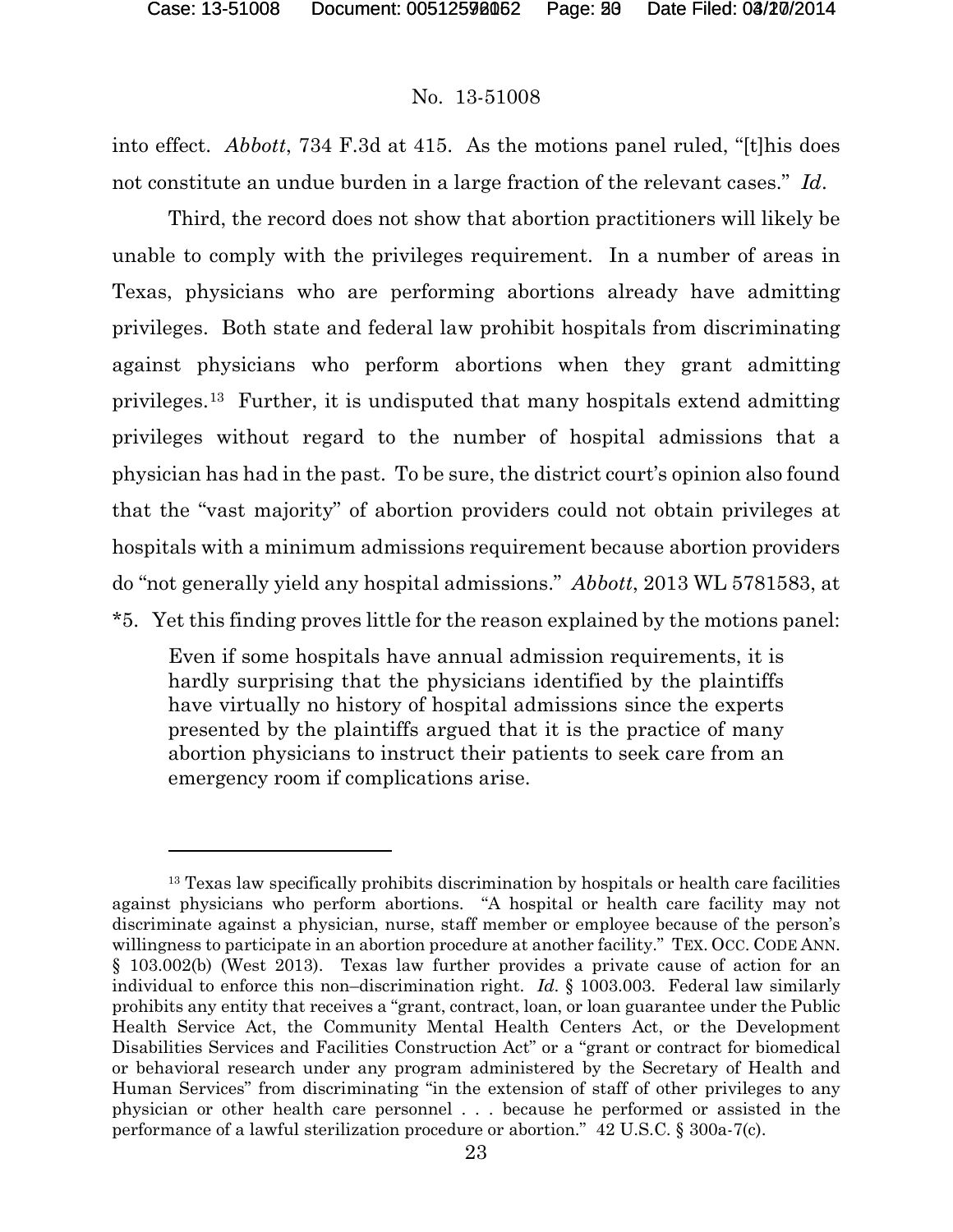into effect. *Abbott*, 734 F.3d at 415. As the motions panel ruled, "[t]his does not constitute an undue burden in a large fraction of the relevant cases." *Id*.

Third, the record does not show that abortion practitioners will likely be unable to comply with the privileges requirement. In a number of areas in Texas, physicians who are performing abortions already have admitting privileges. Both state and federal law prohibit hospitals from discriminating against physicians who perform abortions when they grant admitting privileges.[13] Further, it is undisputed that many hospitals extend admitting privileges without regard to the number of hospital admissions that a physician has had in the past. To be sure, the district court's opinion also found that the "vast majority" of abortion providers could not obtain privileges at hospitals with a minimum admissions requirement because abortion providers do "not generally yield any hospital admissions." *Abbott*, 2013 WL 5781583, at *5. Yet this finding proves little for the reason explained by the motions panel:

> Even if some hospitals have annual admission requirements, it is hardly surprising that the physicians identified by the plaintiffs have virtually no history of hospital admissions since the experts presented by the plaintiffs argued that it is the practice of many abortion physicians to instruct their patients to seek care from an emergency room if complications arise.

---

[13] Texas law specifically prohibits discrimination by hospitals or health care facilities against physicians who perform abortions. "A hospital or health care facility may not discriminate against a physician, nurse, staff member or employee because of the person's willingness to participate in an abortion procedure at another facility." TEX. OCC. CODE ANN. § 103.002(b) (West 2013). Texas law further provides a private cause of action for an individual to enforce this non–discrimination right. *Id.* § 1003.003. Federal law similarly prohibits any entity that receives a "grant, contract, loan, or loan guarantee under the Public Health Service Act, the Community Mental Health Centers Act, or the Development Disabilities Services and Facilities Construction Act" or a "grant or contract for biomedical or behavioral research under any program administered by the Secretary of Health and Human Services" from discriminating "in the extension of staff of other privileges to any physician or other health care personnel . . . because he performed or assisted in the performance of a lawful sterilization procedure or abortion." 42 U.S.C. § 300a-7(c).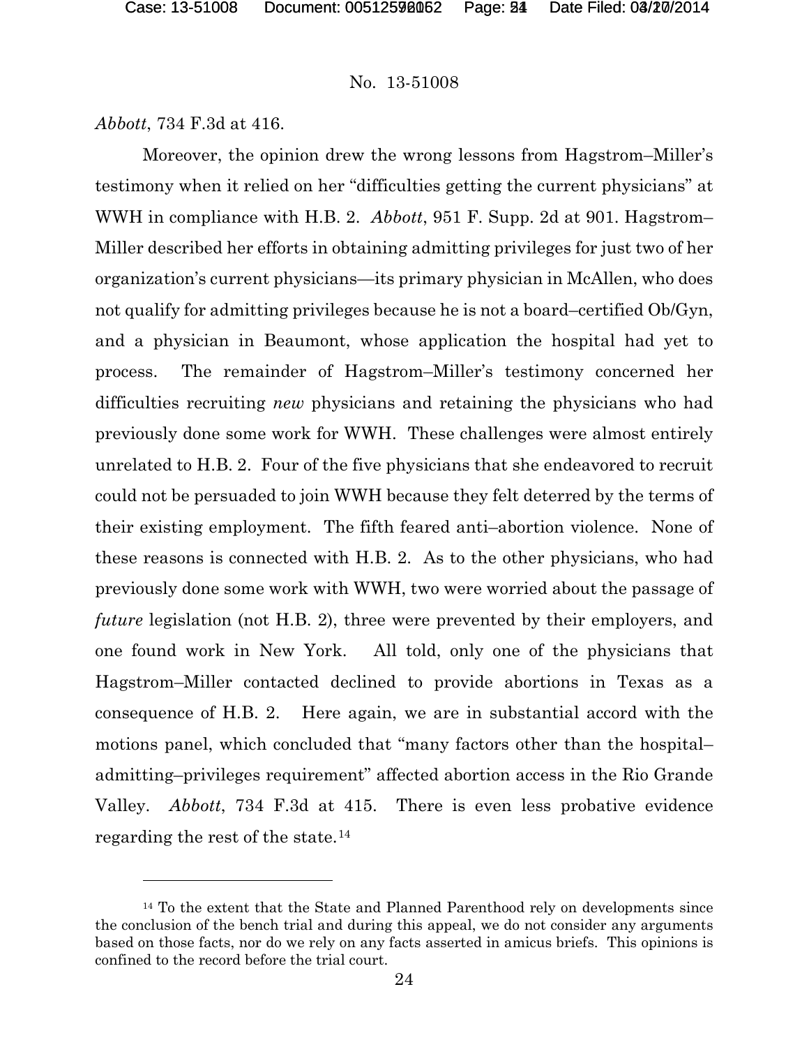*Abbott*, 734 F.3d at 416.

Moreover, the opinion drew the wrong lessons from Hagstrom–Miller's testimony when it relied on her "difficulties getting the current physicians" at WWH in compliance with H.B. 2. *Abbott*, 951 F. Supp. 2d at 901. Hagstrom–Miller described her efforts in obtaining admitting privileges for just two of her organization's current physicians—its primary physician in McAllen, who does not qualify for admitting privileges because he is not a board–certified Ob/Gyn, and a physician in Beaumont, whose application the hospital had yet to process. The remainder of Hagstrom–Miller's testimony concerned her difficulties recruiting *new* physicians and retaining the physicians who had previously done some work for WWH. These challenges were almost entirely unrelated to H.B. 2. Four of the five physicians that she endeavored to recruit could not be persuaded to join WWH because they felt deterred by the terms of their existing employment. The fifth feared anti–abortion violence. None of these reasons is connected with H.B. 2. As to the other physicians, who had previously done some work with WWH, two were worried about the passage of *future* legislation (not H.B. 2), three were prevented by their employers, and one found work in New York. All told, only one of the physicians that Hagstrom–Miller contacted declined to provide abortions in Texas as a consequence of H.B. 2. Here again, we are in substantial accord with the motions panel, which concluded that "many factors other than the hospital–admitting–privileges requirement" affected abortion access in the Rio Grande Valley. *Abbott*, 734 F.3d at 415. There is even less probative evidence regarding the rest of the state.[14]

[14] To the extent that the State and Planned Parenthood rely on developments since the conclusion of the bench trial and during this appeal, we do not consider any arguments based on those facts, nor do we rely on any facts asserted in amicus briefs. This opinions is confined to the record before the trial court.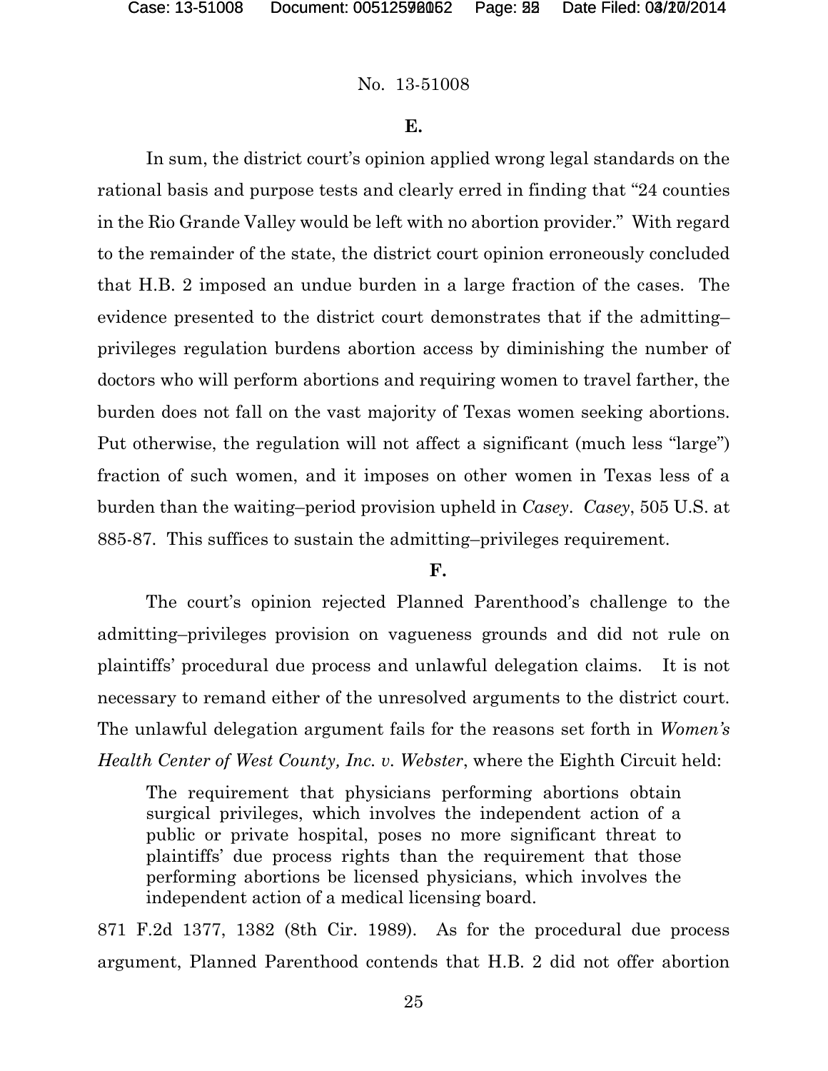### E.

In sum, the district court's opinion applied wrong legal standards on the rational basis and purpose tests and clearly erred in finding that "24 counties in the Rio Grande Valley would be left with no abortion provider." With regard to the remainder of the state, the district court opinion erroneously concluded that H.B. 2 imposed an undue burden in a large fraction of the cases. The evidence presented to the district court demonstrates that if the admitting–privileges regulation burdens abortion access by diminishing the number of doctors who will perform abortions and requiring women to travel farther, the burden does not fall on the vast majority of Texas women seeking abortions. Put otherwise, the regulation will not affect a significant (much less "large") fraction of such women, and it imposes on other women in Texas less of a burden than the waiting–period provision upheld in *Casey*. *Casey*, 505 U.S. at 885-87. This suffices to sustain the admitting–privileges requirement.

### F.

The court's opinion rejected Planned Parenthood's challenge to the admitting–privileges provision on vagueness grounds and did not rule on plaintiffs' procedural due process and unlawful delegation claims. It is not necessary to remand either of the unresolved arguments to the district court. The unlawful delegation argument fails for the reasons set forth in *Women's Health Center of West County, Inc. v. Webster*, where the Eighth Circuit held:

> The requirement that physicians performing abortions obtain surgical privileges, which involves the independent action of a public or private hospital, poses no more significant threat to plaintiffs' due process rights than the requirement that those performing abortions be licensed physicians, which involves the independent action of a medical licensing board.

871 F.2d 1377, 1382 (8th Cir. 1989). As for the procedural due process argument, Planned Parenthood contends that H.B. 2 did not offer abortion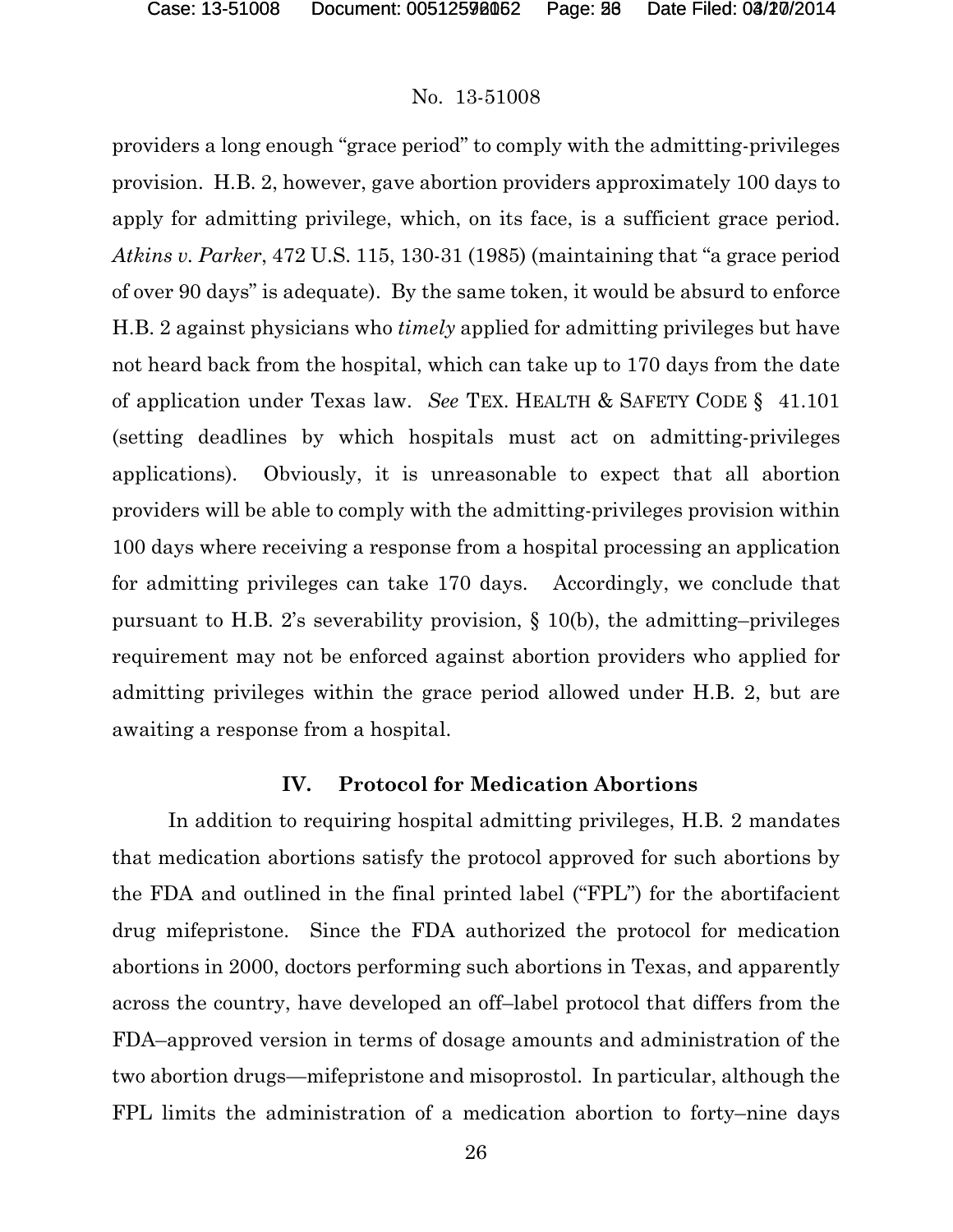providers a long enough "grace period" to comply with the admitting-privileges provision. H.B. 2, however, gave abortion providers approximately 100 days to apply for admitting privilege, which, on its face, is a sufficient grace period. *Atkins v. Parker*, 472 U.S. 115, 130-31 (1985) (maintaining that "a grace period of over 90 days" is adequate). By the same token, it would be absurd to enforce H.B. 2 against physicians who *timely* applied for admitting privileges but have not heard back from the hospital, which can take up to 170 days from the date of application under Texas law. *See* TEX. HEALTH & SAFETY CODE § 41.101 (setting deadlines by which hospitals must act on admitting-privileges applications). Obviously, it is unreasonable to expect that all abortion providers will be able to comply with the admitting-privileges provision within 100 days where receiving a response from a hospital processing an application for admitting privileges can take 170 days. Accordingly, we conclude that pursuant to H.B. 2's severability provision, § 10(b), the admitting–privileges requirement may not be enforced against abortion providers who applied for admitting privileges within the grace period allowed under H.B. 2, but are awaiting a response from a hospital.

## IV. Protocol for Medication Abortions

In addition to requiring hospital admitting privileges, H.B. 2 mandates that medication abortions satisfy the protocol approved for such abortions by the FDA and outlined in the final printed label ("FPL") for the abortifacient drug mifepristone. Since the FDA authorized the protocol for medication abortions in 2000, doctors performing such abortions in Texas, and apparently across the country, have developed an off–label protocol that differs from the FDA–approved version in terms of dosage amounts and administration of the two abortion drugs—mifepristone and misoprostol. In particular, although the FPL limits the administration of a medication abortion to forty–nine days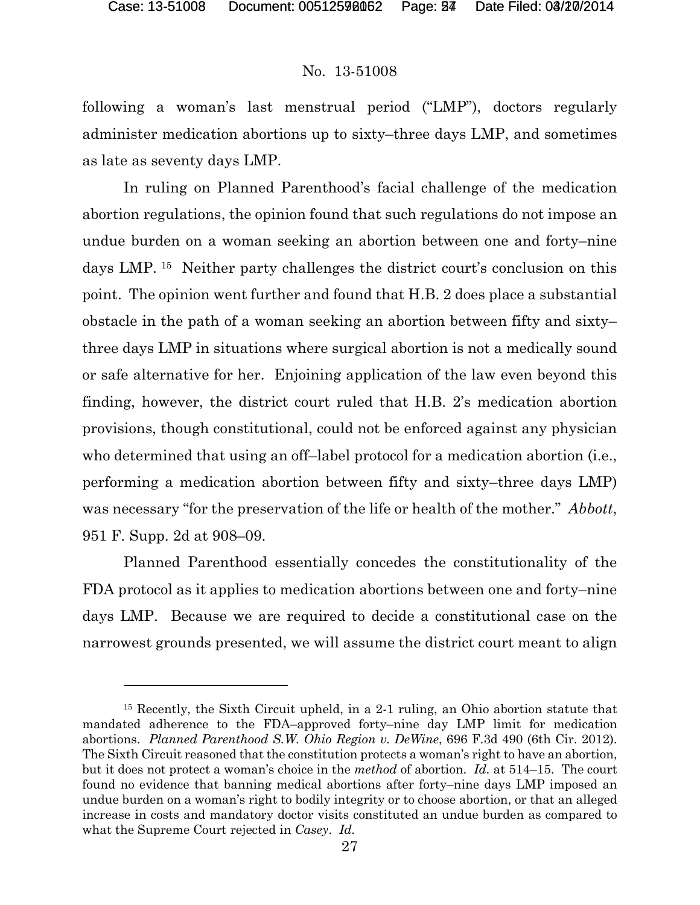following a woman's last menstrual period ("LMP"), doctors regularly administer medication abortions up to sixty–three days LMP, and sometimes as late as seventy days LMP.

In ruling on Planned Parenthood's facial challenge of the medication abortion regulations, the opinion found that such regulations do not impose an undue burden on a woman seeking an abortion between one and forty–nine days LMP.[15] Neither party challenges the district court's conclusion on this point. The opinion went further and found that H.B. 2 does place a substantial obstacle in the path of a woman seeking an abortion between fifty and sixty–three days LMP in situations where surgical abortion is not a medically sound or safe alternative for her. Enjoining application of the law even beyond this finding, however, the district court ruled that H.B. 2's medication abortion provisions, though constitutional, could not be enforced against any physician who determined that using an off–label protocol for a medication abortion (i.e., performing a medication abortion between fifty and sixty–three days LMP) was necessary "for the preservation of the life or health of the mother." *Abbott*, 951 F. Supp. 2d at 908–09.

Planned Parenthood essentially concedes the constitutionality of the FDA protocol as it applies to medication abortions between one and forty–nine days LMP. Because we are required to decide a constitutional case on the narrowest grounds presented, we will assume the district court meant to align

---

[15] Recently, the Sixth Circuit upheld, in a 2-1 ruling, an Ohio abortion statute that mandated adherence to the FDA–approved forty–nine day LMP limit for medication abortions. *Planned Parenthood S.W. Ohio Region v. DeWine*, 696 F.3d 490 (6th Cir. 2012). The Sixth Circuit reasoned that the constitution protects a woman's right to have an abortion, but it does not protect a woman's choice in the *method* of abortion. *Id.* at 514–15. The court found no evidence that banning medical abortions after forty–nine days LMP imposed an undue burden on a woman's right to bodily integrity or to choose abortion, or that an alleged increase in costs and mandatory doctor visits constituted an undue burden as compared to what the Supreme Court rejected in *Casey*. *Id.*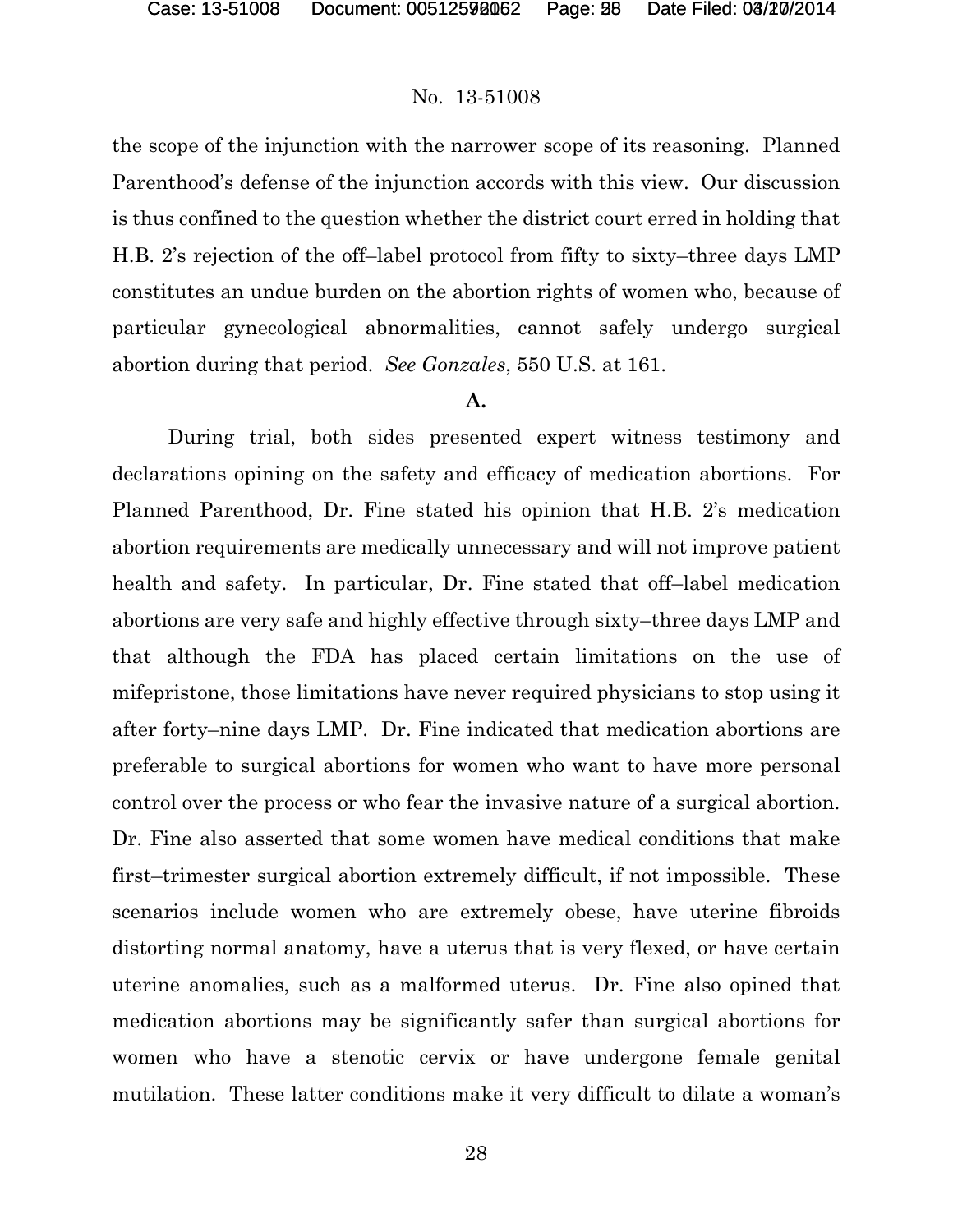the scope of the injunction with the narrower scope of its reasoning. Planned Parenthood's defense of the injunction accords with this view. Our discussion is thus confined to the question whether the district court erred in holding that H.B. 2's rejection of the off–label protocol from fifty to sixty–three days LMP constitutes an undue burden on the abortion rights of women who, because of particular gynecological abnormalities, cannot safely undergo surgical abortion during that period. *See Gonzales*, 550 U.S. at 161.

**A.**

During trial, both sides presented expert witness testimony and declarations opining on the safety and efficacy of medication abortions. For Planned Parenthood, Dr. Fine stated his opinion that H.B. 2's medication abortion requirements are medically unnecessary and will not improve patient health and safety. In particular, Dr. Fine stated that off–label medication abortions are very safe and highly effective through sixty–three days LMP and that although the FDA has placed certain limitations on the use of mifepristone, those limitations have never required physicians to stop using it after forty–nine days LMP. Dr. Fine indicated that medication abortions are preferable to surgical abortions for women who want to have more personal control over the process or who fear the invasive nature of a surgical abortion. Dr. Fine also asserted that some women have medical conditions that make first–trimester surgical abortion extremely difficult, if not impossible. These scenarios include women who are extremely obese, have uterine fibroids distorting normal anatomy, have a uterus that is very flexed, or have certain uterine anomalies, such as a malformed uterus. Dr. Fine also opined that medication abortions may be significantly safer than surgical abortions for women who have a stenotic cervix or have undergone female genital mutilation. These latter conditions make it very difficult to dilate a woman's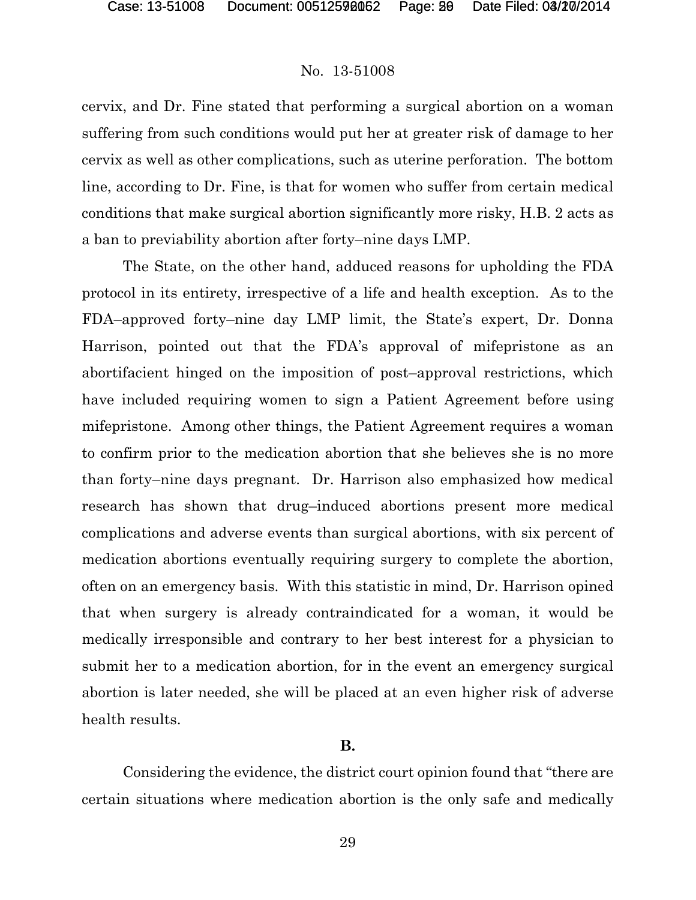cervix, and Dr. Fine stated that performing a surgical abortion on a woman suffering from such conditions would put her at greater risk of damage to her cervix as well as other complications, such as uterine perforation. The bottom line, according to Dr. Fine, is that for women who suffer from certain medical conditions that make surgical abortion significantly more risky, H.B. 2 acts as a ban to previability abortion after forty–nine days LMP.

The State, on the other hand, adduced reasons for upholding the FDA protocol in its entirety, irrespective of a life and health exception. As to the FDA–approved forty–nine day LMP limit, the State's expert, Dr. Donna Harrison, pointed out that the FDA's approval of mifepristone as an abortifacient hinged on the imposition of post–approval restrictions, which have included requiring women to sign a Patient Agreement before using mifepristone. Among other things, the Patient Agreement requires a woman to confirm prior to the medication abortion that she believes she is no more than forty–nine days pregnant. Dr. Harrison also emphasized how medical research has shown that drug–induced abortions present more medical complications and adverse events than surgical abortions, with six percent of medication abortions eventually requiring surgery to complete the abortion, often on an emergency basis. With this statistic in mind, Dr. Harrison opined that when surgery is already contraindicated for a woman, it would be medically irresponsible and contrary to her best interest for a physician to submit her to a medication abortion, for in the event an emergency surgical abortion is later needed, she will be placed at an even higher risk of adverse health results.

**B.**

Considering the evidence, the district court opinion found that "there are certain situations where medication abortion is the only safe and medically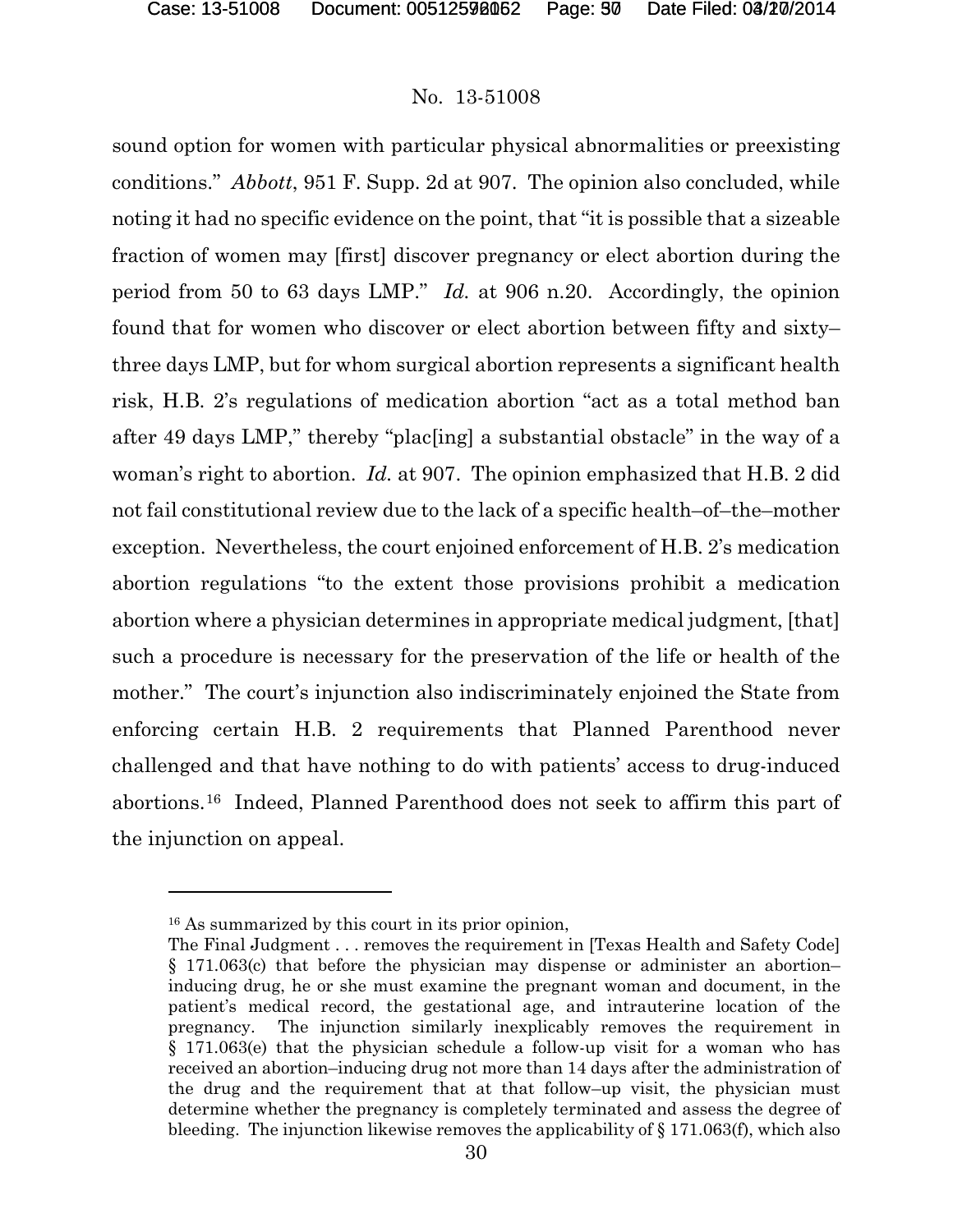sound option for women with particular physical abnormalities or preexisting conditions." *Abbott*, 951 F. Supp. 2d at 907. The opinion also concluded, while noting it had no specific evidence on the point, that "it is possible that a sizeable fraction of women may [first] discover pregnancy or elect abortion during the period from 50 to 63 days LMP." *Id.* at 906 n.20. Accordingly, the opinion found that for women who discover or elect abortion between fifty and sixty–three days LMP, but for whom surgical abortion represents a significant health risk, H.B. 2's regulations of medication abortion "act as a total method ban after 49 days LMP," thereby "plac[ing] a substantial obstacle" in the way of a woman's right to abortion. *Id.* at 907. The opinion emphasized that H.B. 2 did not fail constitutional review due to the lack of a specific health–of–the–mother exception. Nevertheless, the court enjoined enforcement of H.B. 2's medication abortion regulations "to the extent those provisions prohibit a medication abortion where a physician determines in appropriate medical judgment, [that] such a procedure is necessary for the preservation of the life or health of the mother." The court's injunction also indiscriminately enjoined the State from enforcing certain H.B. 2 requirements that Planned Parenthood never challenged and that have nothing to do with patients' access to drug-induced abortions.[16] Indeed, Planned Parenthood does not seek to affirm this part of the injunction on appeal.

---

[16] As summarized by this court in its prior opinion,

The Final Judgment . . . removes the requirement in [Texas Health and Safety Code] § 171.063(c) that before the physician may dispense or administer an abortion–inducing drug, he or she must examine the pregnant woman and document, in the patient's medical record, the gestational age, and intrauterine location of the pregnancy. The injunction similarly inexplicably removes the requirement in § 171.063(e) that the physician schedule a follow-up visit for a woman who has received an abortion–inducing drug not more than 14 days after the administration of the drug and the requirement that at that follow–up visit, the physician must determine whether the pregnancy is completely terminated and assess the degree of bleeding. The injunction likewise removes the applicability of § 171.063(f), which also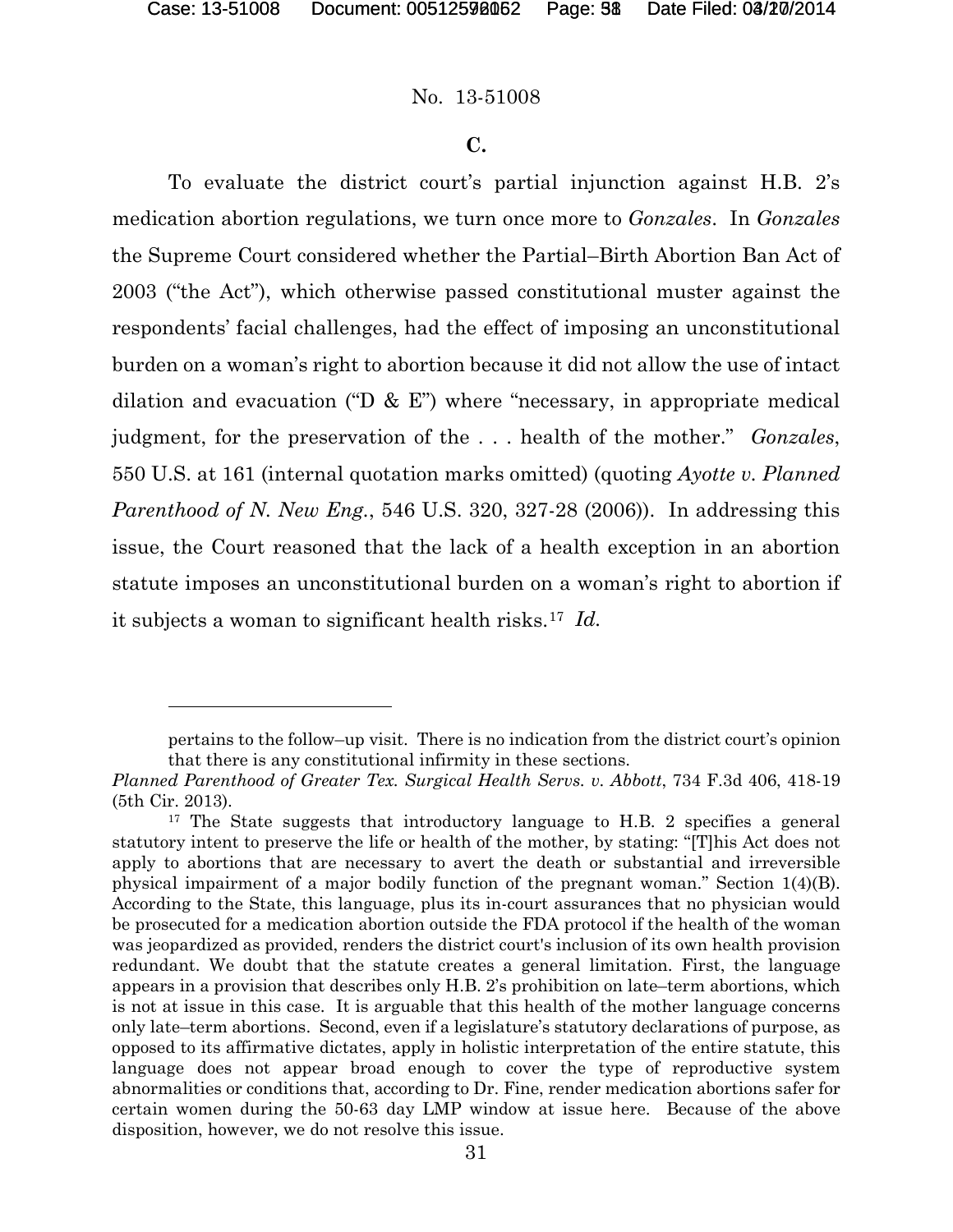No. 13-51008

### C.

To evaluate the district court's partial injunction against H.B. 2's medication abortion regulations, we turn once more to *Gonzales*. In *Gonzales* the Supreme Court considered whether the Partial–Birth Abortion Ban Act of 2003 ("the Act"), which otherwise passed constitutional muster against the respondents' facial challenges, had the effect of imposing an unconstitutional burden on a woman's right to abortion because it did not allow the use of intact dilation and evacuation ("D & E") where "necessary, in appropriate medical judgment, for the preservation of the . . . health of the mother." *Gonzales*, 550 U.S. at 161 (internal quotation marks omitted) (quoting *Ayotte v. Planned Parenthood of N. New Eng.*, 546 U.S. 320, 327-28 (2006)). In addressing this issue, the Court reasoned that the lack of a health exception in an abortion statute imposes an unconstitutional burden on a woman's right to abortion if it subjects a woman to significant health risks.[17] *Id.*

---

pertains to the follow–up visit. There is no indication from the district court's opinion that there is any constitutional infirmity in these sections.

*Planned Parenthood of Greater Tex. Surgical Health Servs. v. Abbott*, 734 F.3d 406, 418-19 (5th Cir. 2013).

[17] The State suggests that introductory language to H.B. 2 specifies a general statutory intent to preserve the life or health of the mother, by stating: "[T]his Act does not apply to abortions that are necessary to avert the death or substantial and irreversible physical impairment of a major bodily function of the pregnant woman." Section 1(4)(B). According to the State, this language, plus its in-court assurances that no physician would be prosecuted for a medication abortion outside the FDA protocol if the health of the woman was jeopardized as provided, renders the district court's inclusion of its own health provision redundant. We doubt that the statute creates a general limitation. First, the language appears in a provision that describes only H.B. 2's prohibition on late–term abortions, which is not at issue in this case. It is arguable that this health of the mother language concerns only late–term abortions. Second, even if a legislature's statutory declarations of purpose, as opposed to its affirmative dictates, apply in holistic interpretation of the entire statute, this language does not appear broad enough to cover the type of reproductive system abnormalities or conditions that, according to Dr. Fine, render medication abortions safer for certain women during the 50-63 day LMP window at issue here. Because of the above disposition, however, we do not resolve this issue.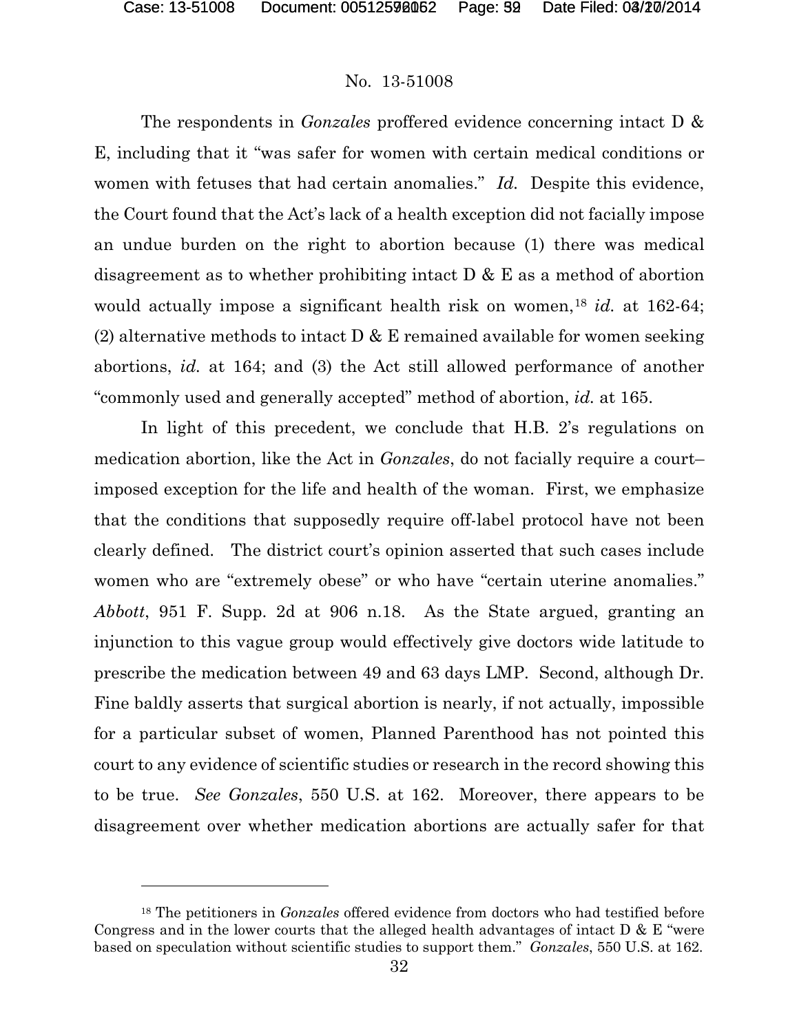No. 13-51008

The respondents in *Gonzales* proffered evidence concerning intact D & E, including that it "was safer for women with certain medical conditions or women with fetuses that had certain anomalies." *Id.* Despite this evidence, the Court found that the Act's lack of a health exception did not facially impose an undue burden on the right to abortion because (1) there was medical disagreement as to whether prohibiting intact D & E as a method of abortion would actually impose a significant health risk on women,[18] *id.* at 162-64; (2) alternative methods to intact D & E remained available for women seeking abortions, *id.* at 164; and (3) the Act still allowed performance of another "commonly used and generally accepted" method of abortion, *id.* at 165.

In light of this precedent, we conclude that H.B. 2's regulations on medication abortion, like the Act in *Gonzales*, do not facially require a court–imposed exception for the life and health of the woman. First, we emphasize that the conditions that supposedly require off-label protocol have not been clearly defined. The district court's opinion asserted that such cases include women who are "extremely obese" or who have "certain uterine anomalies." *Abbott*, 951 F. Supp. 2d at 906 n.18. As the State argued, granting an injunction to this vague group would effectively give doctors wide latitude to prescribe the medication between 49 and 63 days LMP. Second, although Dr. Fine baldly asserts that surgical abortion is nearly, if not actually, impossible for a particular subset of women, Planned Parenthood has not pointed this court to any evidence of scientific studies or research in the record showing this to be true. *See Gonzales*, 550 U.S. at 162. Moreover, there appears to be disagreement over whether medication abortions are actually safer for that

---

[18] The petitioners in *Gonzales* offered evidence from doctors who had testified before Congress and in the lower courts that the alleged health advantages of intact D & E "were based on speculation without scientific studies to support them." *Gonzales*, 550 U.S. at 162.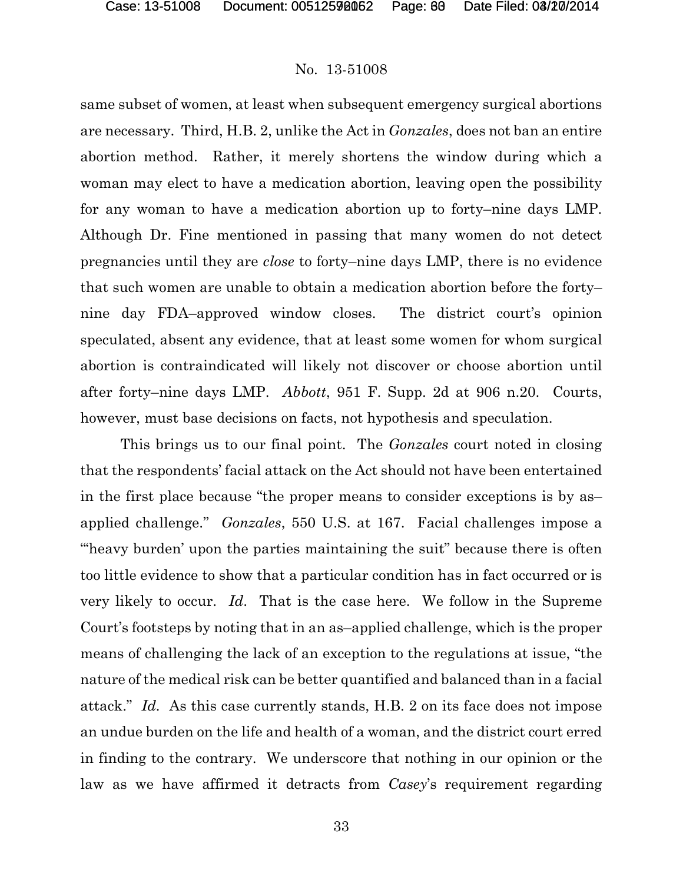same subset of women, at least when subsequent emergency surgical abortions are necessary. Third, H.B. 2, unlike the Act in *Gonzales*, does not ban an entire abortion method. Rather, it merely shortens the window during which a woman may elect to have a medication abortion, leaving open the possibility for any woman to have a medication abortion up to forty–nine days LMP. Although Dr. Fine mentioned in passing that many women do not detect pregnancies until they are *close* to forty–nine days LMP, there is no evidence that such women are unable to obtain a medication abortion before the forty–nine day FDA–approved window closes. The district court's opinion speculated, absent any evidence, that at least some women for whom surgical abortion is contraindicated will likely not discover or choose abortion until after forty–nine days LMP. *Abbott*, 951 F. Supp. 2d at 906 n.20. Courts, however, must base decisions on facts, not hypothesis and speculation.

This brings us to our final point. The *Gonzales* court noted in closing that the respondents' facial attack on the Act should not have been entertained in the first place because "the proper means to consider exceptions is by as–applied challenge." *Gonzales*, 550 U.S. at 167. Facial challenges impose a "'heavy burden' upon the parties maintaining the suit" because there is often too little evidence to show that a particular condition has in fact occurred or is very likely to occur. *Id*. That is the case here. We follow in the Supreme Court's footsteps by noting that in an as–applied challenge, which is the proper means of challenging the lack of an exception to the regulations at issue, "the nature of the medical risk can be better quantified and balanced than in a facial attack." *Id*. As this case currently stands, H.B. 2 on its face does not impose an undue burden on the life and health of a woman, and the district court erred in finding to the contrary. We underscore that nothing in our opinion or the law as we have affirmed it detracts from *Casey*'s requirement regarding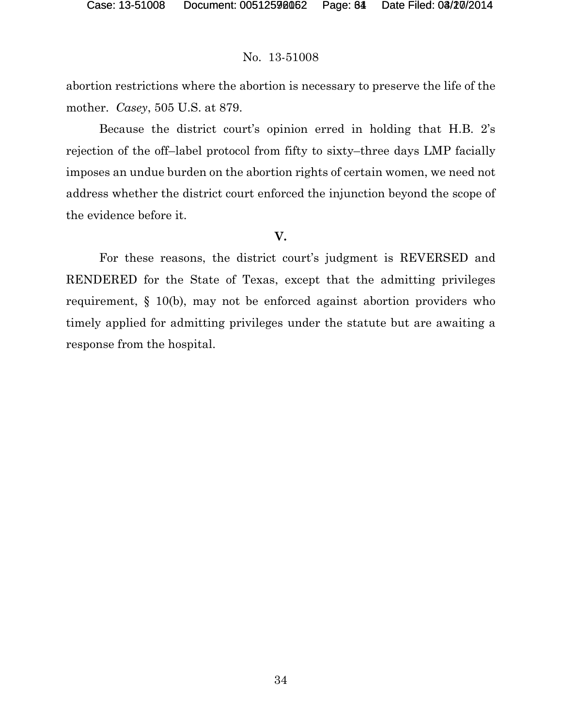abortion restrictions where the abortion is necessary to preserve the life of the mother. *Casey*, 505 U.S. at 879.

Because the district court's opinion erred in holding that H.B. 2's rejection of the off–label protocol from fifty to sixty–three days LMP facially imposes an undue burden on the abortion rights of certain women, we need not address whether the district court enforced the injunction beyond the scope of the evidence before it.

## V.

For these reasons, the district court's judgment is REVERSED and RENDERED for the State of Texas, except that the admitting privileges requirement, § 10(b), may not be enforced against abortion providers who timely applied for admitting privileges under the statute but are awaiting a response from the hospital.